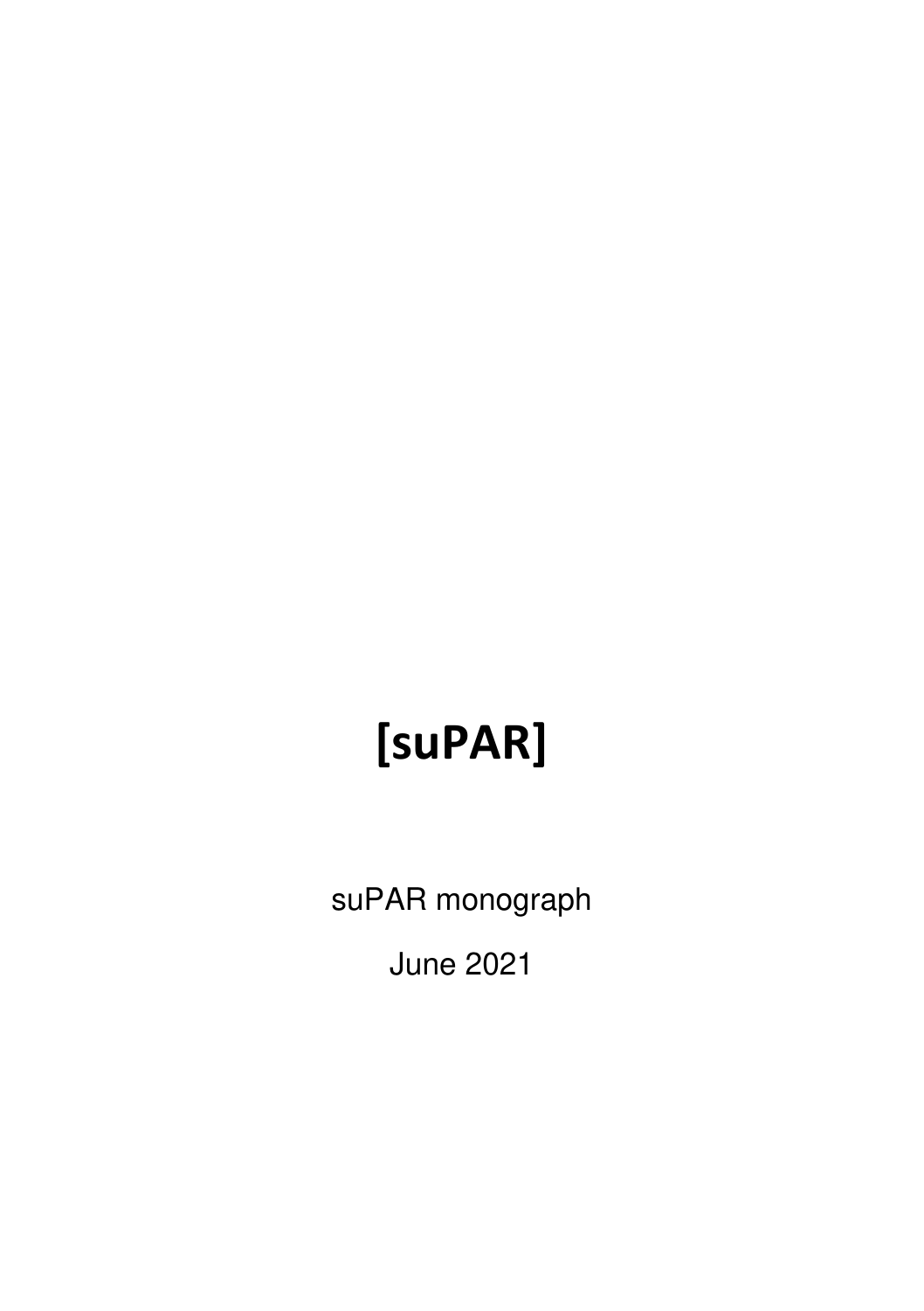# [suPAR]

suPAR monograph

June 2021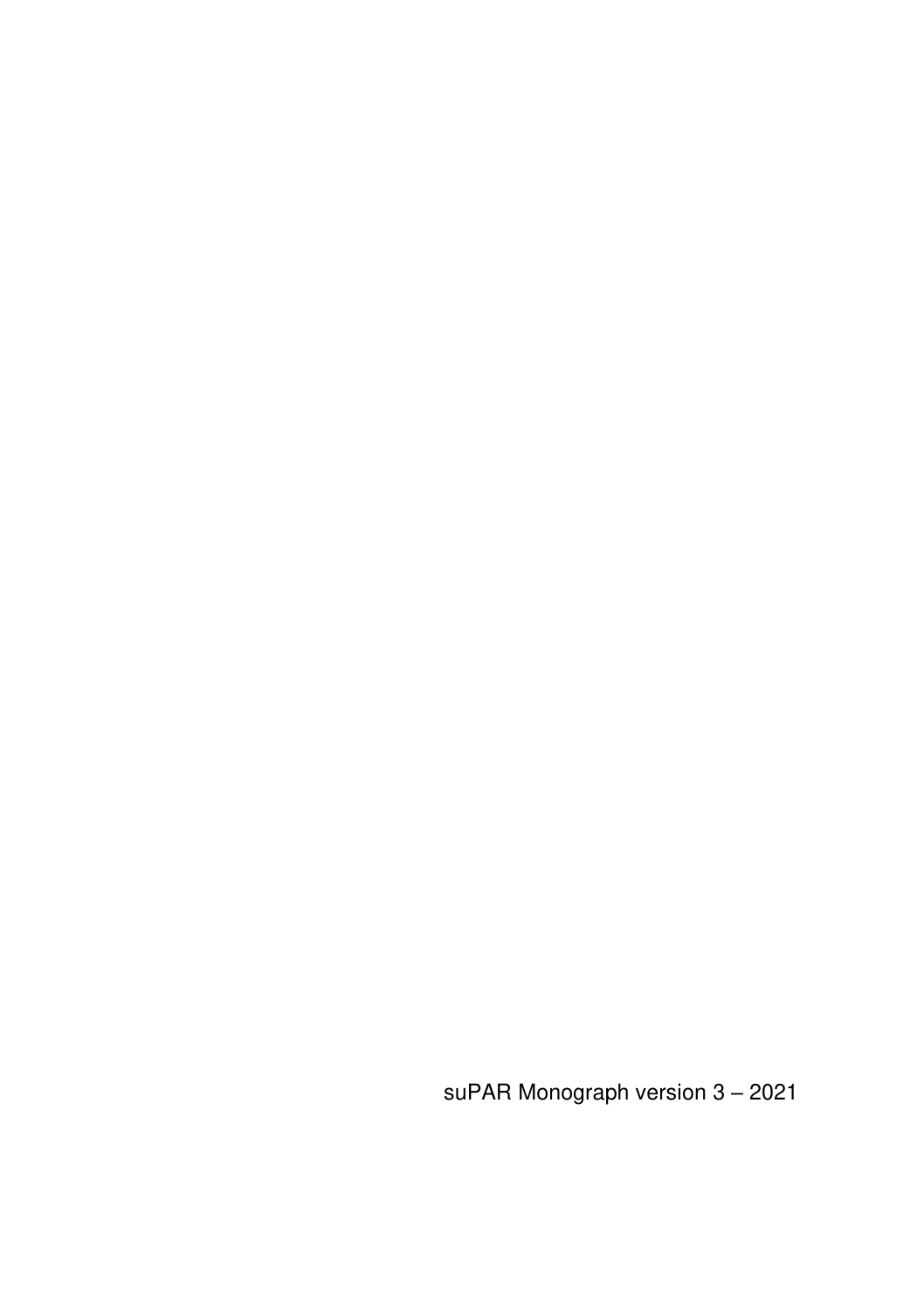suPAR Monograph version 3 – 2021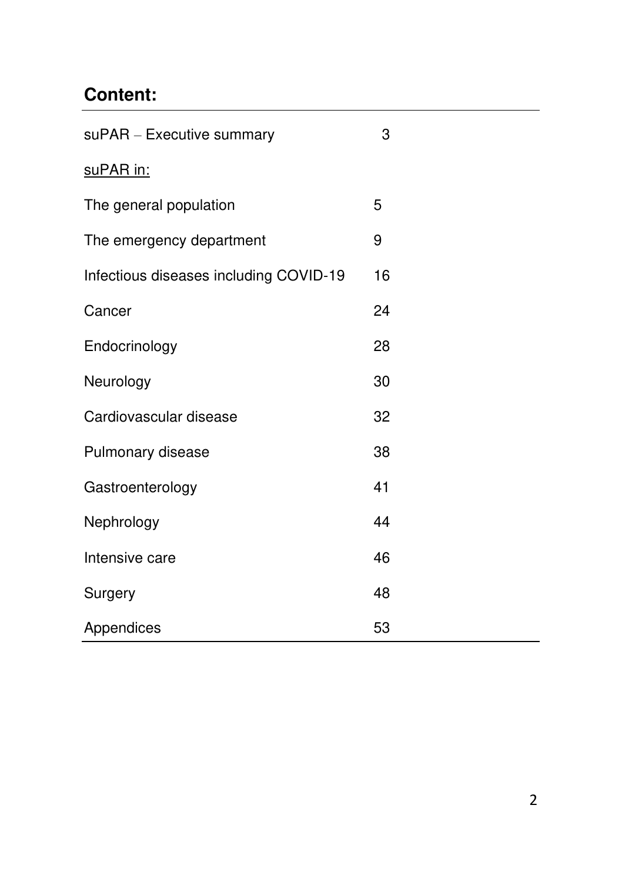## Content:

| | |
|---|---|
| suPAR – Executive summary | 3 |
| <u>suPAR in:</u> | |
| The general population | 5 |
| The emergency department | 9 |
| Infectious diseases including COVID-19 | 16 |
| Cancer | 24 |
| Endocrinology | 28 |
| Neurology | 30 |
| Cardiovascular disease | 32 |
| Pulmonary disease | 38 |
| Gastroenterology | 41 |
| Nephrology | 44 |
| Intensive care | 46 |
| Surgery | 48 |
| Appendices | 53 |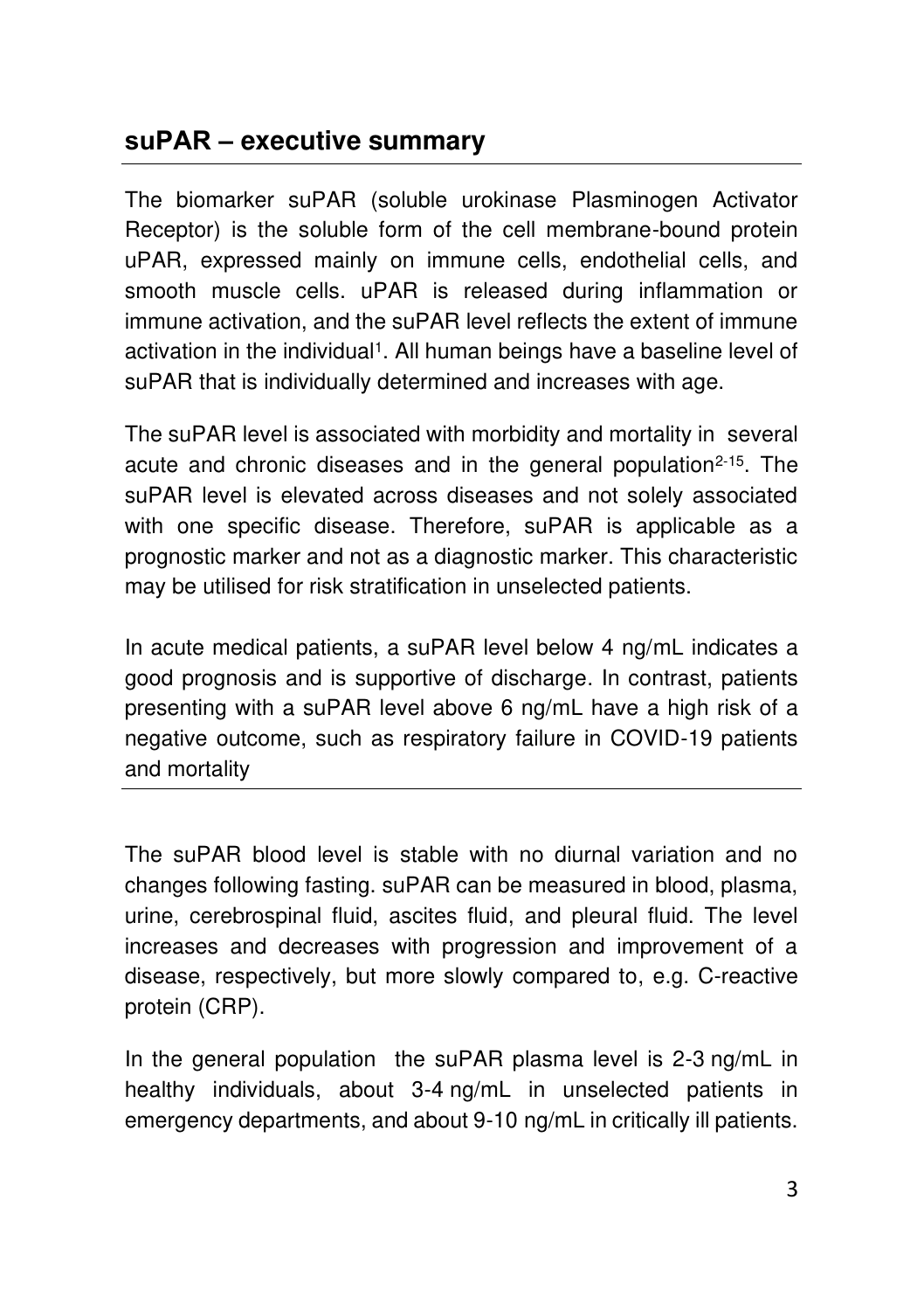## suPAR – executive summary

The biomarker suPAR (soluble urokinase Plasminogen Activator Receptor) is the soluble form of the cell membrane-bound protein uPAR, expressed mainly on immune cells, endothelial cells, and smooth muscle cells. uPAR is released during inflammation or immune activation, and the suPAR level reflects the extent of immune activation in the individual[1]. All human beings have a baseline level of suPAR that is individually determined and increases with age.

The suPAR level is associated with morbidity and mortality in several acute and chronic diseases and in the general population[2-15]. The suPAR level is elevated across diseases and not solely associated with one specific disease. Therefore, suPAR is applicable as a prognostic marker and not as a diagnostic marker. This characteristic may be utilised for risk stratification in unselected patients.

In acute medical patients, a suPAR level below 4 ng/mL indicates a good prognosis and is supportive of discharge. In contrast, patients presenting with a suPAR level above 6 ng/mL have a high risk of a negative outcome, such as respiratory failure in COVID-19 patients and mortality

---

The suPAR blood level is stable with no diurnal variation and no changes following fasting. suPAR can be measured in blood, plasma, urine, cerebrospinal fluid, ascites fluid, and pleural fluid. The level increases and decreases with progression and improvement of a disease, respectively, but more slowly compared to, e.g. C-reactive protein (CRP).

In the general population the suPAR plasma level is 2-3 ng/mL in healthy individuals, about 3-4 ng/mL in unselected patients in emergency departments, and about 9-10 ng/mL in critically ill patients.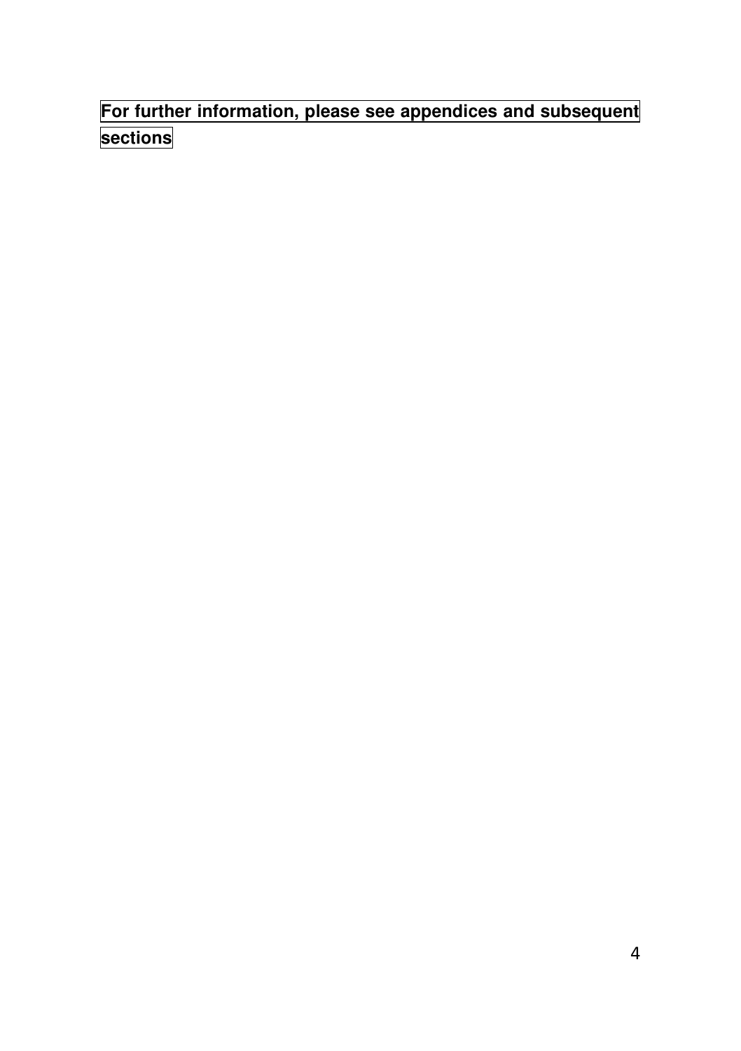**For further information, please see appendices and subsequent sections**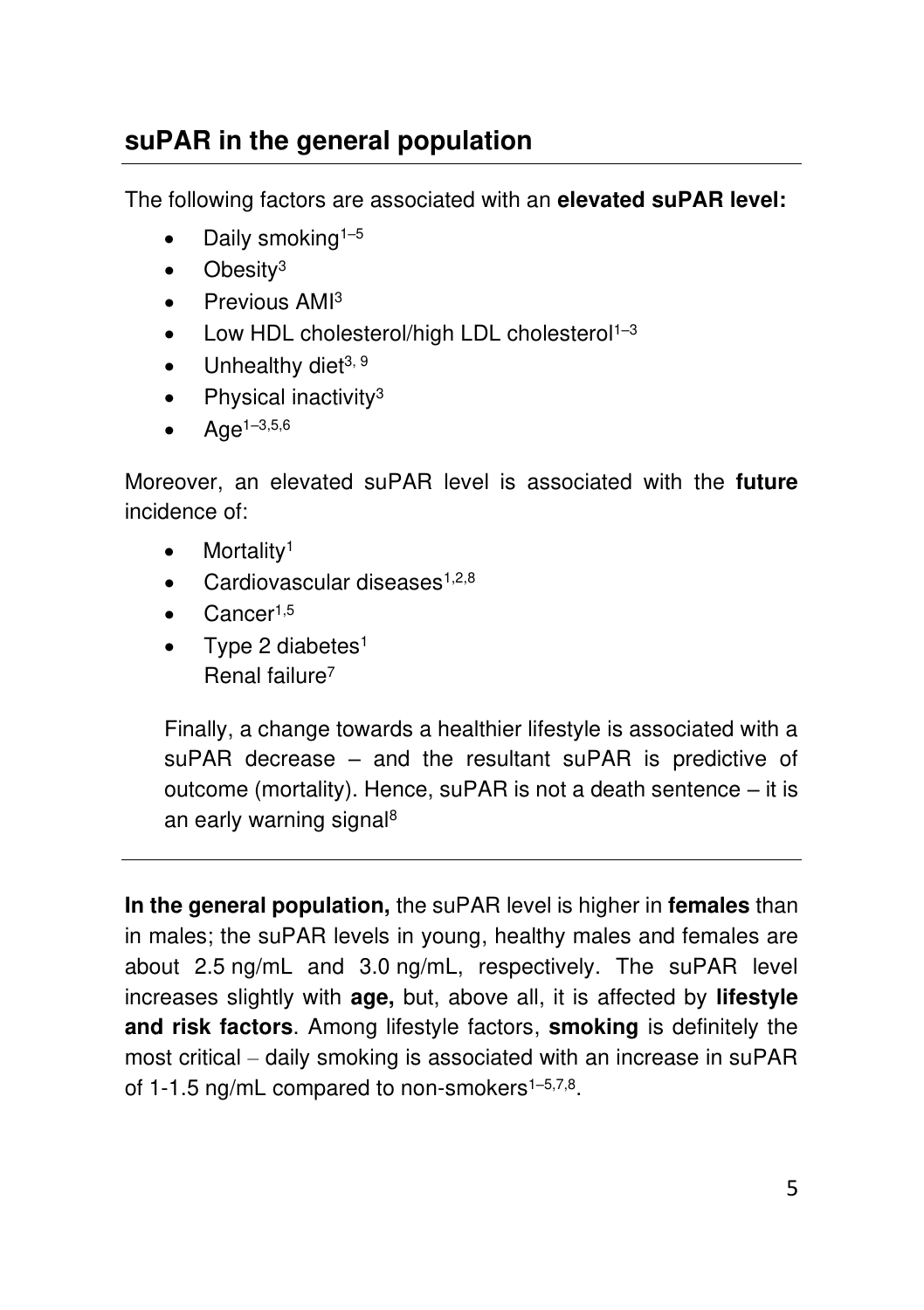## suPAR in the general population

The following factors are associated with an **elevated suPAR level:**

- Daily smoking[1–5]
- Obesity[3]
- Previous AMI[3]
- Low HDL cholesterol/high LDL cholesterol[1–3]
- Unhealthy diet[3, 9]
- Physical inactivity[3]
- Age[1–3,5,6]

Moreover, an elevated suPAR level is associated with the **future** incidence of:

- Mortality[1]
- Cardiovascular diseases[1,2,8]
- Cancer[1,5]
- Type 2 diabetes[1]
  Renal failure[7]

Finally, a change towards a healthier lifestyle is associated with a suPAR decrease – and the resultant suPAR is predictive of outcome (mortality). Hence, suPAR is not a death sentence – it is an early warning signal[8]

---

**In the general population,** the suPAR level is higher in **females** than in males; the suPAR levels in young, healthy males and females are about 2.5 ng/mL and 3.0 ng/mL, respectively. The suPAR level increases slightly with **age,** but, above all, it is affected by **lifestyle and risk factors**. Among lifestyle factors, **smoking** is definitely the most critical – daily smoking is associated with an increase in suPAR of 1-1.5 ng/mL compared to non-smokers[1–5,7,8].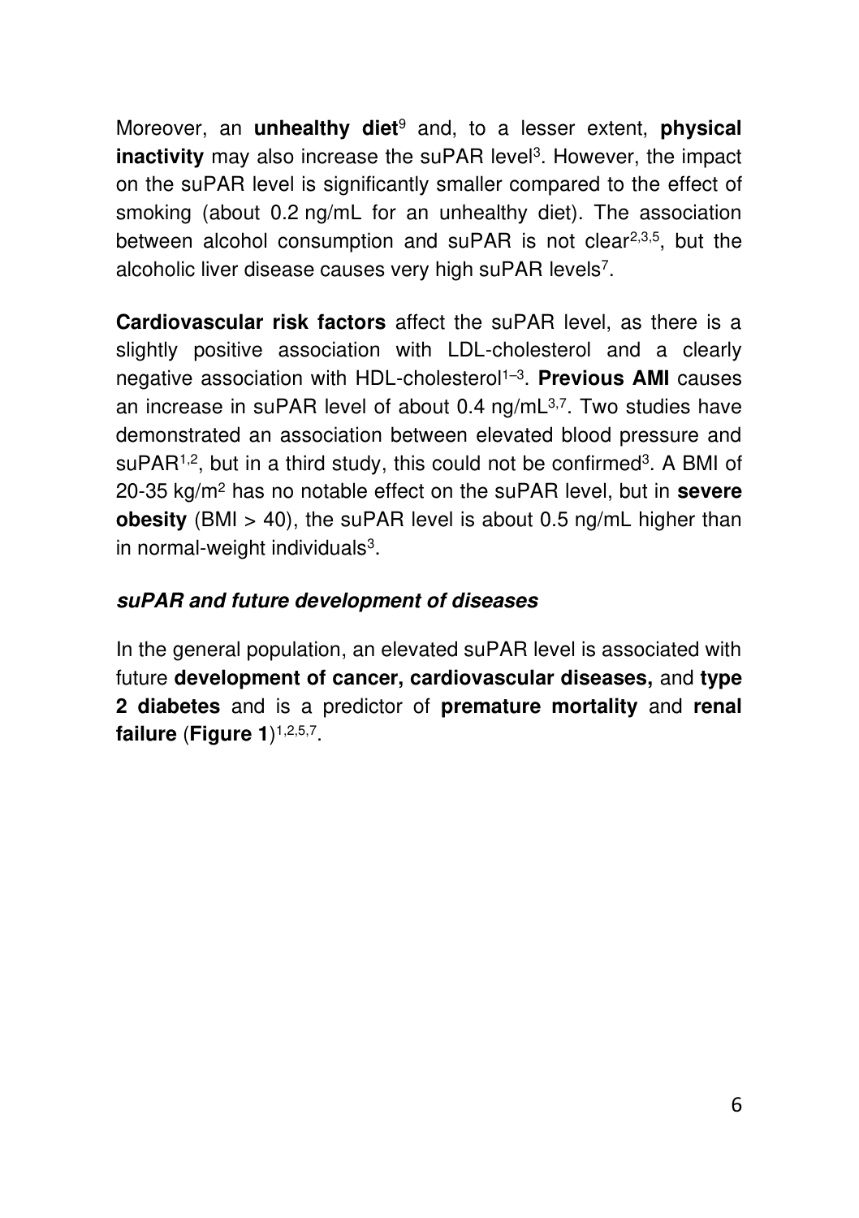Moreover, an **unhealthy diet**[9] and, to a lesser extent, **physical inactivity** may also increase the suPAR level[3]. However, the impact on the suPAR level is significantly smaller compared to the effect of smoking (about 0.2 ng/mL for an unhealthy diet). The association between alcohol consumption and suPAR is not clear[2,3,5], but the alcoholic liver disease causes very high suPAR levels[7].

**Cardiovascular risk factors** affect the suPAR level, as there is a slightly positive association with LDL-cholesterol and a clearly negative association with HDL-cholesterol[1–3]. **Previous AMI** causes an increase in suPAR level of about 0.4 ng/mL[3,7]. Two studies have demonstrated an association between elevated blood pressure and suPAR[1,2], but in a third study, this could not be confirmed[3]. A BMI of 20-35 kg/m$^2$ has no notable effect on the suPAR level, but in **severe obesity** (BMI > 40), the suPAR level is about 0.5 ng/mL higher than in normal-weight individuals[3].

### ***suPAR and future development of diseases***

In the general population, an elevated suPAR level is associated with future **development of cancer, cardiovascular diseases,** and **type 2 diabetes** and is a predictor of **premature mortality** and **renal failure** (**Figure 1**)[1,2,5,7].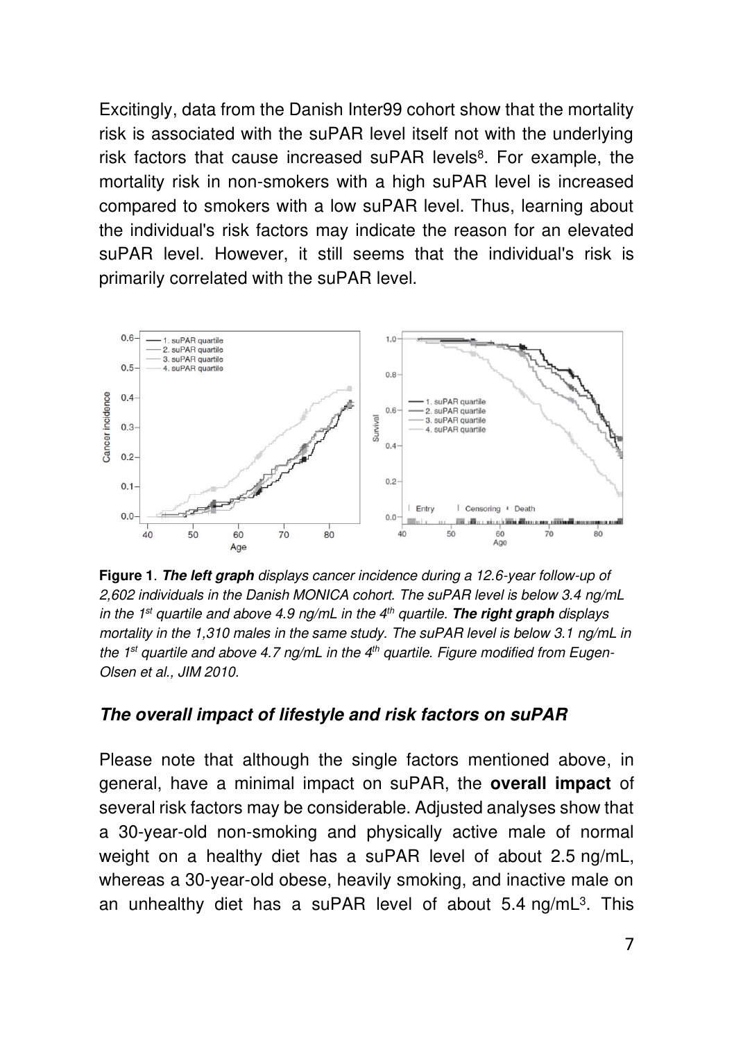Excitingly, data from the Danish Inter99 cohort show that the mortality risk is associated with the suPAR level itself not with the underlying risk factors that cause increased suPAR levels[8]. For example, the mortality risk in non-smokers with a high suPAR level is increased compared to smokers with a low suPAR level. Thus, learning about the individual's risk factors may indicate the reason for an elevated suPAR level. However, it still seems that the individual's risk is primarily correlated with the suPAR level.

**Figure 1**. ***The left graph*** *displays cancer incidence during a 12.6-year follow-up of 2,602 individuals in the Danish MONICA cohort. The suPAR level is below 3.4 ng/mL in the 1st quartile and above 4.9 ng/mL in the 4th quartile.* ***The right graph*** *displays mortality in the 1,310 males in the same study. The suPAR level is below 3.1 ng/mL in the 1st quartile and above 4.7 ng/mL in the 4th quartile. Figure modified from Eugen-Olsen et al., JIM 2010.*

### *The overall impact of lifestyle and risk factors on suPAR*

Please note that although the single factors mentioned above, in general, have a minimal impact on suPAR, the **overall impact** of several risk factors may be considerable. Adjusted analyses show that a 30-year-old non-smoking and physically active male of normal weight on a healthy diet has a suPAR level of about 2.5 ng/mL, whereas a 30-year-old obese, heavily smoking, and inactive male on an unhealthy diet has a suPAR level of about 5.4 ng/mL[3]. This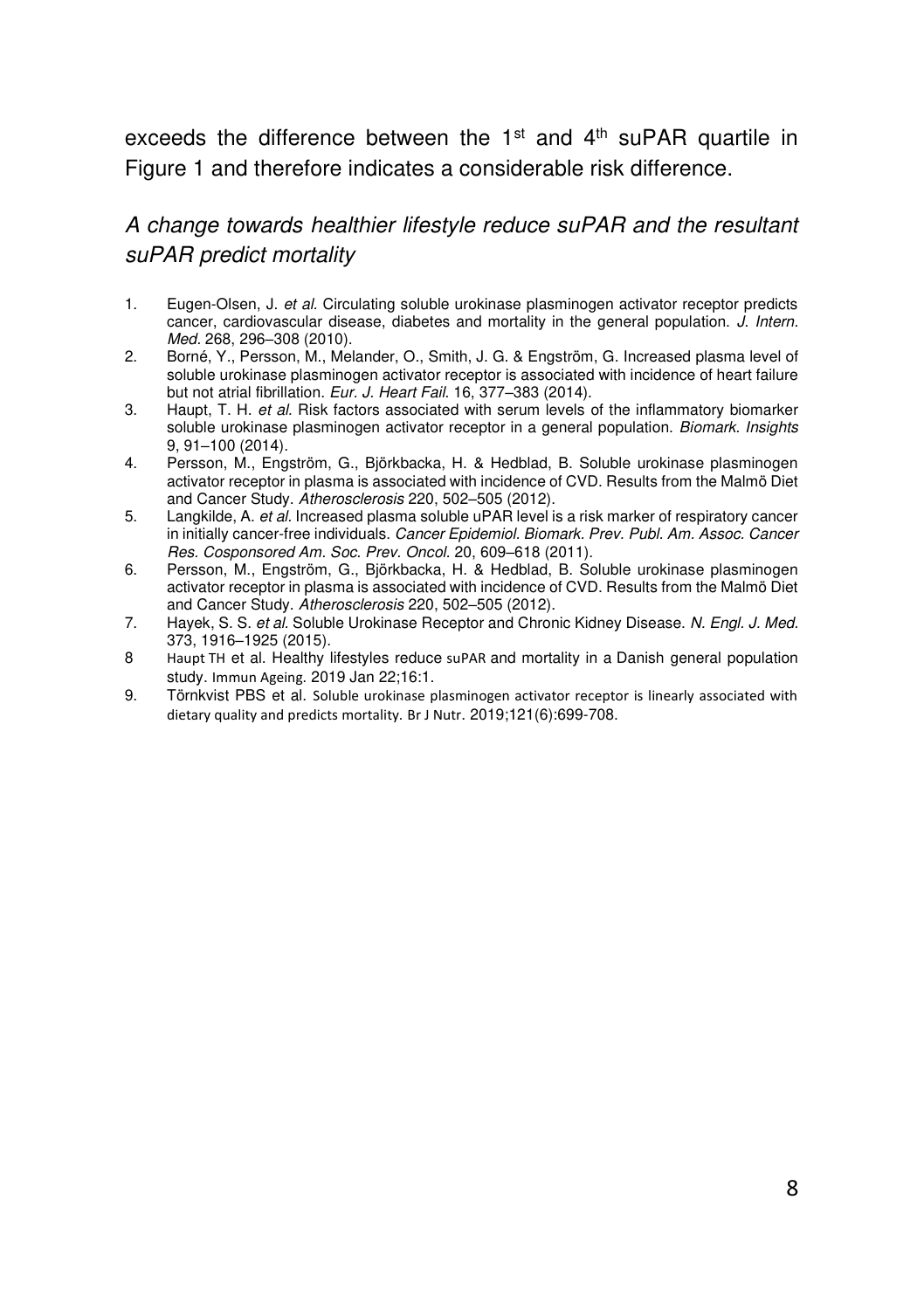exceeds the difference between the 1st and 4th suPAR quartile in Figure 1 and therefore indicates a considerable risk difference.

### *A change towards healthier lifestyle reduce suPAR and the resultant suPAR predict mortality*

1. Eugen-Olsen, J. *et al.* Circulating soluble urokinase plasminogen activator receptor predicts cancer, cardiovascular disease, diabetes and mortality in the general population. *J. Intern. Med.* 268, 296–308 (2010).
2. Borné, Y., Persson, M., Melander, O., Smith, J. G. & Engström, G. Increased plasma level of soluble urokinase plasminogen activator receptor is associated with incidence of heart failure but not atrial fibrillation. *Eur. J. Heart Fail.* 16, 377–383 (2014).
3. Haupt, T. H. *et al.* Risk factors associated with serum levels of the inflammatory biomarker soluble urokinase plasminogen activator receptor in a general population. *Biomark. Insights* 9, 91–100 (2014).
4. Persson, M., Engström, G., Björkbacka, H. & Hedblad, B. Soluble urokinase plasminogen activator receptor in plasma is associated with incidence of CVD. Results from the Malmö Diet and Cancer Study. *Atherosclerosis* 220, 502–505 (2012).
5. Langkilde, A. *et al.* Increased plasma soluble uPAR level is a risk marker of respiratory cancer in initially cancer-free individuals. *Cancer Epidemiol. Biomark. Prev. Publ. Am. Assoc. Cancer Res. Cosponsored Am. Soc. Prev. Oncol.* 20, 609–618 (2011).
6. Persson, M., Engström, G., Björkbacka, H. & Hedblad, B. Soluble urokinase plasminogen activator receptor in plasma is associated with incidence of CVD. Results from the Malmö Diet and Cancer Study. *Atherosclerosis* 220, 502–505 (2012).
7. Hayek, S. S. *et al.* Soluble Urokinase Receptor and Chronic Kidney Disease. *N. Engl. J. Med.* 373, 1916–1925 (2015).
8. Haupt TH et al. Healthy lifestyles reduce suPAR and mortality in a Danish general population study. Immun Ageing. 2019 Jan 22;16:1.
9. Törnkvist PBS et al. Soluble urokinase plasminogen activator receptor is linearly associated with dietary quality and predicts mortality. Br J Nutr. 2019;121(6):699-708.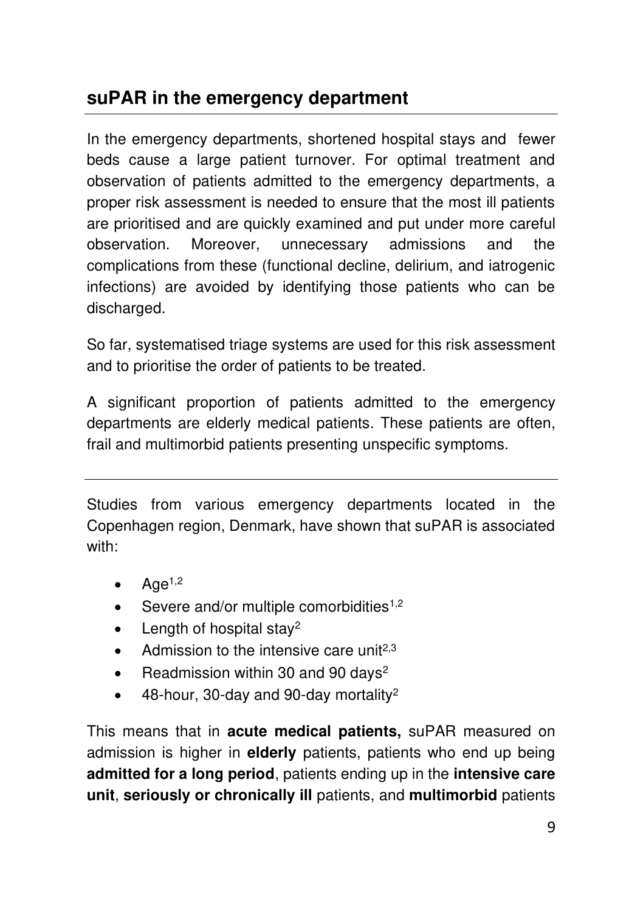## suPAR in the emergency department

In the emergency departments, shortened hospital stays and fewer beds cause a large patient turnover. For optimal treatment and observation of patients admitted to the emergency departments, a proper risk assessment is needed to ensure that the most ill patients are prioritised and are quickly examined and put under more careful observation. Moreover, unnecessary admissions and the complications from these (functional decline, delirium, and iatrogenic infections) are avoided by identifying those patients who can be discharged.

So far, systematised triage systems are used for this risk assessment and to prioritise the order of patients to be treated.

A significant proportion of patients admitted to the emergency departments are elderly medical patients. These patients are often, frail and multimorbid patients presenting unspecific symptoms.

---

Studies from various emergency departments located in the Copenhagen region, Denmark, have shown that suPAR is associated with:

- Age[1,2]
- Severe and/or multiple comorbidities[1,2]
- Length of hospital stay[2]
- Admission to the intensive care unit[2,3]
- Readmission within 30 and 90 days[2]
- 48-hour, 30-day and 90-day mortality[2]

This means that in **acute medical patients,** suPAR measured on admission is higher in **elderly** patients, patients who end up being **admitted for a long period**, patients ending up in the **intensive care unit**, **seriously or chronically ill** patients, and **multimorbid** patients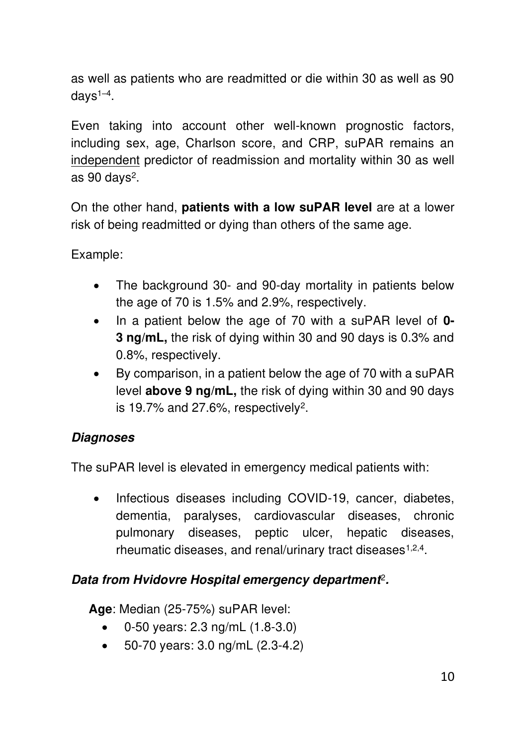as well as patients who are readmitted or die within 30 as well as 90 days[1–4].

Even taking into account other well-known prognostic factors, including sex, age, Charlson score, and CRP, suPAR remains an <u>independent</u> predictor of readmission and mortality within 30 as well as 90 days[2].

On the other hand, **patients with a low suPAR level** are at a lower risk of being readmitted or dying than others of the same age.

Example:

- The background 30- and 90-day mortality in patients below the age of 70 is 1.5% and 2.9%, respectively.
- In a patient below the age of 70 with a suPAR level of **0-3 ng/mL,** the risk of dying within 30 and 90 days is 0.3% and 0.8%, respectively.
- By comparison, in a patient below the age of 70 with a suPAR level **above 9 ng/mL,** the risk of dying within 30 and 90 days is 19.7% and 27.6%, respectively[2].

### *Diagnoses*

The suPAR level is elevated in emergency medical patients with:

- Infectious diseases including COVID-19, cancer, diabetes, dementia, paralyses, cardiovascular diseases, chronic pulmonary diseases, peptic ulcer, hepatic diseases, rheumatic diseases, and renal/urinary tract diseases[1,2,4].

### *Data from Hvidovre Hospital emergency department[2].*

**Age**: Median (25-75%) suPAR level:

- 0-50 years: 2.3 ng/mL (1.8-3.0)
- 50-70 years: 3.0 ng/mL (2.3-4.2)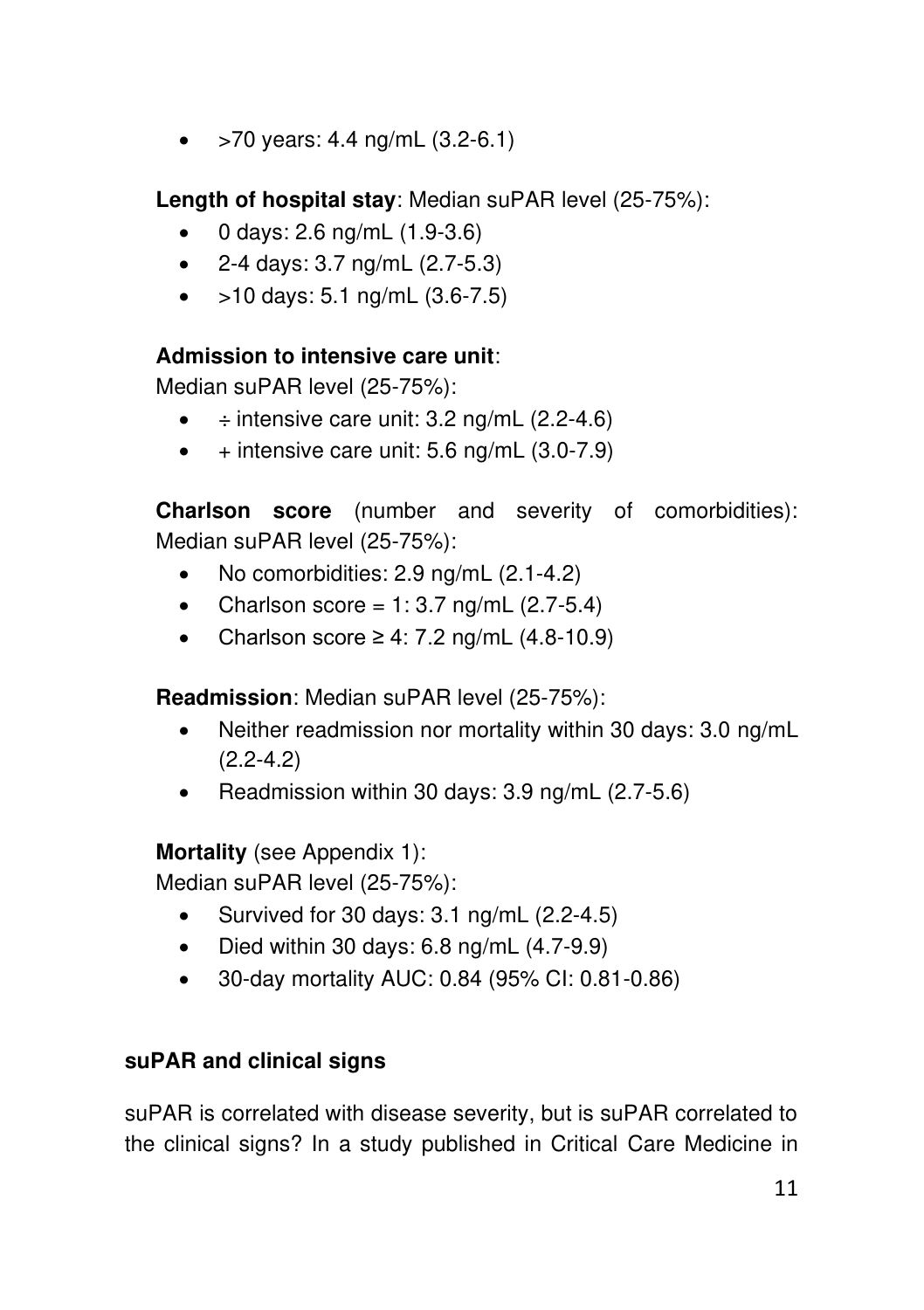- >70 years: 4.4 ng/mL (3.2-6.1)

**Length of hospital stay**: Median suPAR level (25-75%):

- 0 days: 2.6 ng/mL (1.9-3.6)
- 2-4 days: 3.7 ng/mL (2.7-5.3)
- >10 days: 5.1 ng/mL (3.6-7.5)

**Admission to intensive care unit**:
Median suPAR level (25-75%):

- ÷ intensive care unit: 3.2 ng/mL (2.2-4.6)
- + intensive care unit: 5.6 ng/mL (3.0-7.9)

**Charlson score** (number and severity of comorbidities): Median suPAR level (25-75%):

- No comorbidities: 2.9 ng/mL (2.1-4.2)
- Charlson score = 1: 3.7 ng/mL (2.7-5.4)
- Charlson score ≥ 4: 7.2 ng/mL (4.8-10.9)

**Readmission**: Median suPAR level (25-75%):

- Neither readmission nor mortality within 30 days: 3.0 ng/mL (2.2-4.2)
- Readmission within 30 days: 3.9 ng/mL (2.7-5.6)

**Mortality** (see Appendix 1):
Median suPAR level (25-75%):

- Survived for 30 days: 3.1 ng/mL (2.2-4.5)
- Died within 30 days: 6.8 ng/mL (4.7-9.9)
- 30-day mortality AUC: 0.84 (95% CI: 0.81-0.86)

### suPAR and clinical signs

suPAR is correlated with disease severity, but is suPAR correlated to the clinical signs? In a study published in Critical Care Medicine in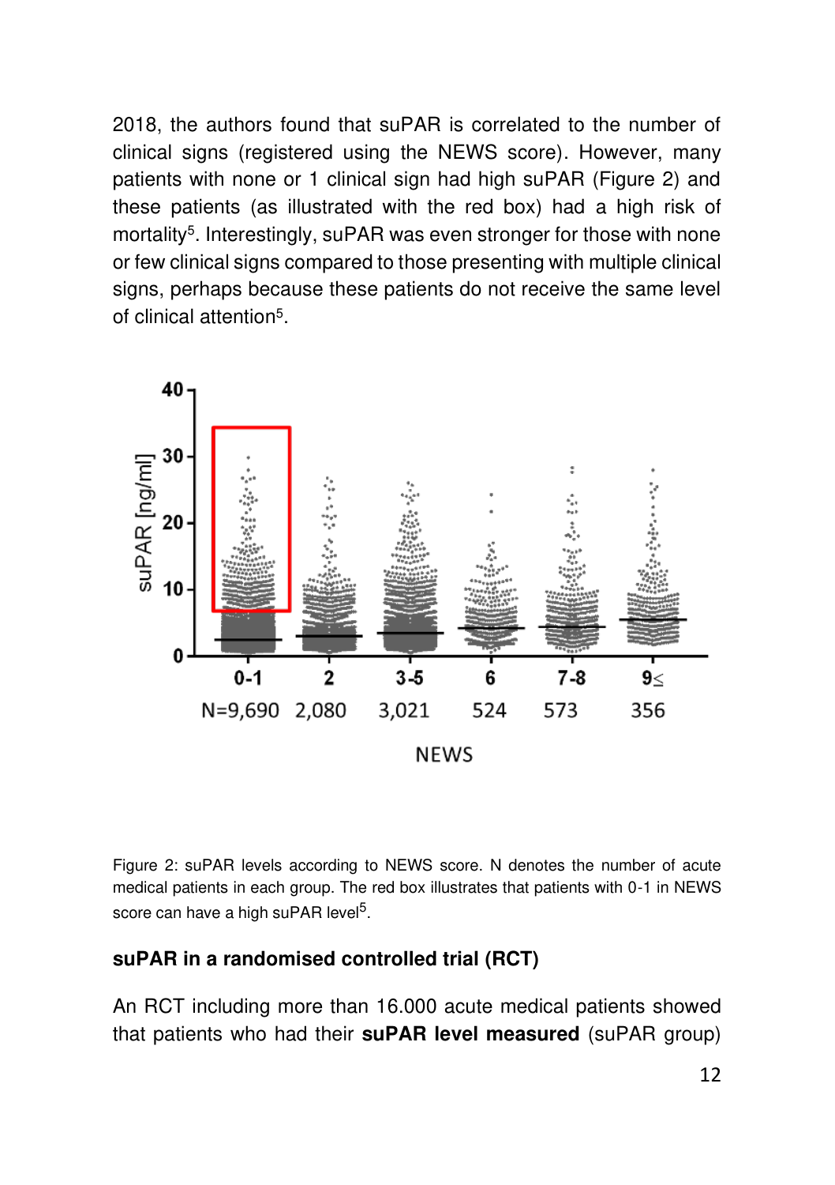2018, the authors found that suPAR is correlated to the number of clinical signs (registered using the NEWS score). However, many patients with none or 1 clinical sign had high suPAR (Figure 2) and these patients (as illustrated with the red box) had a high risk of mortality[5]. Interestingly, suPAR was even stronger for those with none or few clinical signs compared to those presenting with multiple clinical signs, perhaps because these patients do not receive the same level of clinical attention[5].

Figure 2: suPAR levels according to NEWS score. N denotes the number of acute medical patients in each group. The red box illustrates that patients with 0-1 in NEWS score can have a high suPAR level[5].

**suPAR in a randomised controlled trial (RCT)**

An RCT including more than 16.000 acute medical patients showed that patients who had their **suPAR level measured** (suPAR group)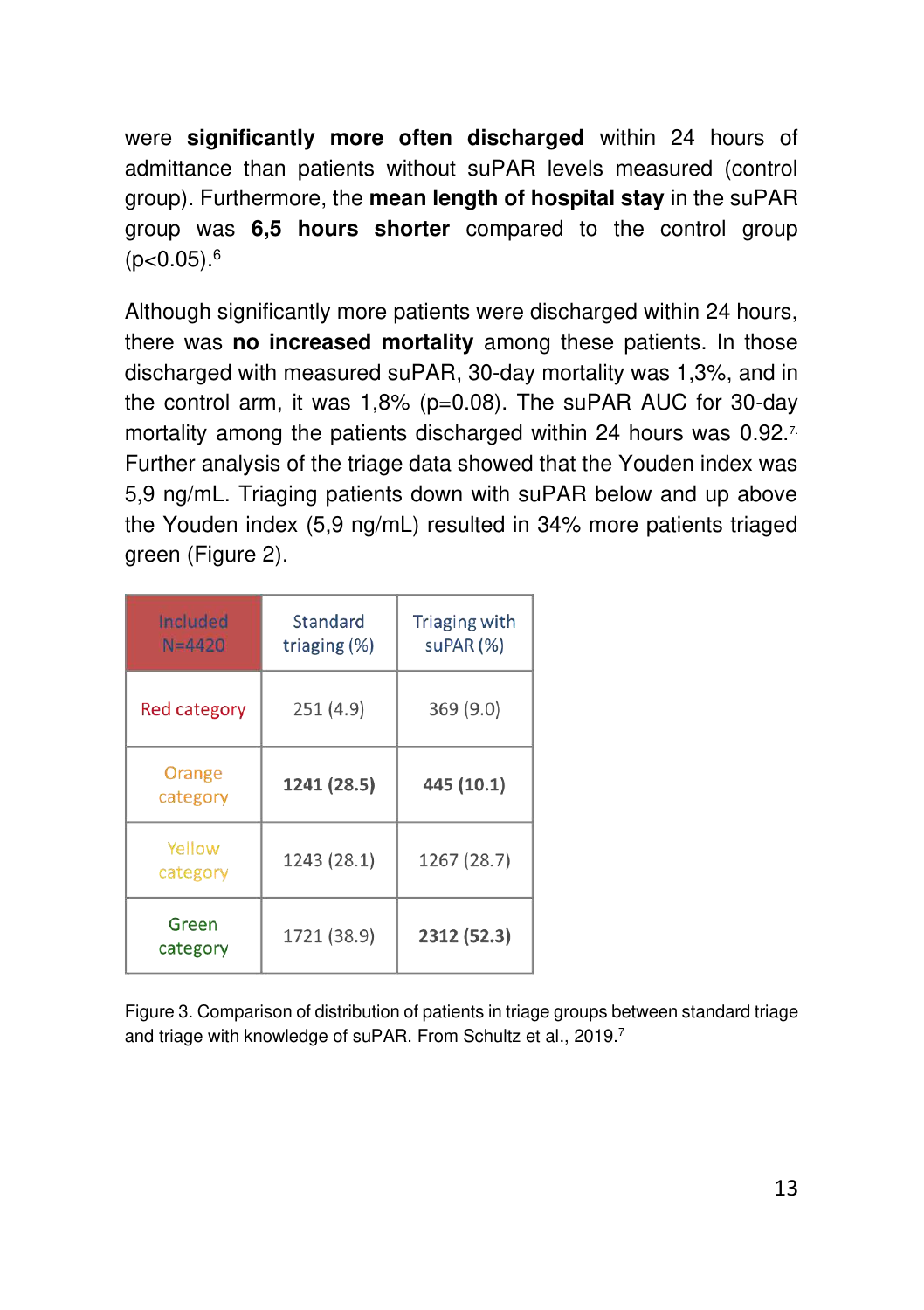were **significantly more often discharged** within 24 hours of admittance than patients without suPAR levels measured (control group). Furthermore, the **mean length of hospital stay** in the suPAR group was **6,5 hours shorter** compared to the control group ($p<0.05$).[6]

Although significantly more patients were discharged within 24 hours, there was **no increased mortality** among these patients. In those discharged with measured suPAR, 30-day mortality was 1,3%, and in the control arm, it was 1,8% ($p=0.08$). The suPAR AUC for 30-day mortality among the patients discharged within 24 hours was 0.92.[7] Further analysis of the triage data showed that the Youden index was 5,9 ng/mL. Triaging patients down with suPAR below and up above the Youden index (5,9 ng/mL) resulted in 34% more patients triaged green (Figure 2).

| Included N=4420 | Standard triaging (%) | Triaging with suPAR (%) |
|---|---|---|
| Red category | 251 (4.9) | 369 (9.0) |
| Orange category | **1241 (28.5)** | **445 (10.1)** |
| Yellow category | 1243 (28.1) | 1267 (28.7) |
| Green category | 1721 (38.9) | **2312 (52.3)** |

Figure 3. Comparison of distribution of patients in triage groups between standard triage and triage with knowledge of suPAR. From Schultz et al., 2019.[7]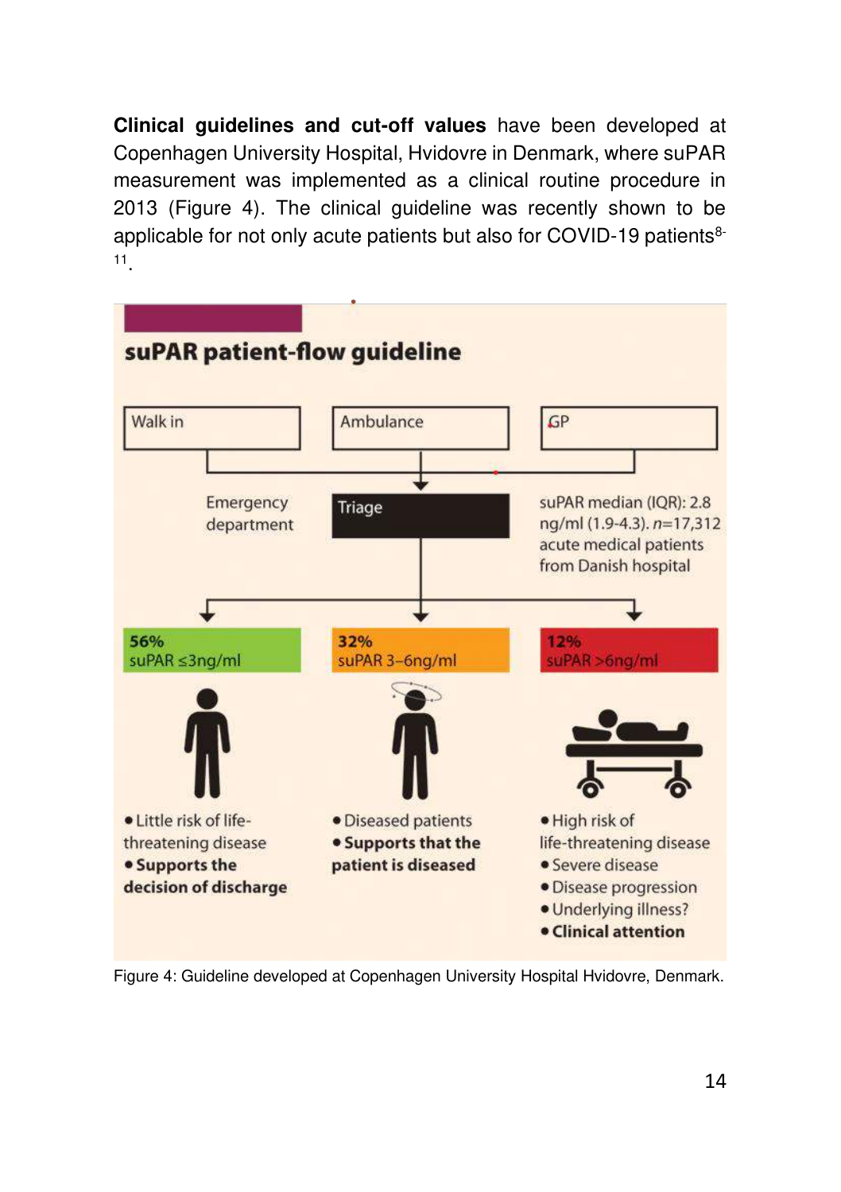**Clinical guidelines and cut-off values** have been developed at Copenhagen University Hospital, Hvidovre in Denmark, where suPAR measurement was implemented as a clinical routine procedure in 2013 (Figure 4). The clinical guideline was recently shown to be applicable for not only acute patients but also for COVID-19 patients[8-11].

**suPAR patient-flow guideline**

Walk in | Ambulance | GP

Emergency department → Triage

suPAR median (IQR): 2.8 ng/ml (1.9-4.3). *n*=17,312 acute medical patients from Danish hospital

**56%** suPAR ≤3ng/ml
- Little risk of life-threatening disease
- **Supports the decision of discharge**

**32%** suPAR 3–6ng/ml
- Diseased patients
- **Supports that the patient is diseased**

**12%** suPAR >6ng/ml
- High risk of life-threatening disease
- Severe disease
- Disease progression
- Underlying illness?
- **Clinical attention**

Figure 4: Guideline developed at Copenhagen University Hospital Hvidovre, Denmark.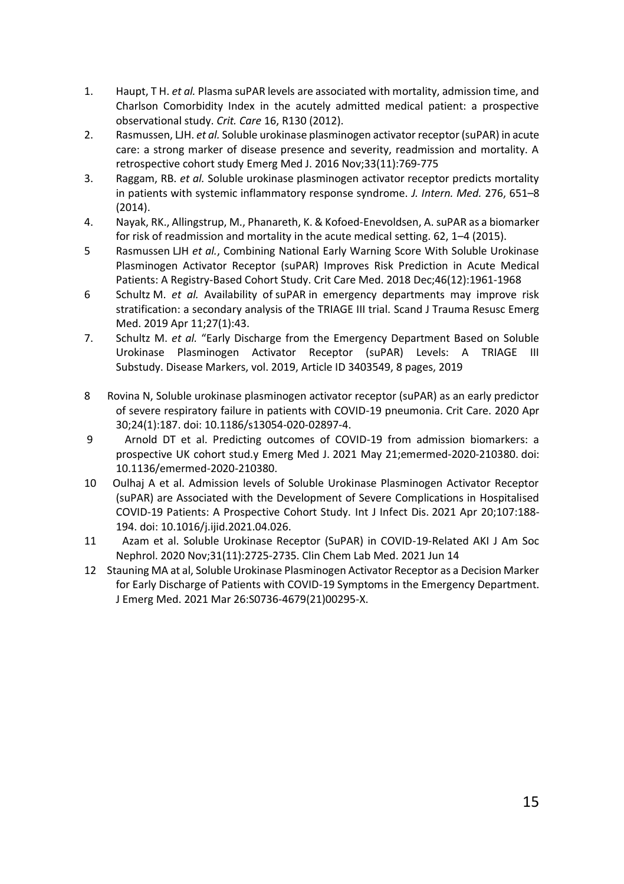1. Haupt, T H. *et al.* Plasma suPAR levels are associated with mortality, admission time, and Charlson Comorbidity Index in the acutely admitted medical patient: a prospective observational study. *Crit. Care* 16, R130 (2012).
2. Rasmussen, LJH. *et al.* Soluble urokinase plasminogen activator receptor (suPAR) in acute care: a strong marker of disease presence and severity, readmission and mortality. A retrospective cohort study Emerg Med J. 2016 Nov;33(11):769-775
3. Raggam, RB. *et al.* Soluble urokinase plasminogen activator receptor predicts mortality in patients with systemic inflammatory response syndrome. *J. Intern. Med.* 276, 651–8 (2014).
4. Nayak, RK., Allingstrup, M., Phanareth, K. & Kofoed-Enevoldsen, A. suPAR as a biomarker for risk of readmission and mortality in the acute medical setting. 62, 1–4 (2015).
5. Rasmussen LJH *et al.*, Combining National Early Warning Score With Soluble Urokinase Plasminogen Activator Receptor (suPAR) Improves Risk Prediction in Acute Medical Patients: A Registry-Based Cohort Study. Crit Care Med. 2018 Dec;46(12):1961-1968
6. Schultz M. *et al.* Availability of suPAR in emergency departments may improve risk stratification: a secondary analysis of the TRIAGE III trial. Scand J Trauma Resusc Emerg Med. 2019 Apr 11;27(1):43.
7. Schultz M. *et al.* "Early Discharge from the Emergency Department Based on Soluble Urokinase Plasminogen Activator Receptor (suPAR) Levels: A TRIAGE III Substudy. Disease Markers, vol. 2019, Article ID 3403549, 8 pages, 2019
8. Rovina N, Soluble urokinase plasminogen activator receptor (suPAR) as an early predictor of severe respiratory failure in patients with COVID-19 pneumonia. Crit Care. 2020 Apr 30;24(1):187. doi: 10.1186/s13054-020-02897-4.
9. Arnold DT et al. Predicting outcomes of COVID-19 from admission biomarkers: a prospective UK cohort stud.y Emerg Med J. 2021 May 21;emermed-2020-210380. doi: 10.1136/emermed-2020-210380.
10. Oulhaj A et al. Admission levels of Soluble Urokinase Plasminogen Activator Receptor (suPAR) are Associated with the Development of Severe Complications in Hospitalised COVID-19 Patients: A Prospective Cohort Study. Int J Infect Dis. 2021 Apr 20;107:188-194. doi: 10.1016/j.ijid.2021.04.026.
11. Azam et al. Soluble Urokinase Receptor (SuPAR) in COVID-19-Related AKI J Am Soc Nephrol. 2020 Nov;31(11):2725-2735. Clin Chem Lab Med. 2021 Jun 14
12. Stauning MA at al, Soluble Urokinase Plasminogen Activator Receptor as a Decision Marker for Early Discharge of Patients with COVID-19 Symptoms in the Emergency Department. J Emerg Med. 2021 Mar 26:S0736-4679(21)00295-X.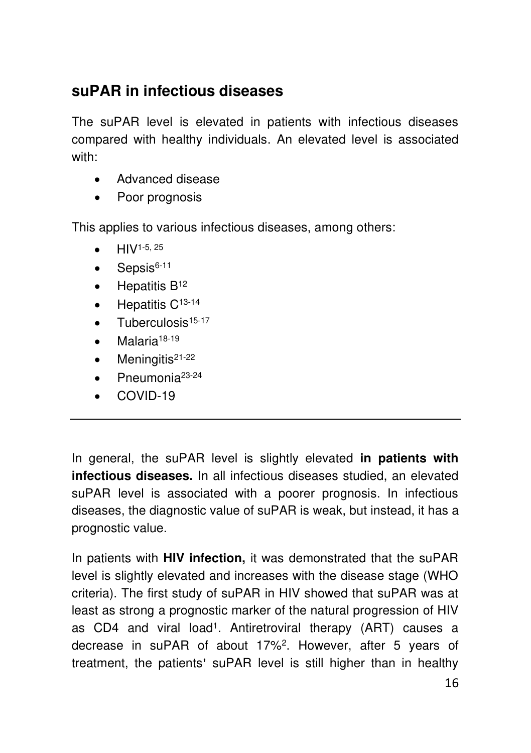## suPAR in infectious diseases

The suPAR level is elevated in patients with infectious diseases compared with healthy individuals. An elevated level is associated with:

- Advanced disease
- Poor prognosis

This applies to various infectious diseases, among others:

- HIV[1-5, 25]
- Sepsis[6-11]
- Hepatitis B[12]
- Hepatitis C[13-14]
- Tuberculosis[15-17]
- Malaria[18-19]
- Meningitis[21-22]
- Pneumonia[23-24]
- COVID-19

---

In general, the suPAR level is slightly elevated **in patients with infectious diseases.** In all infectious diseases studied, an elevated suPAR level is associated with a poorer prognosis. In infectious diseases, the diagnostic value of suPAR is weak, but instead, it has a prognostic value.

In patients with **HIV infection,** it was demonstrated that the suPAR level is slightly elevated and increases with the disease stage (WHO criteria). The first study of suPAR in HIV showed that suPAR was at least as strong a prognostic marker of the natural progression of HIV as CD4 and viral load[1]. Antiretroviral therapy (ART) causes a decrease in suPAR of about 17%[2]. However, after 5 years of treatment, the patients' suPAR level is still higher than in healthy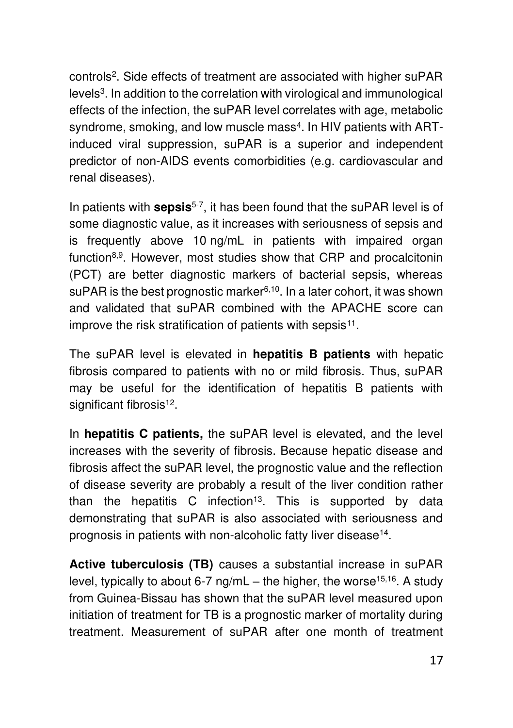controls[2]. Side effects of treatment are associated with higher suPAR levels[3]. In addition to the correlation with virological and immunological effects of the infection, the suPAR level correlates with age, metabolic syndrome, smoking, and low muscle mass[4]. In HIV patients with ART-induced viral suppression, suPAR is a superior and independent predictor of non-AIDS events comorbidities (e.g. cardiovascular and renal diseases).

In patients with **sepsis**[5-7], it has been found that the suPAR level is of some diagnostic value, as it increases with seriousness of sepsis and is frequently above 10 ng/mL in patients with impaired organ function[8,9]. However, most studies show that CRP and procalcitonin (PCT) are better diagnostic markers of bacterial sepsis, whereas suPAR is the best prognostic marker[6,10]. In a later cohort, it was shown and validated that suPAR combined with the APACHE score can improve the risk stratification of patients with sepsis[11].

The suPAR level is elevated in **hepatitis B patients** with hepatic fibrosis compared to patients with no or mild fibrosis. Thus, suPAR may be useful for the identification of hepatitis B patients with significant fibrosis[12].

In **hepatitis C patients,** the suPAR level is elevated, and the level increases with the severity of fibrosis. Because hepatic disease and fibrosis affect the suPAR level, the prognostic value and the reflection of disease severity are probably a result of the liver condition rather than the hepatitis C infection[13]. This is supported by data demonstrating that suPAR is also associated with seriousness and prognosis in patients with non-alcoholic fatty liver disease[14].

**Active tuberculosis (TB)** causes a substantial increase in suPAR level, typically to about 6-7 ng/mL – the higher, the worse[15,16]. A study from Guinea-Bissau has shown that the suPAR level measured upon initiation of treatment for TB is a prognostic marker of mortality during treatment. Measurement of suPAR after one month of treatment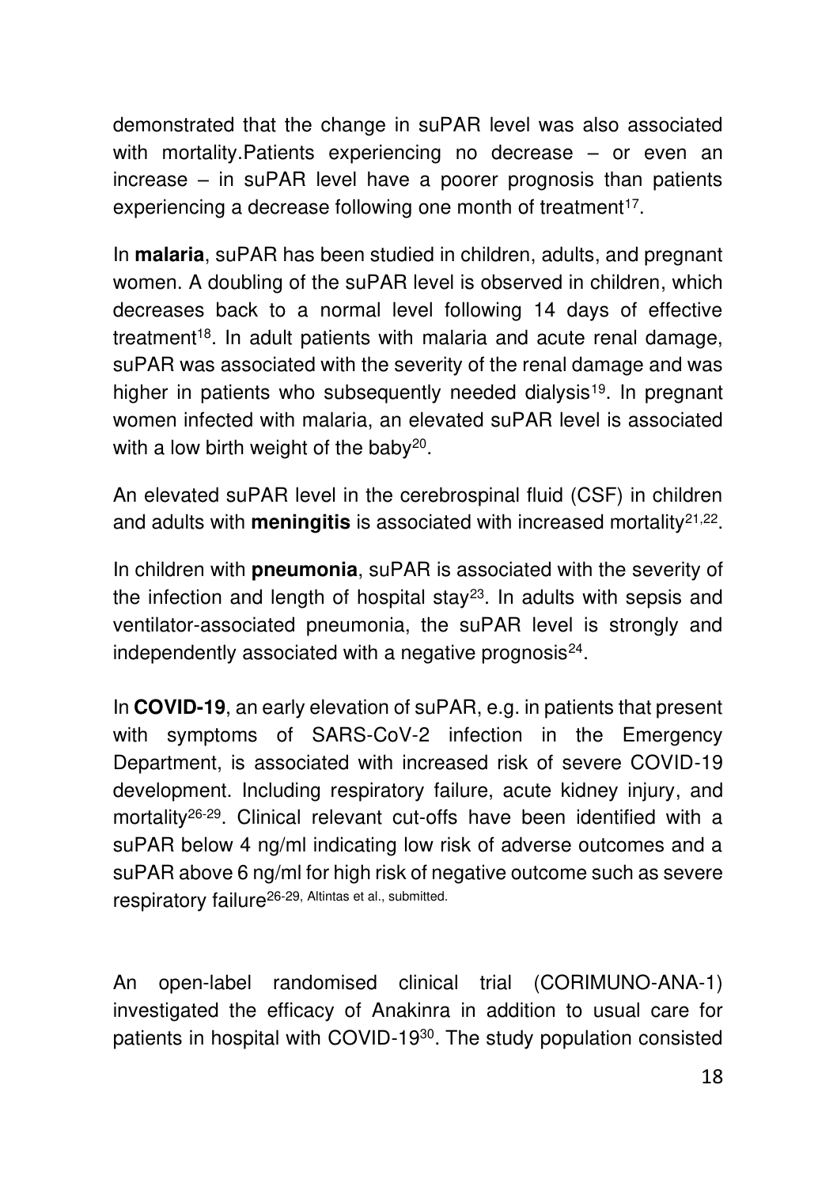demonstrated that the change in suPAR level was also associated with mortality.Patients experiencing no decrease – or even an increase – in suPAR level have a poorer prognosis than patients experiencing a decrease following one month of treatment[17].

In **malaria**, suPAR has been studied in children, adults, and pregnant women. A doubling of the suPAR level is observed in children, which decreases back to a normal level following 14 days of effective treatment[18]. In adult patients with malaria and acute renal damage, suPAR was associated with the severity of the renal damage and was higher in patients who subsequently needed dialysis[19]. In pregnant women infected with malaria, an elevated suPAR level is associated with a low birth weight of the baby[20].

An elevated suPAR level in the cerebrospinal fluid (CSF) in children and adults with **meningitis** is associated with increased mortality[21,22].

In children with **pneumonia**, suPAR is associated with the severity of the infection and length of hospital stay[23]. In adults with sepsis and ventilator-associated pneumonia, the suPAR level is strongly and independently associated with a negative prognosis[24].

In **COVID-19**, an early elevation of suPAR, e.g. in patients that present with symptoms of SARS-CoV-2 infection in the Emergency Department, is associated with increased risk of severe COVID-19 development. Including respiratory failure, acute kidney injury, and mortality[26-29]. Clinical relevant cut-offs have been identified with a suPAR below 4 ng/ml indicating low risk of adverse outcomes and a suPAR above 6 ng/ml for high risk of negative outcome such as severe respiratory failure[26-29, Altintas et al., submitted].

An open-label randomised clinical trial (CORIMUNO-ANA-1) investigated the efficacy of Anakinra in addition to usual care for patients in hospital with COVID-19[30]. The study population consisted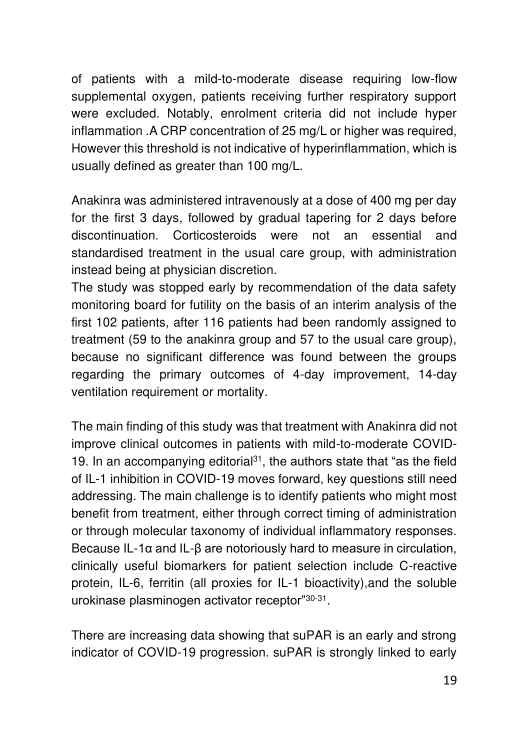of patients with a mild-to-moderate disease requiring low-flow supplemental oxygen, patients receiving further respiratory support were excluded. Notably, enrolment criteria did not include hyper inflammation .A CRP concentration of 25 mg/L or higher was required, However this threshold is not indicative of hyperinflammation, which is usually defined as greater than 100 mg/L.

Anakinra was administered intravenously at a dose of 400 mg per day for the first 3 days, followed by gradual tapering for 2 days before discontinuation. Corticosteroids were not an essential and standardised treatment in the usual care group, with administration instead being at physician discretion.
The study was stopped early by recommendation of the data safety monitoring board for futility on the basis of an interim analysis of the first 102 patients, after 116 patients had been randomly assigned to treatment (59 to the anakinra group and 57 to the usual care group), because no significant difference was found between the groups regarding the primary outcomes of 4-day improvement, 14-day ventilation requirement or mortality.

The main finding of this study was that treatment with Anakinra did not improve clinical outcomes in patients with mild-to-moderate COVID-19. In an accompanying editorial[31], the authors state that "as the field of IL-1 inhibition in COVID-19 moves forward, key questions still need addressing. The main challenge is to identify patients who might most benefit from treatment, either through correct timing of administration or through molecular taxonomy of individual inflammatory responses. Because IL-1α and IL-β are notoriously hard to measure in circulation, clinically useful biomarkers for patient selection include C-reactive protein, IL-6, ferritin (all proxies for IL-1 bioactivity),and the soluble urokinase plasminogen activator receptor"[30-31].

There are increasing data showing that suPAR is an early and strong indicator of COVID-19 progression. suPAR is strongly linked to early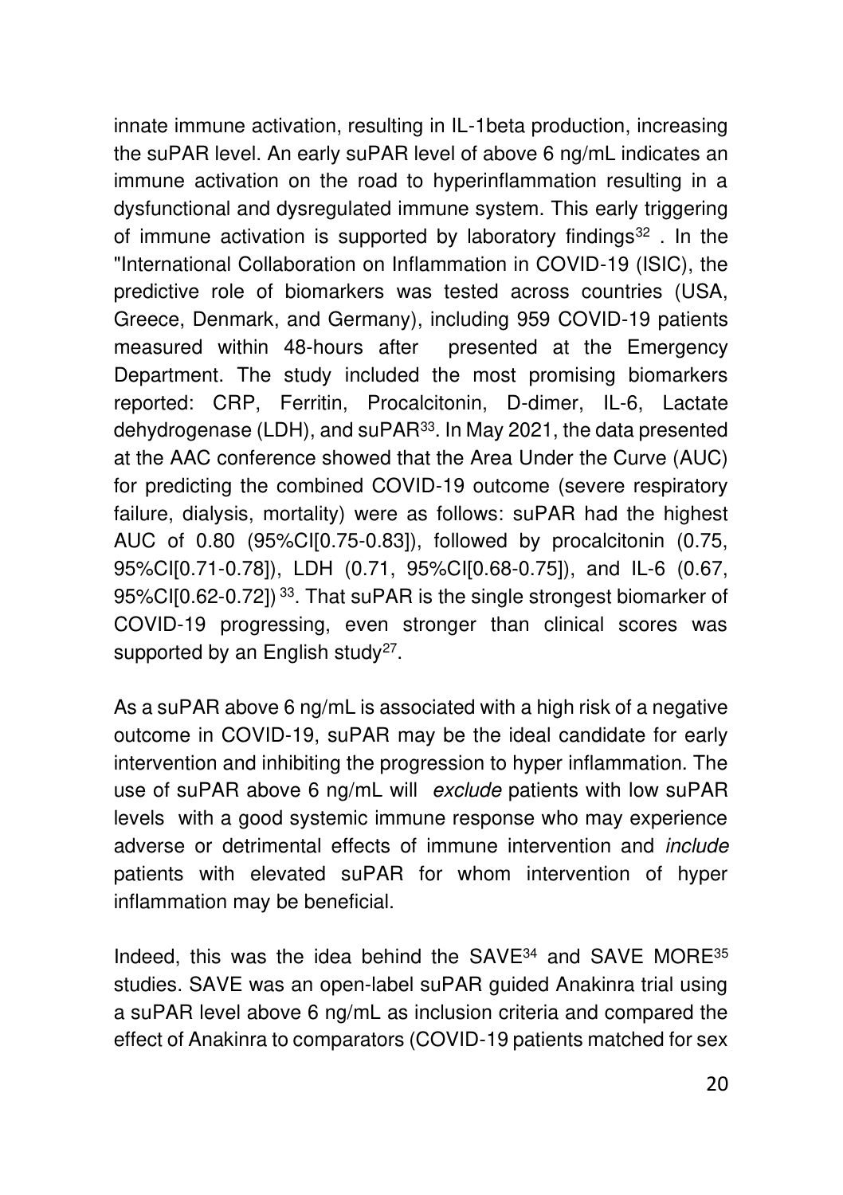innate immune activation, resulting in IL-1beta production, increasing the suPAR level. An early suPAR level of above 6 ng/mL indicates an immune activation on the road to hyperinflammation resulting in a dysfunctional and dysregulated immune system. This early triggering of immune activation is supported by laboratory findings[32] . In the "International Collaboration on Inflammation in COVID-19 (ISIC), the predictive role of biomarkers was tested across countries (USA, Greece, Denmark, and Germany), including 959 COVID-19 patients measured within 48-hours after presented at the Emergency Department. The study included the most promising biomarkers reported: CRP, Ferritin, Procalcitonin, D-dimer, IL-6, Lactate dehydrogenase (LDH), and suPAR[33]. In May 2021, the data presented at the AAC conference showed that the Area Under the Curve (AUC) for predicting the combined COVID-19 outcome (severe respiratory failure, dialysis, mortality) were as follows: suPAR had the highest AUC of 0.80 (95%CI[0.75-0.83]), followed by procalcitonin (0.75, 95%CI[0.71-0.78]), LDH (0.71, 95%CI[0.68-0.75]), and IL-6 (0.67, 95%CI[0.62-0.72])[33]. That suPAR is the single strongest biomarker of COVID-19 progressing, even stronger than clinical scores was supported by an English study[27].

As a suPAR above 6 ng/mL is associated with a high risk of a negative outcome in COVID-19, suPAR may be the ideal candidate for early intervention and inhibiting the progression to hyper inflammation. The use of suPAR above 6 ng/mL will *exclude* patients with low suPAR levels with a good systemic immune response who may experience adverse or detrimental effects of immune intervention and *include* patients with elevated suPAR for whom intervention of hyper inflammation may be beneficial.

Indeed, this was the idea behind the SAVE[34] and SAVE MORE[35] studies. SAVE was an open-label suPAR guided Anakinra trial using a suPAR level above 6 ng/mL as inclusion criteria and compared the effect of Anakinra to comparators (COVID-19 patients matched for sex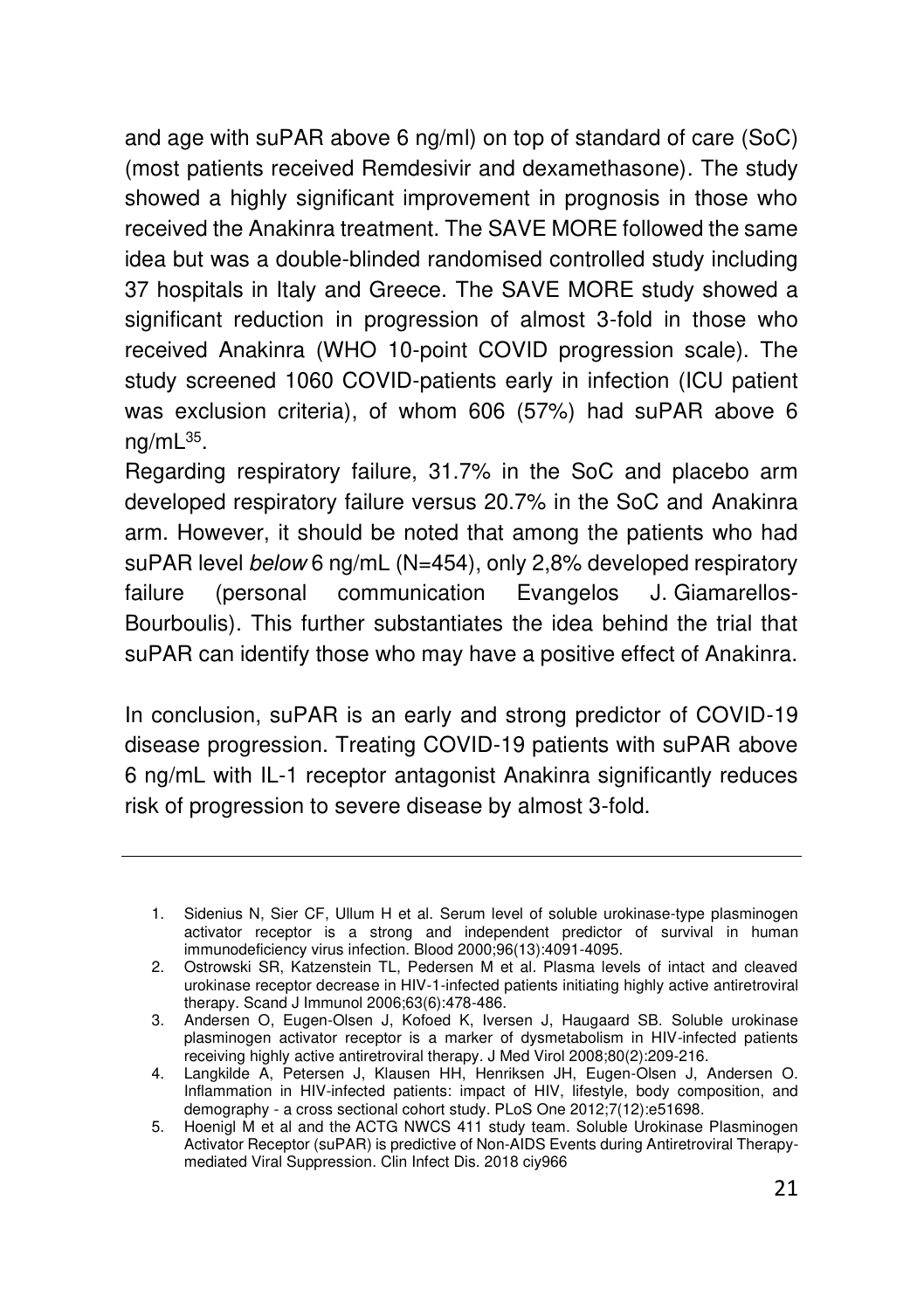and age with suPAR above 6 ng/ml) on top of standard of care (SoC) (most patients received Remdesivir and dexamethasone). The study showed a highly significant improvement in prognosis in those who received the Anakinra treatment. The SAVE MORE followed the same idea but was a double-blinded randomised controlled study including 37 hospitals in Italy and Greece. The SAVE MORE study showed a significant reduction in progression of almost 3-fold in those who received Anakinra (WHO 10-point COVID progression scale). The study screened 1060 COVID-patients early in infection (ICU patient was exclusion criteria), of whom 606 (57%) had suPAR above 6 ng/mL[35].

Regarding respiratory failure, 31.7% in the SoC and placebo arm developed respiratory failure versus 20.7% in the SoC and Anakinra arm. However, it should be noted that among the patients who had suPAR level *below* 6 ng/mL (N=454), only 2,8% developed respiratory failure (personal communication Evangelos J. Giamarellos-Bourboulis). This further substantiates the idea behind the trial that suPAR can identify those who may have a positive effect of Anakinra.

In conclusion, suPAR is an early and strong predictor of COVID-19 disease progression. Treating COVID-19 patients with suPAR above 6 ng/mL with IL-1 receptor antagonist Anakinra significantly reduces risk of progression to severe disease by almost 3-fold.

---

1. Sidenius N, Sier CF, Ullum H et al. Serum level of soluble urokinase-type plasminogen activator receptor is a strong and independent predictor of survival in human immunodeficiency virus infection. Blood 2000;96(13):4091-4095.
2. Ostrowski SR, Katzenstein TL, Pedersen M et al. Plasma levels of intact and cleaved urokinase receptor decrease in HIV-1-infected patients initiating highly active antiretroviral therapy. Scand J Immunol 2006;63(6):478-486.
3. Andersen O, Eugen-Olsen J, Kofoed K, Iversen J, Haugaard SB. Soluble urokinase plasminogen activator receptor is a marker of dysmetabolism in HIV-infected patients receiving highly active antiretroviral therapy. J Med Virol 2008;80(2):209-216.
4. Langkilde A, Petersen J, Klausen HH, Henriksen JH, Eugen-Olsen J, Andersen O. Inflammation in HIV-infected patients: impact of HIV, lifestyle, body composition, and demography - a cross sectional cohort study. PLoS One 2012;7(12):e51698.
5. Hoenigl M et al and the ACTG NWCS 411 study team. Soluble Urokinase Plasminogen Activator Receptor (suPAR) is predictive of Non-AIDS Events during Antiretroviral Therapy-mediated Viral Suppression. Clin Infect Dis. 2018 ciy966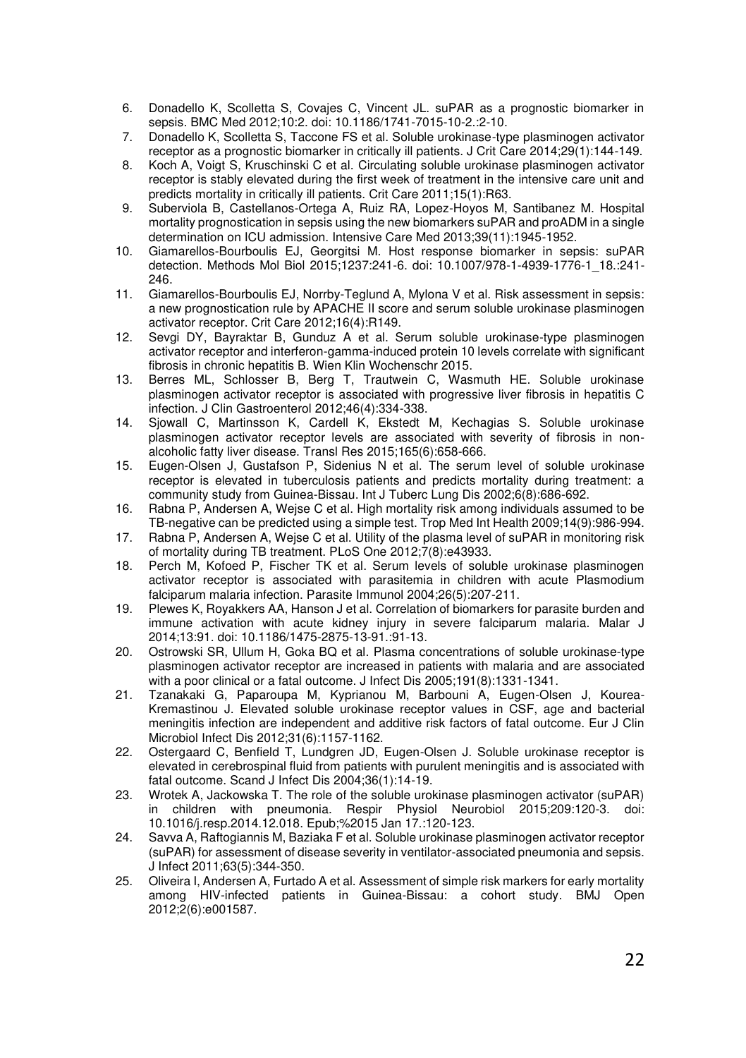6. Donadello K, Scolletta S, Covajes C, Vincent JL. suPAR as a prognostic biomarker in sepsis. BMC Med 2012;10:2. doi: 10.1186/1741-7015-10-2.:2-10.
7. Donadello K, Scolletta S, Taccone FS et al. Soluble urokinase-type plasminogen activator receptor as a prognostic biomarker in critically ill patients. J Crit Care 2014;29(1):144-149.
8. Koch A, Voigt S, Kruschinski C et al. Circulating soluble urokinase plasminogen activator receptor is stably elevated during the first week of treatment in the intensive care unit and predicts mortality in critically ill patients. Crit Care 2011;15(1):R63.
9. Suberviola B, Castellanos-Ortega A, Ruiz RA, Lopez-Hoyos M, Santibanez M. Hospital mortality prognostication in sepsis using the new biomarkers suPAR and proADM in a single determination on ICU admission. Intensive Care Med 2013;39(11):1945-1952.
10. Giamarellos-Bourboulis EJ, Georgitsi M. Host response biomarker in sepsis: suPAR detection. Methods Mol Biol 2015;1237:241-6. doi: 10.1007/978-1-4939-1776-1_18.:241-246.
11. Giamarellos-Bourboulis EJ, Norrby-Teglund A, Mylona V et al. Risk assessment in sepsis: a new prognostication rule by APACHE II score and serum soluble urokinase plasminogen activator receptor. Crit Care 2012;16(4):R149.
12. Sevgi DY, Bayraktar B, Gunduz A et al. Serum soluble urokinase-type plasminogen activator receptor and interferon-gamma-induced protein 10 levels correlate with significant fibrosis in chronic hepatitis B. Wien Klin Wochenschr 2015.
13. Berres ML, Schlosser B, Berg T, Trautwein C, Wasmuth HE. Soluble urokinase plasminogen activator receptor is associated with progressive liver fibrosis in hepatitis C infection. J Clin Gastroenterol 2012;46(4):334-338.
14. Sjowall C, Martinsson K, Cardell K, Ekstedt M, Kechagias S. Soluble urokinase plasminogen activator receptor levels are associated with severity of fibrosis in non-alcoholic fatty liver disease. Transl Res 2015;165(6):658-666.
15. Eugen-Olsen J, Gustafson P, Sidenius N et al. The serum level of soluble urokinase receptor is elevated in tuberculosis patients and predicts mortality during treatment: a community study from Guinea-Bissau. Int J Tuberc Lung Dis 2002;6(8):686-692.
16. Rabna P, Andersen A, Wejse C et al. High mortality risk among individuals assumed to be TB-negative can be predicted using a simple test. Trop Med Int Health 2009;14(9):986-994.
17. Rabna P, Andersen A, Wejse C et al. Utility of the plasma level of suPAR in monitoring risk of mortality during TB treatment. PLoS One 2012;7(8):e43933.
18. Perch M, Kofoed P, Fischer TK et al. Serum levels of soluble urokinase plasminogen activator receptor is associated with parasitemia in children with acute Plasmodium falciparum malaria infection. Parasite Immunol 2004;26(5):207-211.
19. Plewes K, Royakkers AA, Hanson J et al. Correlation of biomarkers for parasite burden and immune activation with acute kidney injury in severe falciparum malaria. Malar J 2014;13:91. doi: 10.1186/1475-2875-13-91.:91-13.
20. Ostrowski SR, Ullum H, Goka BQ et al. Plasma concentrations of soluble urokinase-type plasminogen activator receptor are increased in patients with malaria and are associated with a poor clinical or a fatal outcome. J Infect Dis 2005;191(8):1331-1341.
21. Tzanakaki G, Paparoupa M, Kyprianou M, Barbouni A, Eugen-Olsen J, Kourea-Kremastinou J. Elevated soluble urokinase receptor values in CSF, age and bacterial meningitis infection are independent and additive risk factors of fatal outcome. Eur J Clin Microbiol Infect Dis 2012;31(6):1157-1162.
22. Ostergaard C, Benfield T, Lundgren JD, Eugen-Olsen J. Soluble urokinase receptor is elevated in cerebrospinal fluid from patients with purulent meningitis and is associated with fatal outcome. Scand J Infect Dis 2004;36(1):14-19.
23. Wrotek A, Jackowska T. The role of the soluble urokinase plasminogen activator (suPAR) in children with pneumonia. Respir Physiol Neurobiol 2015;209:120-3. doi: 10.1016/j.resp.2014.12.018. Epub;%2015 Jan 17.:120-123.
24. Savva A, Raftogiannis M, Baziaka F et al. Soluble urokinase plasminogen activator receptor (suPAR) for assessment of disease severity in ventilator-associated pneumonia and sepsis. J Infect 2011;63(5):344-350.
25. Oliveira I, Andersen A, Furtado A et al. Assessment of simple risk markers for early mortality among HIV-infected patients in Guinea-Bissau: a cohort study. BMJ Open 2012;2(6):e001587.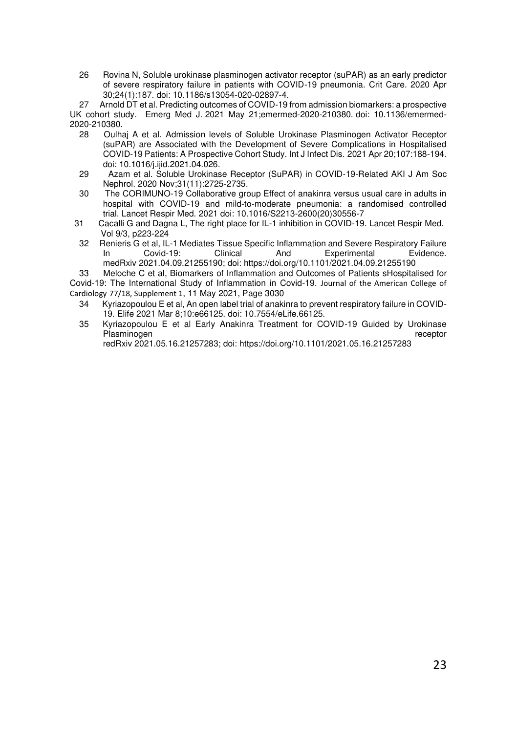26 Rovina N, Soluble urokinase plasminogen activator receptor (suPAR) as an early predictor of severe respiratory failure in patients with COVID-19 pneumonia. Crit Care. 2020 Apr 30;24(1):187. doi: 10.1186/s13054-020-02897-4.

27 Arnold DT et al. Predicting outcomes of COVID-19 from admission biomarkers: a prospective UK cohort study. Emerg Med J. 2021 May 21;emermed-2020-210380. doi: 10.1136/emermed-2020-210380.

28 Oulhaj A et al. Admission levels of Soluble Urokinase Plasminogen Activator Receptor (suPAR) are Associated with the Development of Severe Complications in Hospitalised COVID-19 Patients: A Prospective Cohort Study. Int J Infect Dis. 2021 Apr 20;107:188-194. doi: 10.1016/j.ijid.2021.04.026.

29 Azam et al. Soluble Urokinase Receptor (SuPAR) in COVID-19-Related AKI J Am Soc Nephrol. 2020 Nov;31(11):2725-2735.

30 The CORIMUNO-19 Collaborative group Effect of anakinra versus usual care in adults in hospital with COVID-19 and mild-to-moderate pneumonia: a randomised controlled trial. Lancet Respir Med. 2021 doi: 10.1016/S2213-2600(20)30556-7

31 Cacalli G and Dagna L, The right place for IL-1 inhibition in COVID-19. Lancet Respir Med. Vol 9/3, p223-224

32 Renieris G et al, IL-1 Mediates Tissue Specific Inflammation and Severe Respiratory Failure In Covid-19: Clinical And Experimental Evidence. medRxiv 2021.04.09.21255190; doi: https://doi.org/10.1101/2021.04.09.21255190

33 Meloche C et al, Biomarkers of Inflammation and Outcomes of Patients sHospitalised for Covid-19: The International Study of Inflammation in Covid-19. Journal of the American College of Cardiology 77/18, Supplement 1, 11 May 2021, Page 3030

34 Kyriazopoulou E et al, An open label trial of anakinra to prevent respiratory failure in COVID-19. Elife 2021 Mar 8;10:e66125. doi: 10.7554/eLife.66125.

35 Kyriazopoulou E et al Early Anakinra Treatment for COVID-19 Guided by Urokinase Plasminogen receptor redRxiv 2021.05.16.21257283; doi: https://doi.org/10.1101/2021.05.16.21257283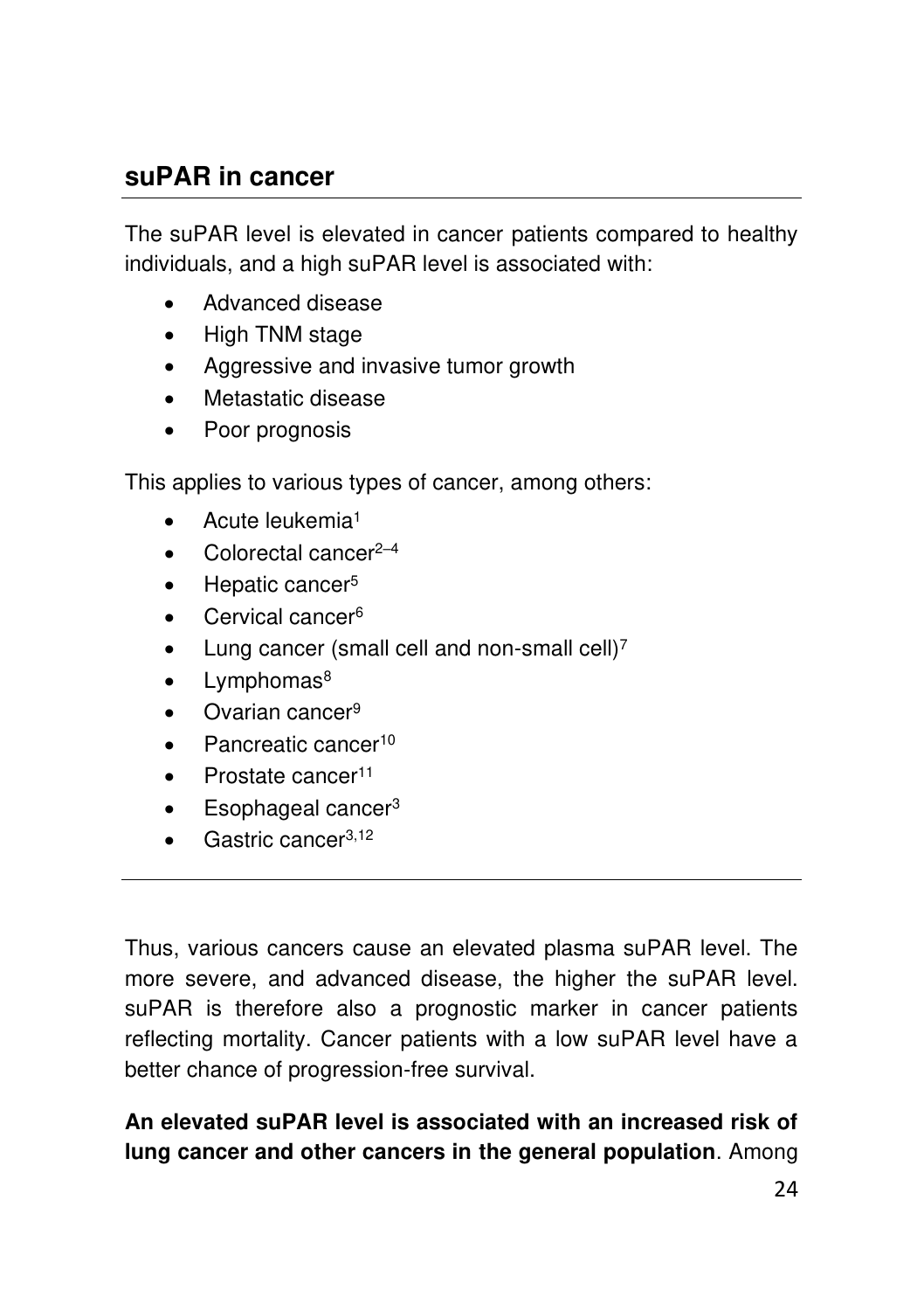## suPAR in cancer

The suPAR level is elevated in cancer patients compared to healthy individuals, and a high suPAR level is associated with:

- Advanced disease
- High TNM stage
- Aggressive and invasive tumor growth
- Metastatic disease
- Poor prognosis

This applies to various types of cancer, among others:

- Acute leukemia[1]
- Colorectal cancer[2–4]
- Hepatic cancer[5]
- Cervical cancer[6]
- Lung cancer (small cell and non-small cell)[7]
- Lymphomas[8]
- Ovarian cancer[9]
- Pancreatic cancer[10]
- Prostate cancer[11]
- Esophageal cancer[3]
- Gastric cancer[3,12]

---

Thus, various cancers cause an elevated plasma suPAR level. The more severe, and advanced disease, the higher the suPAR level. suPAR is therefore also a prognostic marker in cancer patients reflecting mortality. Cancer patients with a low suPAR level have a better chance of progression-free survival.

**An elevated suPAR level is associated with an increased risk of lung cancer and other cancers in the general population**. Among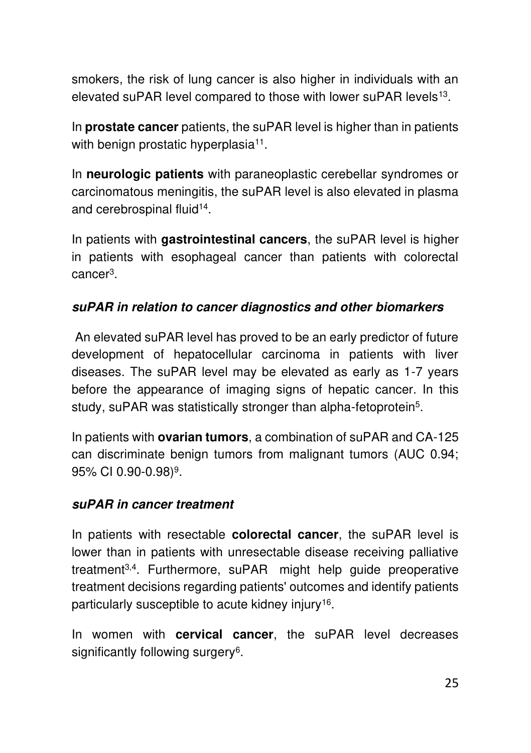smokers, the risk of lung cancer is also higher in individuals with an elevated suPAR level compared to those with lower suPAR levels[13].

In **prostate cancer** patients, the suPAR level is higher than in patients with benign prostatic hyperplasia[11].

In **neurologic patients** with paraneoplastic cerebellar syndromes or carcinomatous meningitis, the suPAR level is also elevated in plasma and cerebrospinal fluid[14].

In patients with **gastrointestinal cancers**, the suPAR level is higher in patients with esophageal cancer than patients with colorectal cancer[3].

***suPAR in relation to cancer diagnostics and other biomarkers***

An elevated suPAR level has proved to be an early predictor of future development of hepatocellular carcinoma in patients with liver diseases. The suPAR level may be elevated as early as 1-7 years before the appearance of imaging signs of hepatic cancer. In this study, suPAR was statistically stronger than alpha-fetoprotein[5].

In patients with **ovarian tumors**, a combination of suPAR and CA-125 can discriminate benign tumors from malignant tumors (AUC 0.94; 95% CI 0.90-0.98)[9].

***suPAR in cancer treatment***

In patients with resectable **colorectal cancer**, the suPAR level is lower than in patients with unresectable disease receiving palliative treatment[3,4]. Furthermore, suPAR might help guide preoperative treatment decisions regarding patients' outcomes and identify patients particularly susceptible to acute kidney injury[16].

In women with **cervical cancer**, the suPAR level decreases significantly following surgery[6].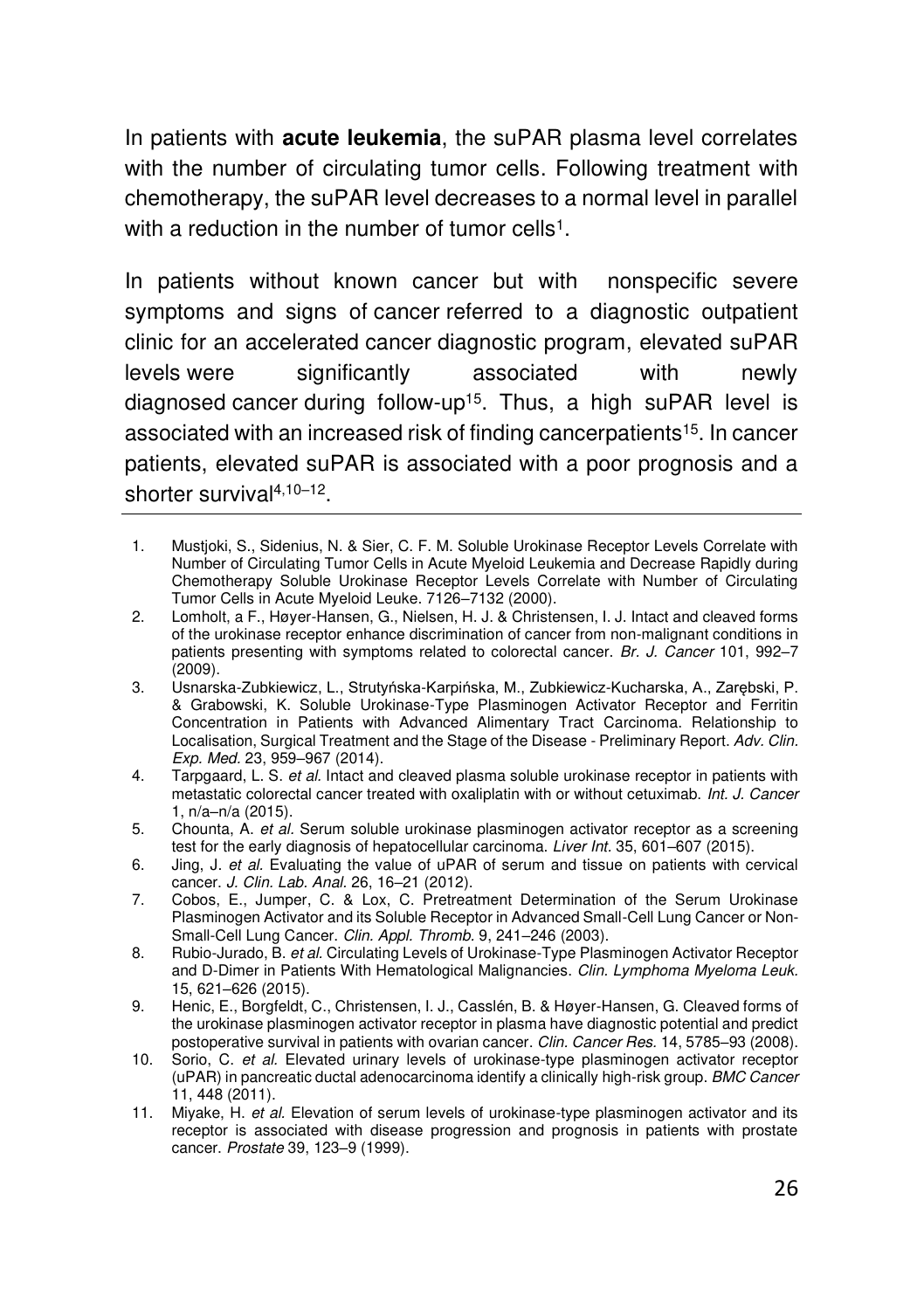In patients with **acute leukemia**, the suPAR plasma level correlates with the number of circulating tumor cells. Following treatment with chemotherapy, the suPAR level decreases to a normal level in parallel with a reduction in the number of tumor cells[1].

In patients without known cancer but with nonspecific severe symptoms and signs of cancer referred to a diagnostic outpatient clinic for an accelerated cancer diagnostic program, elevated suPAR levels were significantly associated with newly diagnosed cancer during follow-up[15]. Thus, a high suPAR level is associated with an increased risk of finding cancerpatients[15]. In cancer patients, elevated suPAR is associated with a poor prognosis and a shorter survival[4,10–12].

1. Mustjoki, S., Sidenius, N. & Sier, C. F. M. Soluble Urokinase Receptor Levels Correlate with Number of Circulating Tumor Cells in Acute Myeloid Leukemia and Decrease Rapidly during Chemotherapy Soluble Urokinase Receptor Levels Correlate with Number of Circulating Tumor Cells in Acute Myeloid Leuke. 7126–7132 (2000).
2. Lomholt, a F., Høyer-Hansen, G., Nielsen, H. J. & Christensen, I. J. Intact and cleaved forms of the urokinase receptor enhance discrimination of cancer from non-malignant conditions in patients presenting with symptoms related to colorectal cancer. *Br. J. Cancer* 101, 992–7 (2009).
3. Usnarska-Zubkiewicz, L., Strutyńska-Karpińska, M., Zubkiewicz-Kucharska, A., Zarębski, P. & Grabowski, K. Soluble Urokinase-Type Plasminogen Activator Receptor and Ferritin Concentration in Patients with Advanced Alimentary Tract Carcinoma. Relationship to Localisation, Surgical Treatment and the Stage of the Disease - Preliminary Report. *Adv. Clin. Exp. Med.* 23, 959–967 (2014).
4. Tarpgaard, L. S. *et al.* Intact and cleaved plasma soluble urokinase receptor in patients with metastatic colorectal cancer treated with oxaliplatin with or without cetuximab. *Int. J. Cancer* 1, n/a–n/a (2015).
5. Chounta, A. *et al.* Serum soluble urokinase plasminogen activator receptor as a screening test for the early diagnosis of hepatocellular carcinoma. *Liver Int.* 35, 601–607 (2015).
6. Jing, J. *et al.* Evaluating the value of uPAR of serum and tissue on patients with cervical cancer. *J. Clin. Lab. Anal.* 26, 16–21 (2012).
7. Cobos, E., Jumper, C. & Lox, C. Pretreatment Determination of the Serum Urokinase Plasminogen Activator and its Soluble Receptor in Advanced Small-Cell Lung Cancer or Non-Small-Cell Lung Cancer. *Clin. Appl. Thromb.* 9, 241–246 (2003).
8. Rubio-Jurado, B. *et al.* Circulating Levels of Urokinase-Type Plasminogen Activator Receptor and D-Dimer in Patients With Hematological Malignancies. *Clin. Lymphoma Myeloma Leuk.* 15, 621–626 (2015).
9. Henic, E., Borgfeldt, C., Christensen, I. J., Casslén, B. & Høyer-Hansen, G. Cleaved forms of the urokinase plasminogen activator receptor in plasma have diagnostic potential and predict postoperative survival in patients with ovarian cancer. *Clin. Cancer Res.* 14, 5785–93 (2008).
10. Sorio, C. *et al.* Elevated urinary levels of urokinase-type plasminogen activator receptor (uPAR) in pancreatic ductal adenocarcinoma identify a clinically high-risk group. *BMC Cancer* 11, 448 (2011).
11. Miyake, H. *et al.* Elevation of serum levels of urokinase-type plasminogen activator and its receptor is associated with disease progression and prognosis in patients with prostate cancer. *Prostate* 39, 123–9 (1999).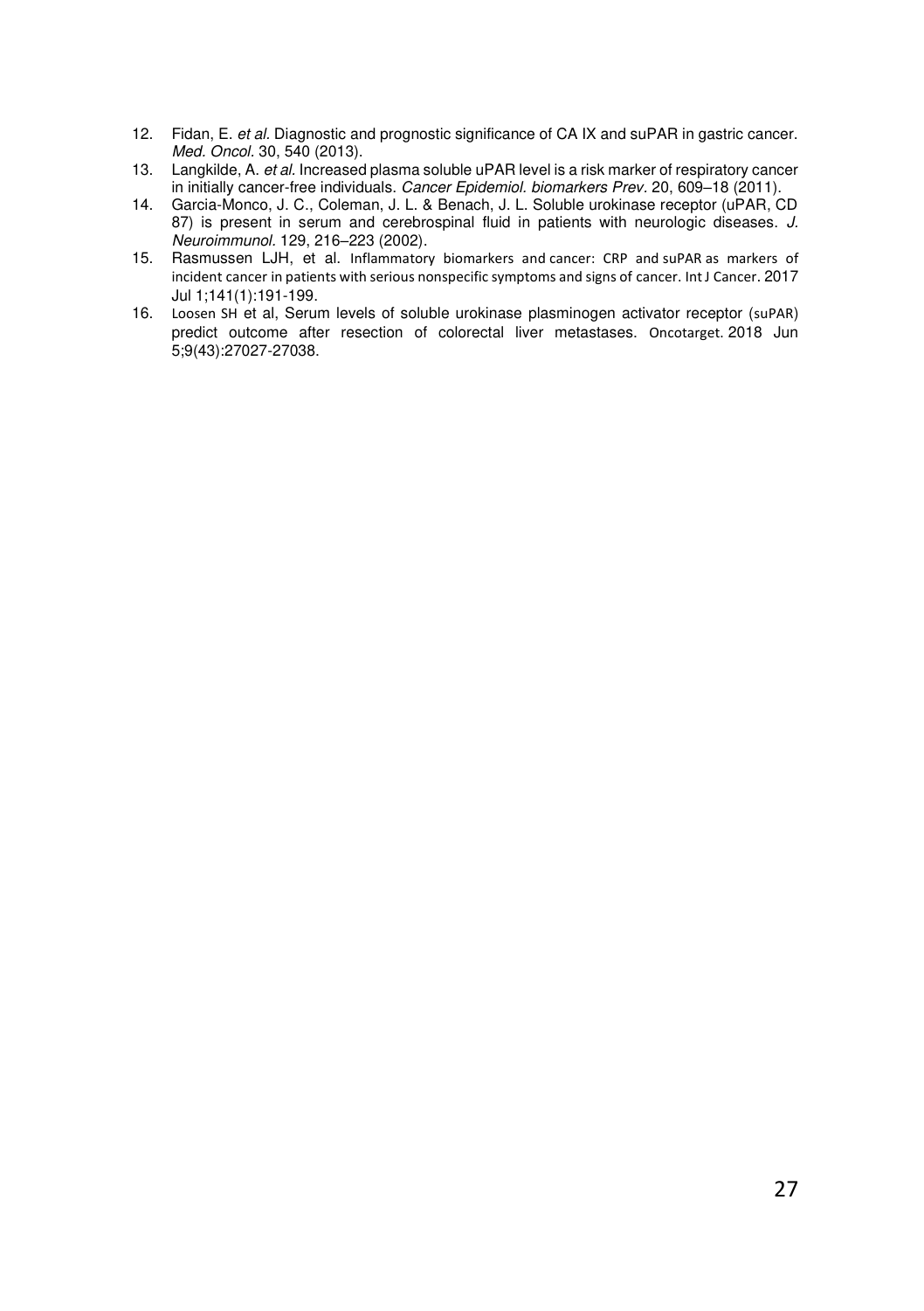12. Fidan, E. *et al.* Diagnostic and prognostic significance of CA IX and suPAR in gastric cancer. *Med. Oncol.* 30, 540 (2013).
13. Langkilde, A. *et al.* Increased plasma soluble uPAR level is a risk marker of respiratory cancer in initially cancer-free individuals. *Cancer Epidemiol. biomarkers Prev.* 20, 609–18 (2011).
14. Garcia-Monco, J. C., Coleman, J. L. & Benach, J. L. Soluble urokinase receptor (uPAR, CD 87) is present in serum and cerebrospinal fluid in patients with neurologic diseases. *J. Neuroimmunol.* 129, 216–223 (2002).
15. Rasmussen LJH, et al. Inflammatory biomarkers and cancer: CRP and suPAR as markers of incident cancer in patients with serious nonspecific symptoms and signs of cancer. Int J Cancer. 2017 Jul 1;141(1):191-199.
16. Loosen SH et al, Serum levels of soluble urokinase plasminogen activator receptor (suPAR) predict outcome after resection of colorectal liver metastases. Oncotarget. 2018 Jun 5;9(43):27027-27038.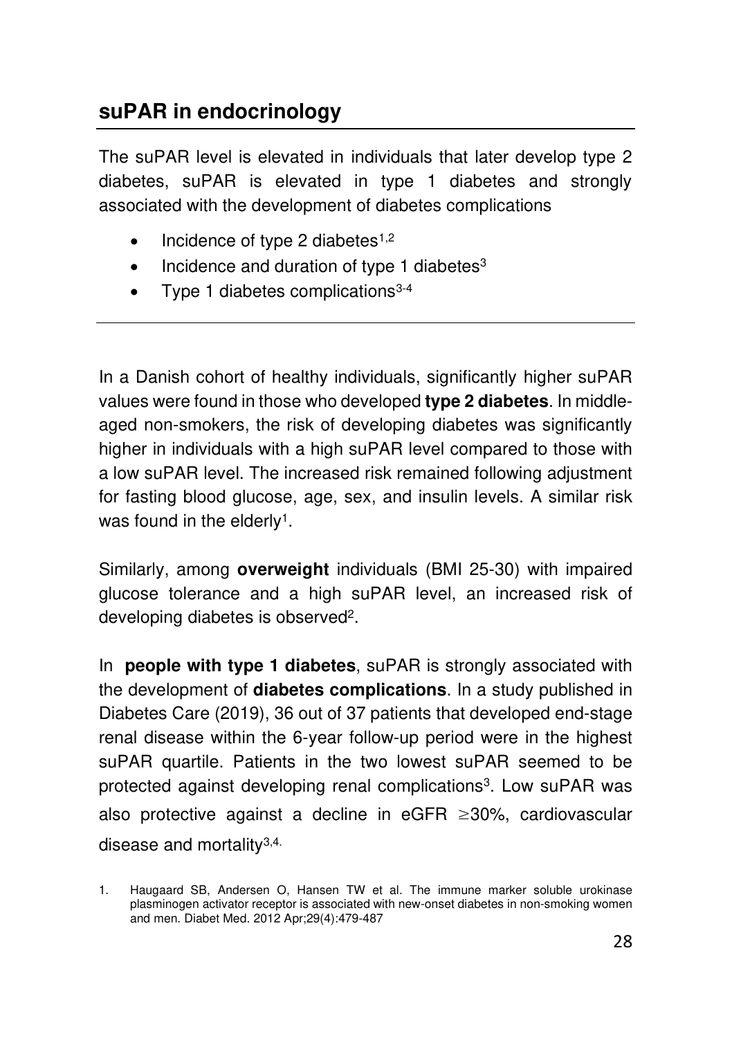## suPAR in endocrinology

The suPAR level is elevated in individuals that later develop type 2 diabetes, suPAR is elevated in type 1 diabetes and strongly associated with the development of diabetes complications

- Incidence of type 2 diabetes[1,2]
- Incidence and duration of type 1 diabetes[3]
- Type 1 diabetes complications[3-4]

---

In a Danish cohort of healthy individuals, significantly higher suPAR values were found in those who developed **type 2 diabetes**. In middle-aged non-smokers, the risk of developing diabetes was significantly higher in individuals with a high suPAR level compared to those with a low suPAR level. The increased risk remained following adjustment for fasting blood glucose, age, sex, and insulin levels. A similar risk was found in the elderly[1].

Similarly, among **overweight** individuals (BMI 25-30) with impaired glucose tolerance and a high suPAR level, an increased risk of developing diabetes is observed[2].

In **people with type 1 diabetes**, suPAR is strongly associated with the development of **diabetes complications**. In a study published in Diabetes Care (2019), 36 out of 37 patients that developed end-stage renal disease within the 6-year follow-up period were in the highest suPAR quartile. Patients in the two lowest suPAR seemed to be protected against developing renal complications[3]. Low suPAR was also protective against a decline in eGFR ≥30%, cardiovascular disease and mortality[3,4].

1. Haugaard SB, Andersen O, Hansen TW et al. The immune marker soluble urokinase plasminogen activator receptor is associated with new-onset diabetes in non-smoking women and men. Diabet Med. 2012 Apr;29(4):479-487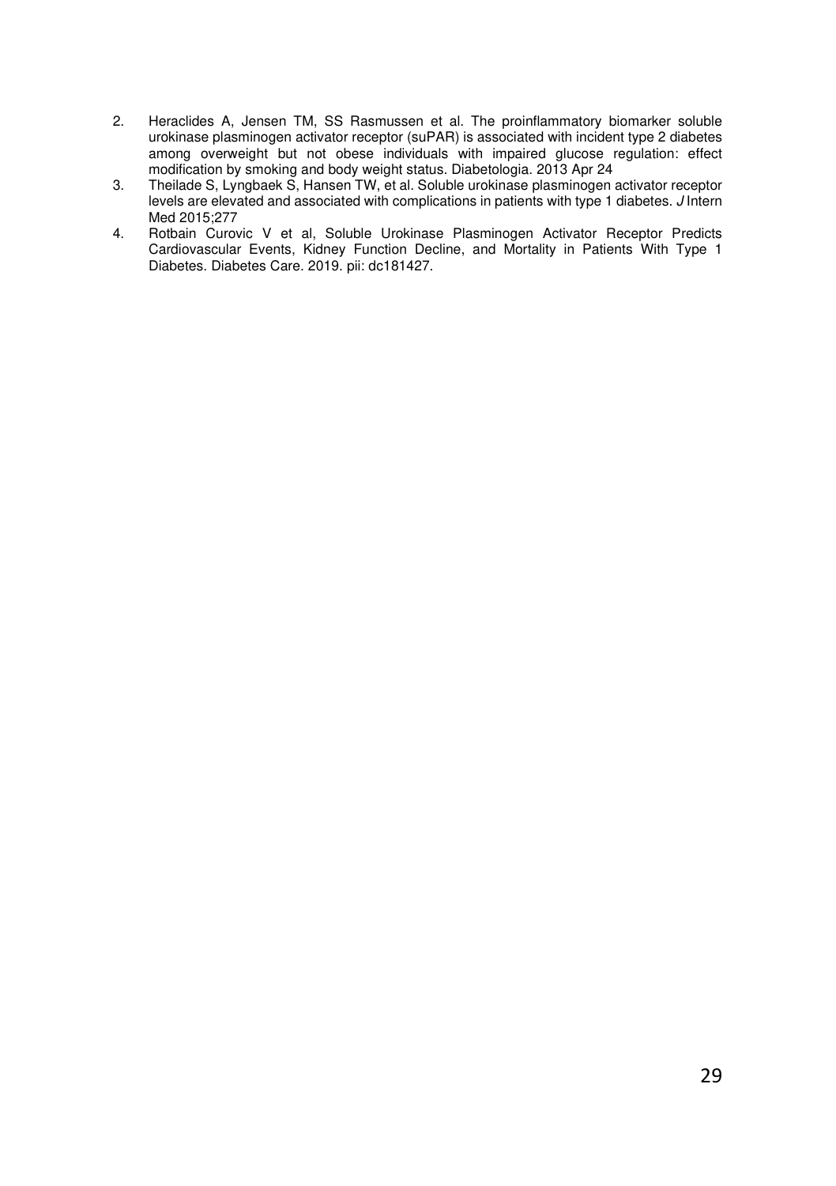2. Heraclides A, Jensen TM, SS Rasmussen et al. The proinflammatory biomarker soluble urokinase plasminogen activator receptor (suPAR) is associated with incident type 2 diabetes among overweight but not obese individuals with impaired glucose regulation: effect modification by smoking and body weight status. Diabetologia. 2013 Apr 24
3. Theilade S, Lyngbaek S, Hansen TW, et al. Soluble urokinase plasminogen activator receptor levels are elevated and associated with complications in patients with type 1 diabetes. *J* Intern Med 2015;277
4. Rotbain Curovic V et al, Soluble Urokinase Plasminogen Activator Receptor Predicts Cardiovascular Events, Kidney Function Decline, and Mortality in Patients With Type 1 Diabetes. Diabetes Care. 2019. pii: dc181427.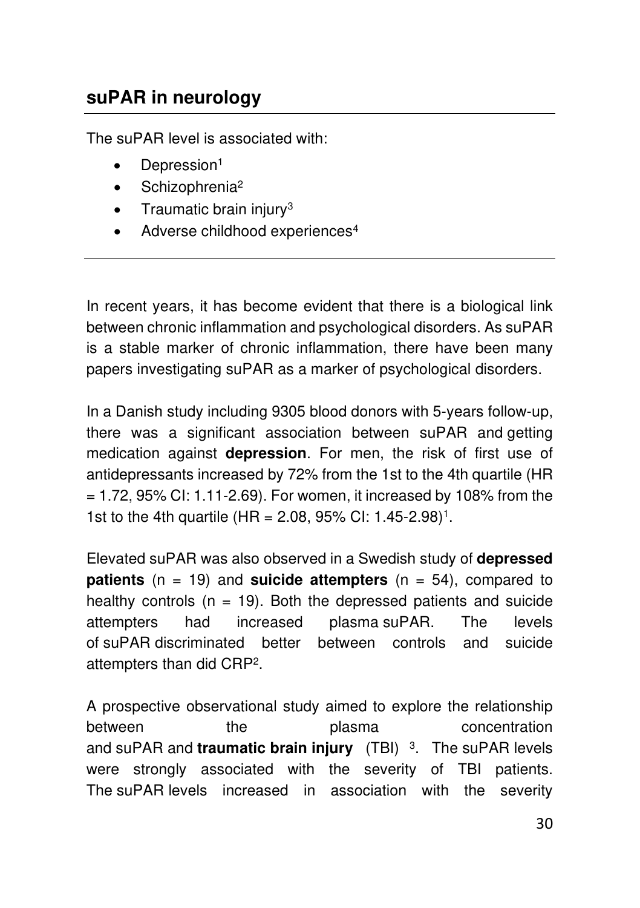## suPAR in neurology

The suPAR level is associated with:

- Depression[1]
- Schizophrenia[2]
- Traumatic brain injury[3]
- Adverse childhood experiences[4]

---

In recent years, it has become evident that there is a biological link between chronic inflammation and psychological disorders. As suPAR is a stable marker of chronic inflammation, there have been many papers investigating suPAR as a marker of psychological disorders.

In a Danish study including 9305 blood donors with 5-years follow-up, there was a significant association between suPAR and getting medication against **depression**. For men, the risk of first use of antidepressants increased by 72% from the 1st to the 4th quartile (HR = 1.72, 95% CI: 1.11-2.69). For women, it increased by 108% from the 1st to the 4th quartile (HR = 2.08, 95% CI: 1.45-2.98)[1].

Elevated suPAR was also observed in a Swedish study of **depressed patients** (n = 19) and **suicide attempters** (n = 54), compared to healthy controls (n = 19). Both the depressed patients and suicide attempters had increased plasma suPAR. The levels of suPAR discriminated better between controls and suicide attempters than did CRP[2].

A prospective observational study aimed to explore the relationship between the plasma concentration and suPAR and **traumatic brain injury** (TBI) [3]. The suPAR levels were strongly associated with the severity of TBI patients. The suPAR levels increased in association with the severity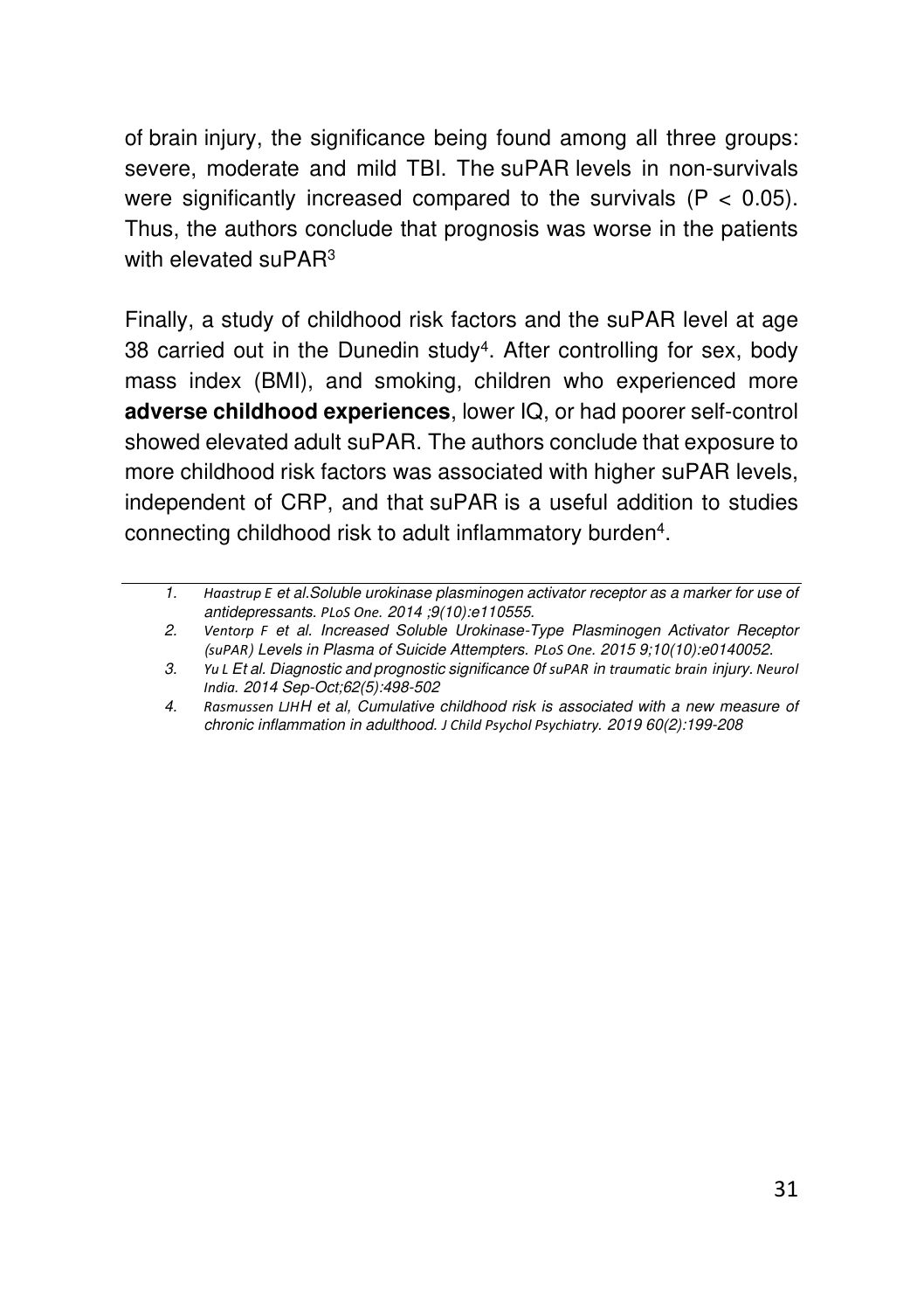of brain injury, the significance being found among all three groups: severe, moderate and mild TBI. The suPAR levels in non-survivals were significantly increased compared to the survivals ($P < 0.05$). Thus, the authors conclude that prognosis was worse in the patients with elevated suPAR[3]

Finally, a study of childhood risk factors and the suPAR level at age 38 carried out in the Dunedin study[4]. After controlling for sex, body mass index (BMI), and smoking, children who experienced more **adverse childhood experiences**, lower IQ, or had poorer self-control showed elevated adult suPAR. The authors conclude that exposure to more childhood risk factors was associated with higher suPAR levels, independent of CRP, and that suPAR is a useful addition to studies connecting childhood risk to adult inflammatory burden[4].

---

1. *Haastrup E et al.Soluble urokinase plasminogen activator receptor as a marker for use of antidepressants. PLoS One. 2014 ;9(10):e110555.*
2. *Ventorp F et al. Increased Soluble Urokinase-Type Plasminogen Activator Receptor (suPAR) Levels in Plasma of Suicide Attempters. PLoS One. 2015 9;10(10):e0140052.*
3. *Yu L Et al. Diagnostic and prognostic significance 0f suPAR in traumatic brain injury. Neurol India. 2014 Sep-Oct;62(5):498-502*
4. *Rasmussen LJHH et al, Cumulative childhood risk is associated with a new measure of chronic inflammation in adulthood. J Child Psychol Psychiatry. 2019 60(2):199-208*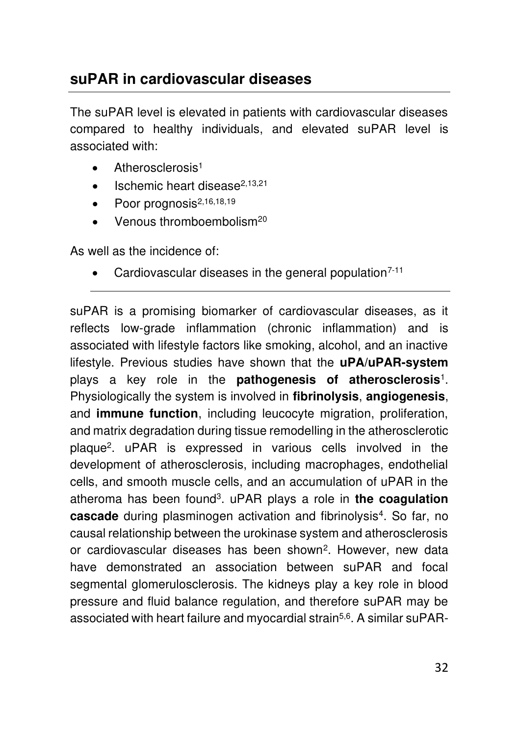## suPAR in cardiovascular diseases

The suPAR level is elevated in patients with cardiovascular diseases compared to healthy individuals, and elevated suPAR level is associated with:

- Atherosclerosis[1]
- Ischemic heart disease[2,13,21]
- Poor prognosis[2,16,18,19]
- Venous thromboembolism[20]

As well as the incidence of:

- Cardiovascular diseases in the general population[7-11]

---

suPAR is a promising biomarker of cardiovascular diseases, as it reflects low-grade inflammation (chronic inflammation) and is associated with lifestyle factors like smoking, alcohol, and an inactive lifestyle. Previous studies have shown that the **uPA/uPAR-system** plays a key role in the **pathogenesis of atherosclerosis**[1]. Physiologically the system is involved in **fibrinolysis**, **angiogenesis**, and **immune function**, including leucocyte migration, proliferation, and matrix degradation during tissue remodelling in the atherosclerotic plaque[2]. uPAR is expressed in various cells involved in the development of atherosclerosis, including macrophages, endothelial cells, and smooth muscle cells, and an accumulation of uPAR in the atheroma has been found[3]. uPAR plays a role in **the coagulation cascade** during plasminogen activation and fibrinolysis[4]. So far, no causal relationship between the urokinase system and atherosclerosis or cardiovascular diseases has been shown[2]. However, new data have demonstrated an association between suPAR and focal segmental glomerulosclerosis. The kidneys play a key role in blood pressure and fluid balance regulation, and therefore suPAR may be associated with heart failure and myocardial strain[5,6]. A similar suPAR-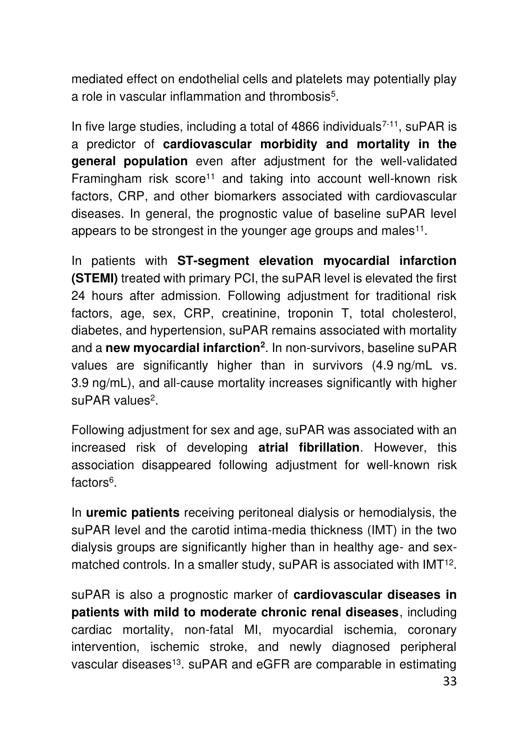mediated effect on endothelial cells and platelets may potentially play a role in vascular inflammation and thrombosis[5].

In five large studies, including a total of 4866 individuals[7-11], suPAR is a predictor of **cardiovascular morbidity and mortality in the general population** even after adjustment for the well-validated Framingham risk score[11] and taking into account well-known risk factors, CRP, and other biomarkers associated with cardiovascular diseases. In general, the prognostic value of baseline suPAR level appears to be strongest in the younger age groups and males[11].

In patients with **ST-segment elevation myocardial infarction (STEMI)** treated with primary PCI, the suPAR level is elevated the first 24 hours after admission. Following adjustment for traditional risk factors, age, sex, CRP, creatinine, troponin T, total cholesterol, diabetes, and hypertension, suPAR remains associated with mortality and a **new myocardial infarction[2]**. In non-survivors, baseline suPAR values are significantly higher than in survivors (4.9 ng/mL vs. 3.9 ng/mL), and all-cause mortality increases significantly with higher suPAR values[2].

Following adjustment for sex and age, suPAR was associated with an increased risk of developing **atrial fibrillation**. However, this association disappeared following adjustment for well-known risk factors[6].

In **uremic patients** receiving peritoneal dialysis or hemodialysis, the suPAR level and the carotid intima-media thickness (IMT) in the two dialysis groups are significantly higher than in healthy age- and sex-matched controls. In a smaller study, suPAR is associated with IMT[12].

suPAR is also a prognostic marker of **cardiovascular diseases in patients with mild to moderate chronic renal diseases**, including cardiac mortality, non-fatal MI, myocardial ischemia, coronary intervention, ischemic stroke, and newly diagnosed peripheral vascular diseases[13]. suPAR and eGFR are comparable in estimating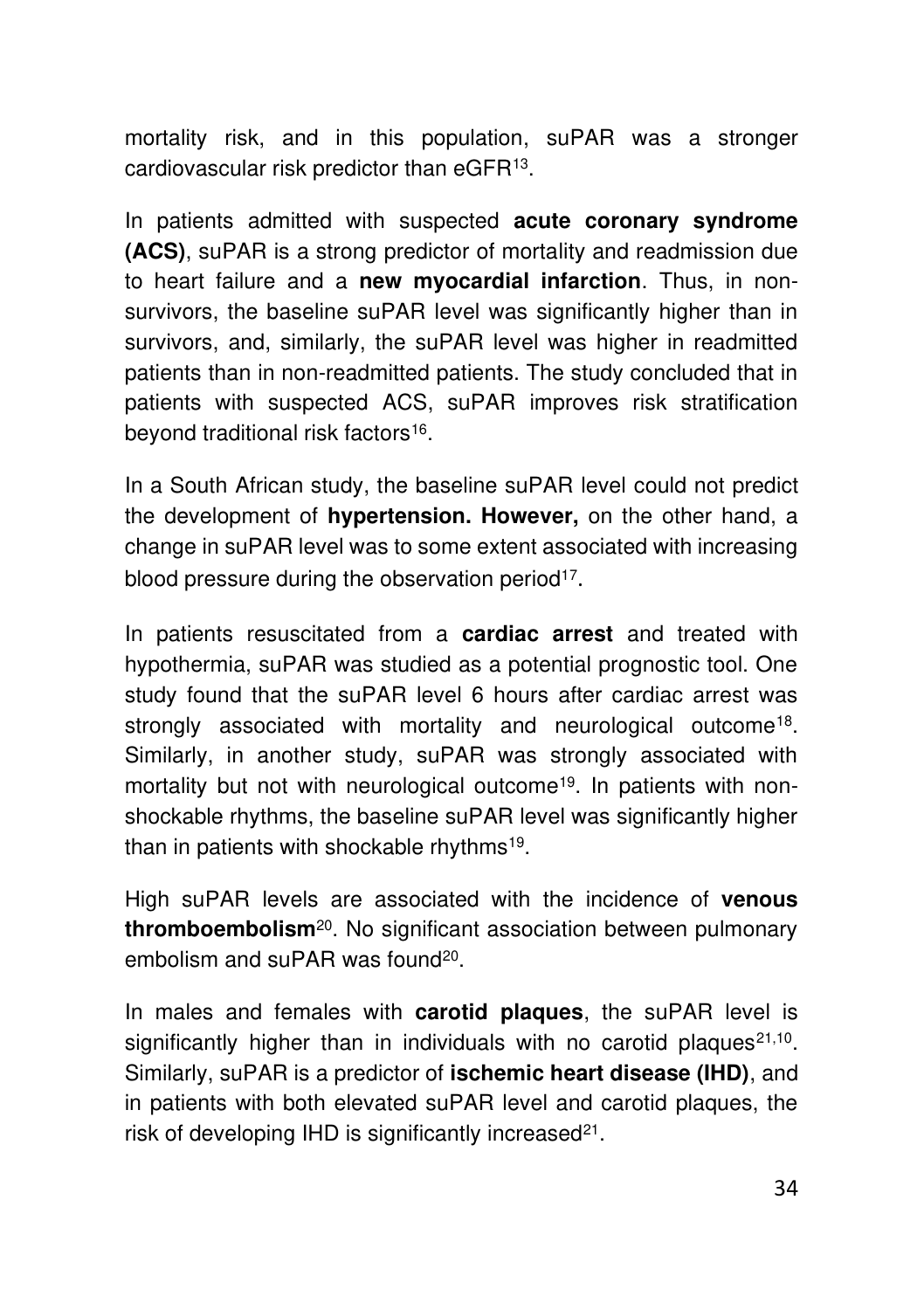mortality risk, and in this population, suPAR was a stronger cardiovascular risk predictor than eGFR[13].

In patients admitted with suspected **acute coronary syndrome (ACS)**, suPAR is a strong predictor of mortality and readmission due to heart failure and a **new myocardial infarction**. Thus, in non-survivors, the baseline suPAR level was significantly higher than in survivors, and, similarly, the suPAR level was higher in readmitted patients than in non-readmitted patients. The study concluded that in patients with suspected ACS, suPAR improves risk stratification beyond traditional risk factors[16].

In a South African study, the baseline suPAR level could not predict the development of **hypertension. However,** on the other hand, a change in suPAR level was to some extent associated with increasing blood pressure during the observation period[17].

In patients resuscitated from a **cardiac arrest** and treated with hypothermia, suPAR was studied as a potential prognostic tool. One study found that the suPAR level 6 hours after cardiac arrest was strongly associated with mortality and neurological outcome[18]. Similarly, in another study, suPAR was strongly associated with mortality but not with neurological outcome[19]. In patients with non-shockable rhythms, the baseline suPAR level was significantly higher than in patients with shockable rhythms[19].

High suPAR levels are associated with the incidence of **venous thromboembolism**[20]. No significant association between pulmonary embolism and suPAR was found[20].

In males and females with **carotid plaques**, the suPAR level is significantly higher than in individuals with no carotid plaques[21,10]. Similarly, suPAR is a predictor of **ischemic heart disease (IHD)**, and in patients with both elevated suPAR level and carotid plaques, the risk of developing IHD is significantly increased[21].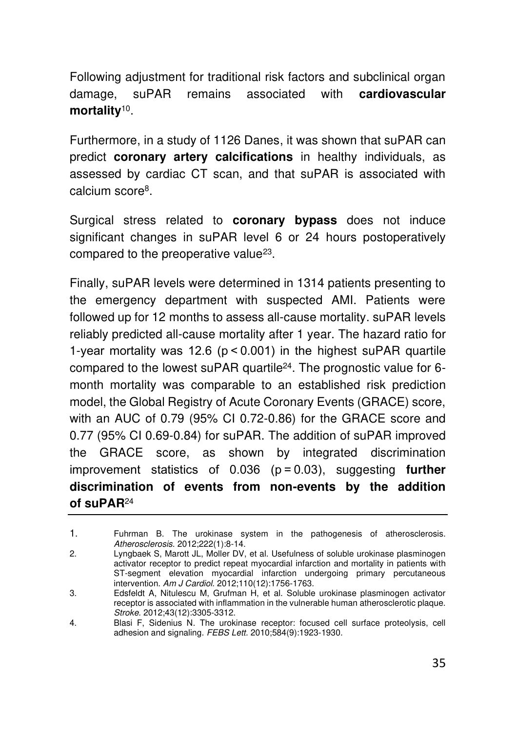Following adjustment for traditional risk factors and subclinical organ damage, suPAR remains associated with **cardiovascular mortality**[10].

Furthermore, in a study of 1126 Danes, it was shown that suPAR can predict **coronary artery calcifications** in healthy individuals, as assessed by cardiac CT scan, and that suPAR is associated with calcium score[8].

Surgical stress related to **coronary bypass** does not induce significant changes in suPAR level 6 or 24 hours postoperatively compared to the preoperative value[23].

Finally, suPAR levels were determined in 1314 patients presenting to the emergency department with suspected AMI. Patients were followed up for 12 months to assess all-cause mortality. suPAR levels reliably predicted all-cause mortality after 1 year. The hazard ratio for 1-year mortality was 12.6 ($p < 0.001$) in the highest suPAR quartile compared to the lowest suPAR quartile[24]. The prognostic value for 6-month mortality was comparable to an established risk prediction model, the Global Registry of Acute Coronary Events (GRACE) score, with an AUC of 0.79 (95% CI 0.72-0.86) for the GRACE score and 0.77 (95% CI 0.69-0.84) for suPAR. The addition of suPAR improved the GRACE score, as shown by integrated discrimination improvement statistics of 0.036 ($p = 0.03$), suggesting **further discrimination of events from non-events by the addition of suPAR**[24]

---

1. Fuhrman B. The urokinase system in the pathogenesis of atherosclerosis. *Atherosclerosis.* 2012;222(1):8-14.
2. Lyngbaek S, Marott JL, Moller DV, et al. Usefulness of soluble urokinase plasminogen activator receptor to predict repeat myocardial infarction and mortality in patients with ST-segment elevation myocardial infarction undergoing primary percutaneous intervention. *Am J Cardiol.* 2012;110(12):1756-1763.
3. Edsfeldt A, Nitulescu M, Grufman H, et al. Soluble urokinase plasminogen activator receptor is associated with inflammation in the vulnerable human atherosclerotic plaque. *Stroke.* 2012;43(12):3305-3312.
4. Blasi F, Sidenius N. The urokinase receptor: focused cell surface proteolysis, cell adhesion and signaling. *FEBS Lett.* 2010;584(9):1923-1930.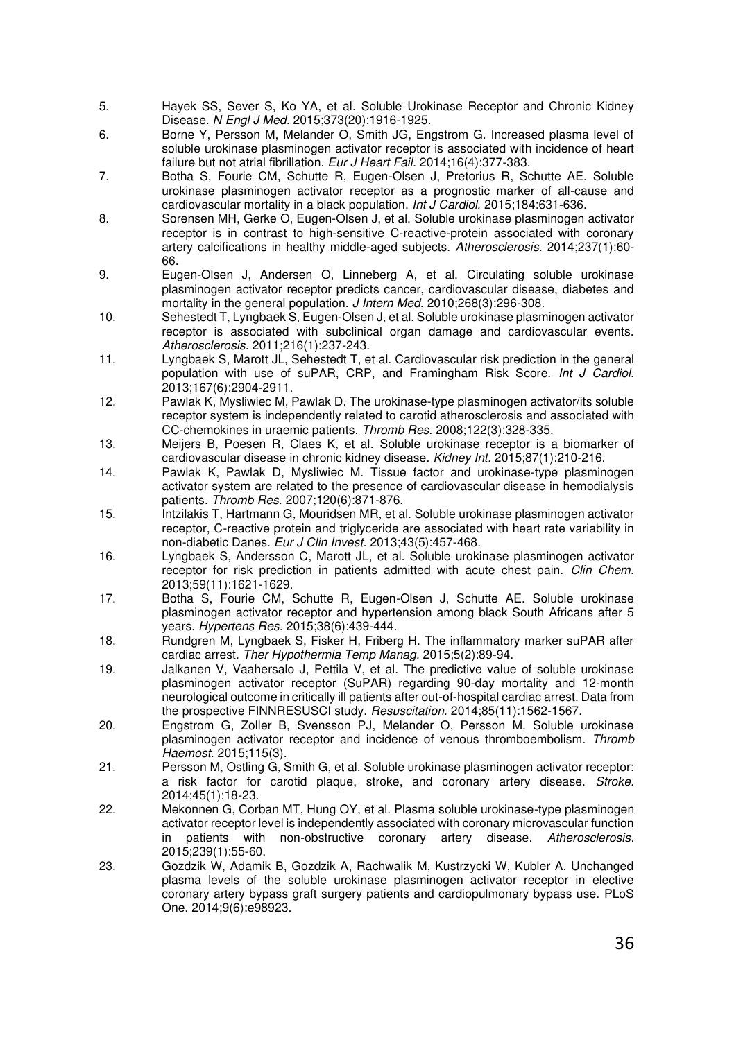5. Hayek SS, Sever S, Ko YA, et al. Soluble Urokinase Receptor and Chronic Kidney Disease. *N Engl J Med.* 2015;373(20):1916-1925.
6. Borne Y, Persson M, Melander O, Smith JG, Engstrom G. Increased plasma level of soluble urokinase plasminogen activator receptor is associated with incidence of heart failure but not atrial fibrillation. *Eur J Heart Fail.* 2014;16(4):377-383.
7. Botha S, Fourie CM, Schutte R, Eugen-Olsen J, Pretorius R, Schutte AE. Soluble urokinase plasminogen activator receptor as a prognostic marker of all-cause and cardiovascular mortality in a black population. *Int J Cardiol.* 2015;184:631-636.
8. Sorensen MH, Gerke O, Eugen-Olsen J, et al. Soluble urokinase plasminogen activator receptor is in contrast to high-sensitive C-reactive-protein associated with coronary artery calcifications in healthy middle-aged subjects. *Atherosclerosis.* 2014;237(1):60-66.
9. Eugen-Olsen J, Andersen O, Linneberg A, et al. Circulating soluble urokinase plasminogen activator receptor predicts cancer, cardiovascular disease, diabetes and mortality in the general population. *J Intern Med.* 2010;268(3):296-308.
10. Sehestedt T, Lyngbaek S, Eugen-Olsen J, et al. Soluble urokinase plasminogen activator receptor is associated with subclinical organ damage and cardiovascular events. *Atherosclerosis.* 2011;216(1):237-243.
11. Lyngbaek S, Marott JL, Sehestedt T, et al. Cardiovascular risk prediction in the general population with use of suPAR, CRP, and Framingham Risk Score. *Int J Cardiol.* 2013;167(6):2904-2911.
12. Pawlak K, Mysliwiec M, Pawlak D. The urokinase-type plasminogen activator/its soluble receptor system is independently related to carotid atherosclerosis and associated with CC-chemokines in uraemic patients. *Thromb Res.* 2008;122(3):328-335.
13. Meijers B, Poesen R, Claes K, et al. Soluble urokinase receptor is a biomarker of cardiovascular disease in chronic kidney disease. *Kidney Int.* 2015;87(1):210-216.
14. Pawlak K, Pawlak D, Mysliwiec M. Tissue factor and urokinase-type plasminogen activator system are related to the presence of cardiovascular disease in hemodialysis patients. *Thromb Res.* 2007;120(6):871-876.
15. Intzilakis T, Hartmann G, Mouridsen MR, et al. Soluble urokinase plasminogen activator receptor, C-reactive protein and triglyceride are associated with heart rate variability in non-diabetic Danes. *Eur J Clin Invest.* 2013;43(5):457-468.
16. Lyngbaek S, Andersson C, Marott JL, et al. Soluble urokinase plasminogen activator receptor for risk prediction in patients admitted with acute chest pain. *Clin Chem.* 2013;59(11):1621-1629.
17. Botha S, Fourie CM, Schutte R, Eugen-Olsen J, Schutte AE. Soluble urokinase plasminogen activator receptor and hypertension among black South Africans after 5 years. *Hypertens Res.* 2015;38(6):439-444.
18. Rundgren M, Lyngbaek S, Fisker H, Friberg H. The inflammatory marker suPAR after cardiac arrest. *Ther Hypothermia Temp Manag.* 2015;5(2):89-94.
19. Jalkanen V, Vaahersalo J, Pettila V, et al. The predictive value of soluble urokinase plasminogen activator receptor (SuPAR) regarding 90-day mortality and 12-month neurological outcome in critically ill patients after out-of-hospital cardiac arrest. Data from the prospective FINNRESUSCI study. *Resuscitation.* 2014;85(11):1562-1567.
20. Engstrom G, Zoller B, Svensson PJ, Melander O, Persson M. Soluble urokinase plasminogen activator receptor and incidence of venous thromboembolism. *Thromb Haemost.* 2015;115(3).
21. Persson M, Ostling G, Smith G, et al. Soluble urokinase plasminogen activator receptor: a risk factor for carotid plaque, stroke, and coronary artery disease. *Stroke.* 2014;45(1):18-23.
22. Mekonnen G, Corban MT, Hung OY, et al. Plasma soluble urokinase-type plasminogen activator receptor level is independently associated with coronary microvascular function in patients with non-obstructive coronary artery disease. *Atherosclerosis.* 2015;239(1):55-60.
23. Gozdzik W, Adamik B, Gozdzik A, Rachwalik M, Kustrzycki W, Kubler A. Unchanged plasma levels of the soluble urokinase plasminogen activator receptor in elective coronary artery bypass graft surgery patients and cardiopulmonary bypass use. PLoS One. 2014;9(6):e98923.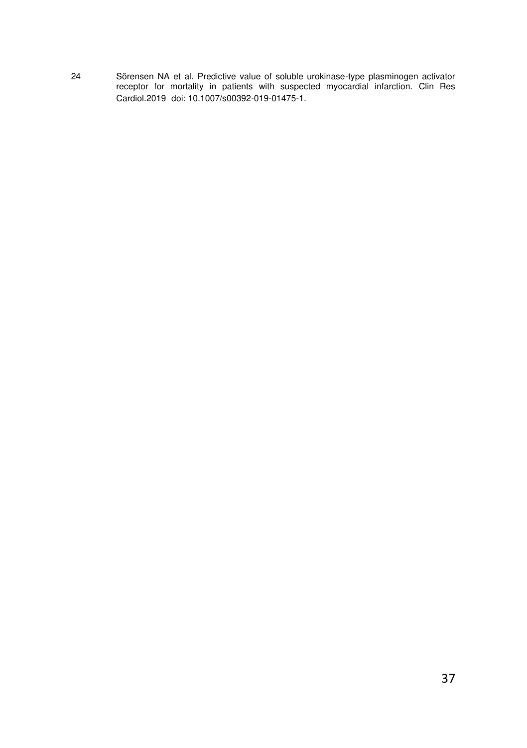24 Sörensen NA et al. Predictive value of soluble urokinase-type plasminogen activator receptor for mortality in patients with suspected myocardial infarction. Clin Res Cardiol.2019 doi: 10.1007/s00392-019-01475-1.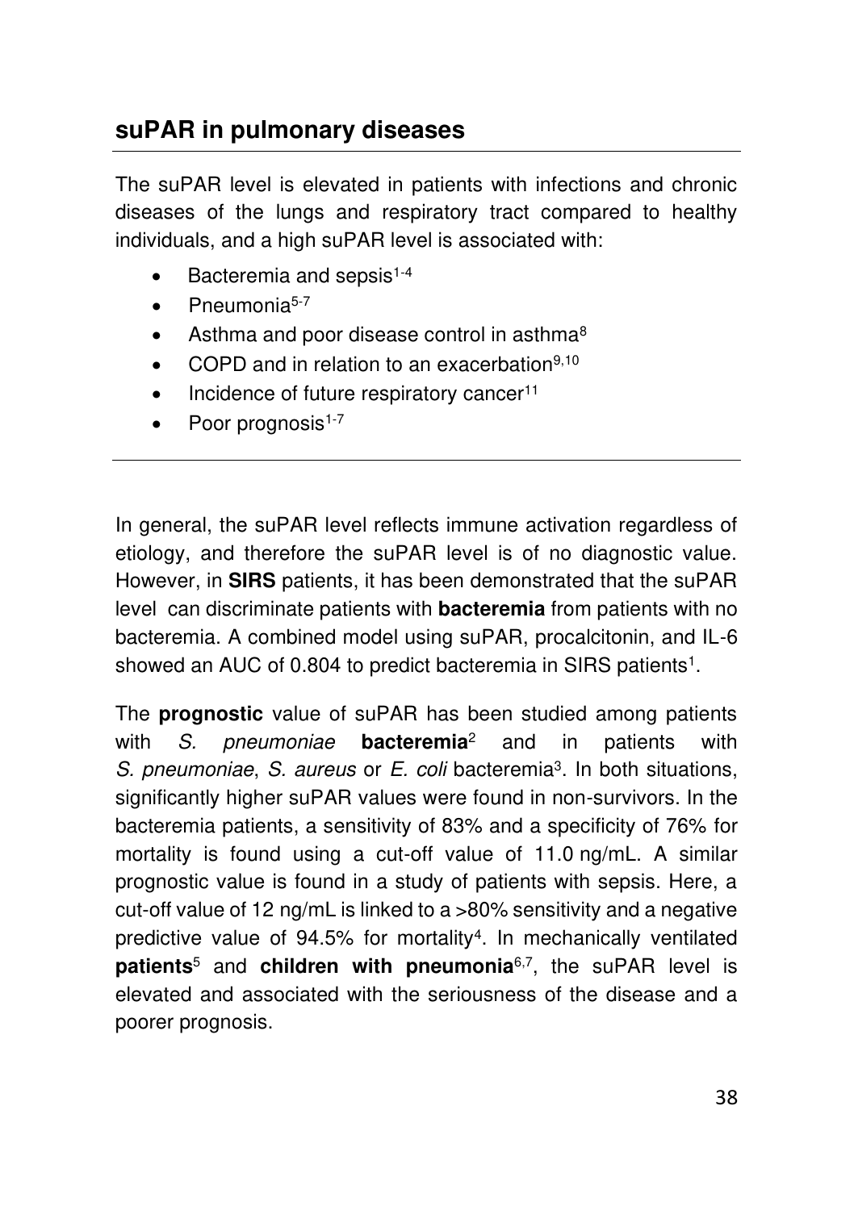## suPAR in pulmonary diseases

The suPAR level is elevated in patients with infections and chronic diseases of the lungs and respiratory tract compared to healthy individuals, and a high suPAR level is associated with:

- Bacteremia and sepsis[1-4]
- Pneumonia[5-7]
- Asthma and poor disease control in asthma[8]
- COPD and in relation to an exacerbation[9,10]
- Incidence of future respiratory cancer[11]
- Poor prognosis[1-7]

In general, the suPAR level reflects immune activation regardless of etiology, and therefore the suPAR level is of no diagnostic value. However, in **SIRS** patients, it has been demonstrated that the suPAR level can discriminate patients with **bacteremia** from patients with no bacteremia. A combined model using suPAR, procalcitonin, and IL-6 showed an AUC of 0.804 to predict bacteremia in SIRS patients[1].

The **prognostic** value of suPAR has been studied among patients with *S. pneumoniae* **bacteremia**[2] and in patients with *S. pneumoniae*, *S. aureus* or *E. coli* bacteremia[3]. In both situations, significantly higher suPAR values were found in non-survivors. In the bacteremia patients, a sensitivity of 83% and a specificity of 76% for mortality is found using a cut-off value of 11.0 ng/mL. A similar prognostic value is found in a study of patients with sepsis. Here, a cut-off value of 12 ng/mL is linked to a >80% sensitivity and a negative predictive value of 94.5% for mortality[4]. In mechanically ventilated **patients**[5] and **children with pneumonia**[6,7], the suPAR level is elevated and associated with the seriousness of the disease and a poorer prognosis.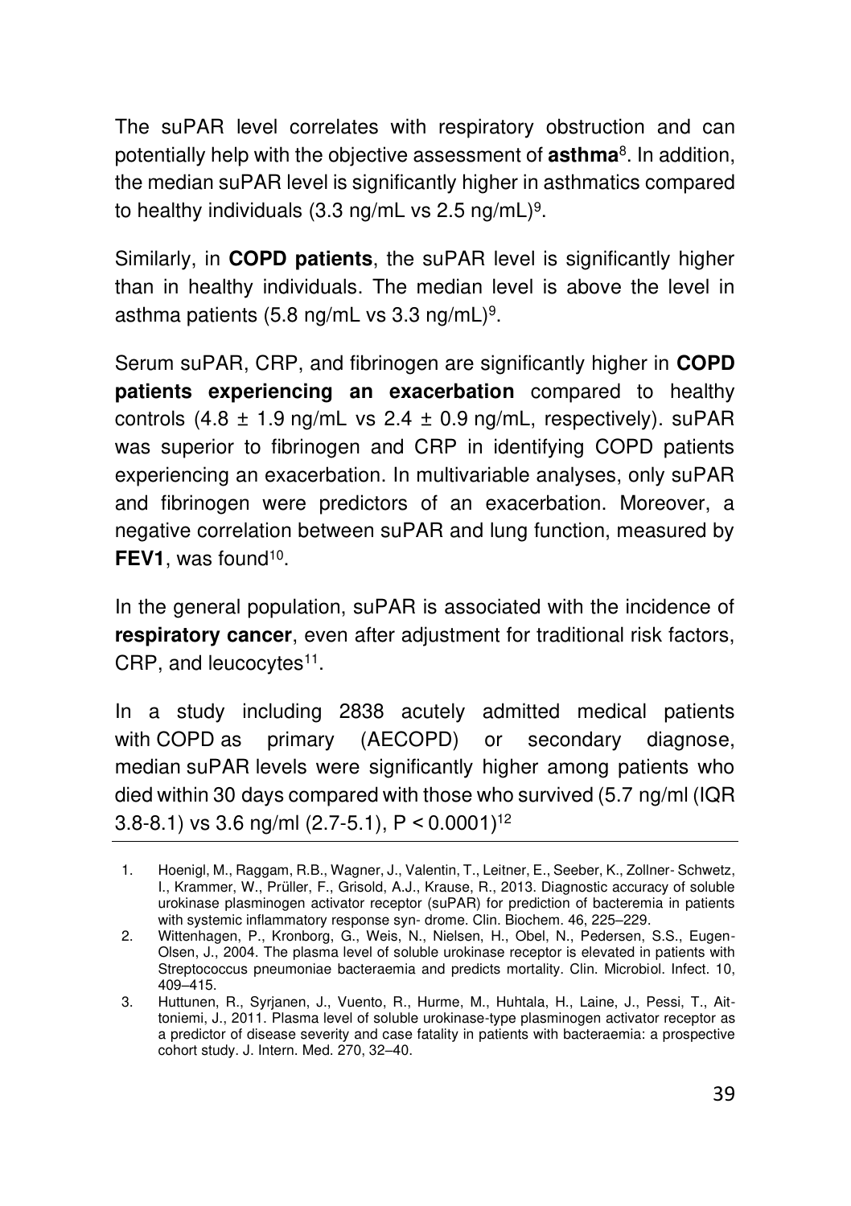The suPAR level correlates with respiratory obstruction and can potentially help with the objective assessment of **asthma**[8]. In addition, the median suPAR level is significantly higher in asthmatics compared to healthy individuals (3.3 ng/mL vs 2.5 ng/mL)[9].

Similarly, in **COPD patients**, the suPAR level is significantly higher than in healthy individuals. The median level is above the level in asthma patients (5.8 ng/mL vs 3.3 ng/mL)[9].

Serum suPAR, CRP, and fibrinogen are significantly higher in **COPD patients experiencing an exacerbation** compared to healthy controls (4.8 ± 1.9 ng/mL vs 2.4 ± 0.9 ng/mL, respectively). suPAR was superior to fibrinogen and CRP in identifying COPD patients experiencing an exacerbation. In multivariable analyses, only suPAR and fibrinogen were predictors of an exacerbation. Moreover, a negative correlation between suPAR and lung function, measured by **FEV1**, was found[10].

In the general population, suPAR is associated with the incidence of **respiratory cancer**, even after adjustment for traditional risk factors, CRP, and leucocytes[11].

In a study including 2838 acutely admitted medical patients with COPD as primary (AECOPD) or secondary diagnose, median suPAR levels were significantly higher among patients who died within 30 days compared with those who survived (5.7 ng/ml (IQR 3.8-8.1) vs 3.6 ng/ml (2.7-5.1), $P < 0.0001$)[12]

1. Hoenigl, M., Raggam, R.B., Wagner, J., Valentin, T., Leitner, E., Seeber, K., Zollner- Schwetz, I., Krammer, W., Prüller, F., Grisold, A.J., Krause, R., 2013. Diagnostic accuracy of soluble urokinase plasminogen activator receptor (suPAR) for prediction of bacteremia in patients with systemic inflammatory response syn- drome. Clin. Biochem. 46, 225–229.
2. Wittenhagen, P., Kronborg, G., Weis, N., Nielsen, H., Obel, N., Pedersen, S.S., Eugen-Olsen, J., 2004. The plasma level of soluble urokinase receptor is elevated in patients with Streptococcus pneumoniae bacteraemia and predicts mortality. Clin. Microbiol. Infect. 10, 409–415.
3. Huttunen, R., Syrjanen, J., Vuento, R., Hurme, M., Huhtala, H., Laine, J., Pessi, T., Aittoniemi, J., 2011. Plasma level of soluble urokinase-type plasminogen activator receptor as a predictor of disease severity and case fatality in patients with bacteraemia: a prospective cohort study. J. Intern. Med. 270, 32–40.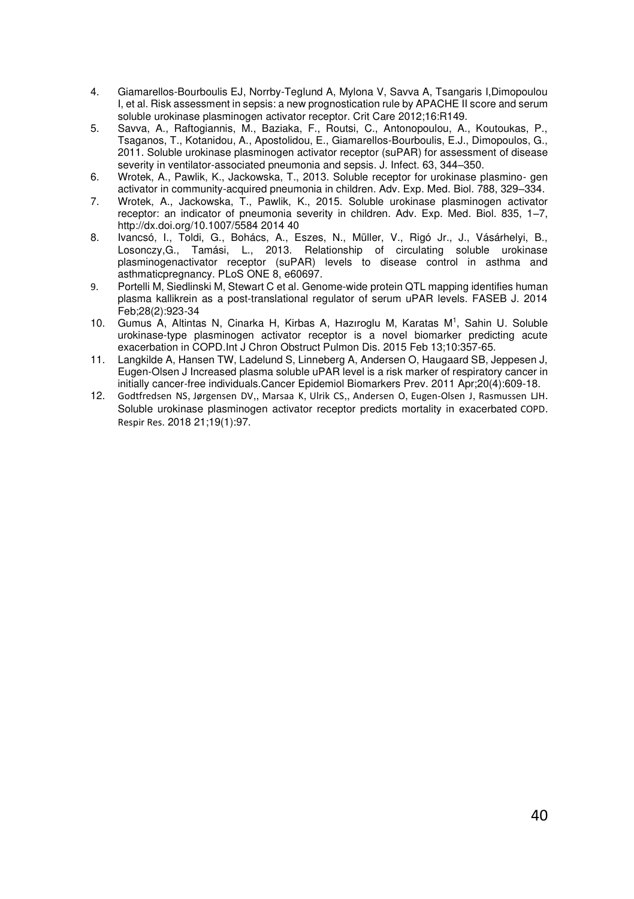4. Giamarellos-Bourboulis EJ, Norrby-Teglund A, Mylona V, Savva A, Tsangaris I,Dimopoulou I, et al. Risk assessment in sepsis: a new prognostication rule by APACHE II score and serum soluble urokinase plasminogen activator receptor. Crit Care 2012;16:R149.
5. Savva, A., Raftogiannis, M., Baziaka, F., Routsi, C., Antonopoulou, A., Koutoukas, P., Tsaganos, T., Kotanidou, A., Apostolidou, E., Giamarellos-Bourboulis, E.J., Dimopoulos, G., 2011. Soluble urokinase plasminogen activator receptor (suPAR) for assessment of disease severity in ventilator-associated pneumonia and sepsis. J. Infect. 63, 344–350.
6. Wrotek, A., Pawlik, K., Jackowska, T., 2013. Soluble receptor for urokinase plasmino- gen activator in community-acquired pneumonia in children. Adv. Exp. Med. Biol. 788, 329–334.
7. Wrotek, A., Jackowska, T., Pawlik, K., 2015. Soluble urokinase plasminogen activator receptor: an indicator of pneumonia severity in children. Adv. Exp. Med. Biol. 835, 1–7, http://dx.doi.org/10.1007/5584 2014 40
8. Ivancsó, I., Toldi, G., Bohács, A., Eszes, N., Müller, V., Rigó Jr., J., Vásárhelyi, B., Losonczy,G., Tamási, L., 2013. Relationship of circulating soluble urokinase plasminogenactivator receptor (suPAR) levels to disease control in asthma and asthmaticpregnancy. PLoS ONE 8, e60697.
9. Portelli M, Siedlinski M, Stewart C et al. Genome-wide protein QTL mapping identifies human plasma kallikrein as a post-translational regulator of serum uPAR levels. FASEB J. 2014 Feb;28(2):923-34
10. Gumus A, Altintas N, Cinarka H, Kirbas A, Hazıroglu M, Karatas M[1], Sahin U. Soluble urokinase-type plasminogen activator receptor is a novel biomarker predicting acute exacerbation in COPD.Int J Chron Obstruct Pulmon Dis. 2015 Feb 13;10:357-65.
11. Langkilde A, Hansen TW, Ladelund S, Linneberg A, Andersen O, Haugaard SB, Jeppesen J, Eugen-Olsen J Increased plasma soluble uPAR level is a risk marker of respiratory cancer in initially cancer-free individuals.Cancer Epidemiol Biomarkers Prev. 2011 Apr;20(4):609-18.
12. Godtfredsen NS, Jørgensen DV,, Marsaa K, Ulrik CS,, Andersen O, Eugen-Olsen J, Rasmussen LJH. Soluble urokinase plasminogen activator receptor predicts mortality in exacerbated COPD. Respir Res. 2018 21;19(1):97.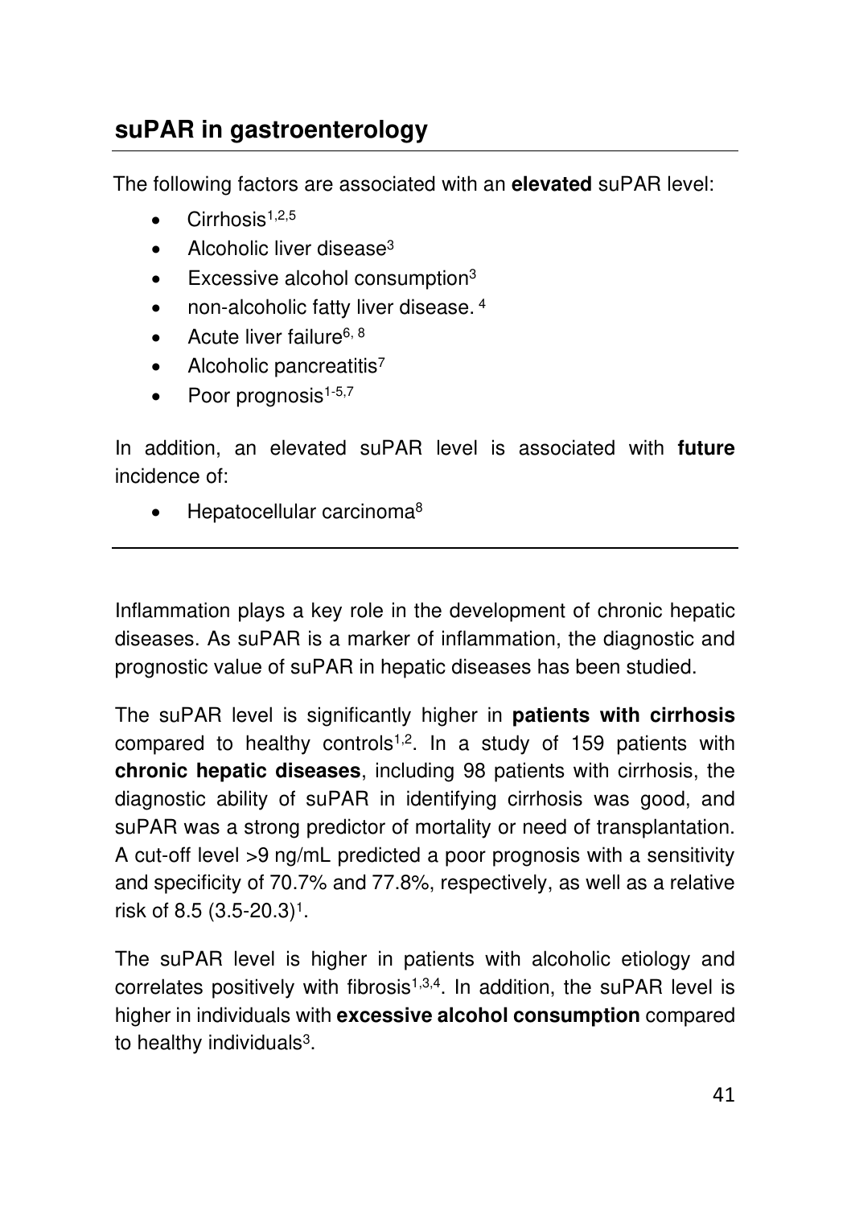## suPAR in gastroenterology

The following factors are associated with an **elevated** suPAR level:

- Cirrhosis[1,2,5]
- Alcoholic liver disease[3]
- Excessive alcohol consumption[3]
- non-alcoholic fatty liver disease. [4]
- Acute liver failure[6, 8]
- Alcoholic pancreatitis[7]
- Poor prognosis[1-5,7]

In addition, an elevated suPAR level is associated with **future** incidence of:

- Hepatocellular carcinoma[8]

---

Inflammation plays a key role in the development of chronic hepatic diseases. As suPAR is a marker of inflammation, the diagnostic and prognostic value of suPAR in hepatic diseases has been studied.

The suPAR level is significantly higher in **patients with cirrhosis** compared to healthy controls[1,2]. In a study of 159 patients with **chronic hepatic diseases**, including 98 patients with cirrhosis, the diagnostic ability of suPAR in identifying cirrhosis was good, and suPAR was a strong predictor of mortality or need of transplantation. A cut-off level >9 ng/mL predicted a poor prognosis with a sensitivity and specificity of 70.7% and 77.8%, respectively, as well as a relative risk of 8.5 (3.5-20.3)[1].

The suPAR level is higher in patients with alcoholic etiology and correlates positively with fibrosis[1,3,4]. In addition, the suPAR level is higher in individuals with **excessive alcohol consumption** compared to healthy individuals[3].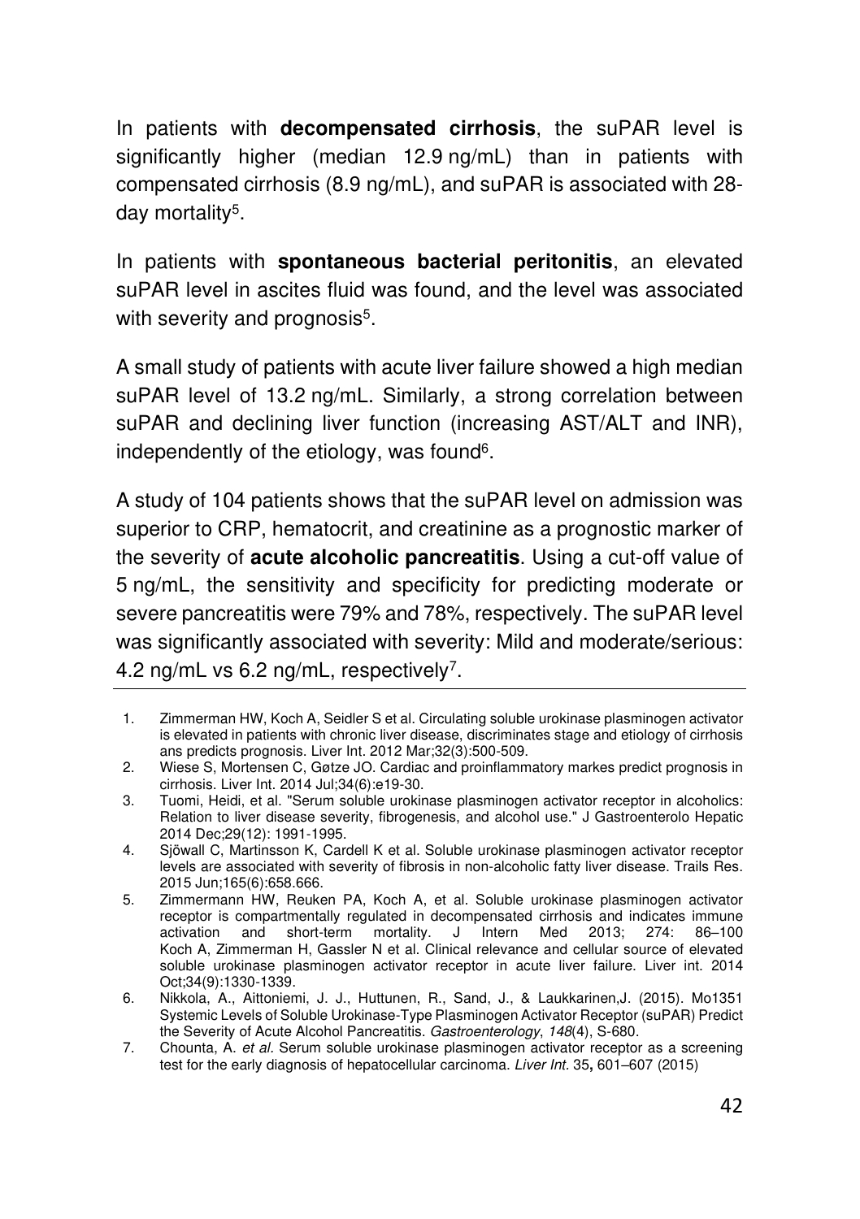In patients with **decompensated cirrhosis**, the suPAR level is significantly higher (median 12.9 ng/mL) than in patients with compensated cirrhosis (8.9 ng/mL), and suPAR is associated with 28-day mortality[5].

In patients with **spontaneous bacterial peritonitis**, an elevated suPAR level in ascites fluid was found, and the level was associated with severity and prognosis[5].

A small study of patients with acute liver failure showed a high median suPAR level of 13.2 ng/mL. Similarly, a strong correlation between suPAR and declining liver function (increasing AST/ALT and INR), independently of the etiology, was found[6].

A study of 104 patients shows that the suPAR level on admission was superior to CRP, hematocrit, and creatinine as a prognostic marker of the severity of **acute alcoholic pancreatitis**. Using a cut-off value of 5 ng/mL, the sensitivity and specificity for predicting moderate or severe pancreatitis were 79% and 78%, respectively. The suPAR level was significantly associated with severity: Mild and moderate/serious: 4.2 ng/mL vs 6.2 ng/mL, respectively[7].

---

1. Zimmerman HW, Koch A, Seidler S et al. Circulating soluble urokinase plasminogen activator is elevated in patients with chronic liver disease, discriminates stage and etiology of cirrhosis ans predicts prognosis. Liver Int. 2012 Mar;32(3):500-509.
2. Wiese S, Mortensen C, Gøtze JO. Cardiac and proinflammatory markes predict prognosis in cirrhosis. Liver Int. 2014 Jul;34(6):e19-30.
3. Tuomi, Heidi, et al. "Serum soluble urokinase plasminogen activator receptor in alcoholics: Relation to liver disease severity, fibrogenesis, and alcohol use." J Gastroenterolo Hepatic 2014 Dec;29(12): 1991-1995.
4. Sjöwall C, Martinsson K, Cardell K et al. Soluble urokinase plasminogen activator receptor levels are associated with severity of fibrosis in non-alcoholic fatty liver disease. Trails Res. 2015 Jun;165(6):658.666.
5. Zimmermann HW, Reuken PA, Koch A, et al. Soluble urokinase plasminogen activator receptor is compartmentally regulated in decompensated cirrhosis and indicates immune activation and short-term mortality. J Intern Med 2013; 274: 86–100
   Koch A, Zimmerman H, Gassler N et al. Clinical relevance and cellular source of elevated soluble urokinase plasminogen activator receptor in acute liver failure. Liver int. 2014 Oct;34(9):1330-1339.
6. Nikkola, A., Aittoniemi, J. J., Huttunen, R., Sand, J., & Laukkarinen,J. (2015). Mo1351 Systemic Levels of Soluble Urokinase-Type Plasminogen Activator Receptor (suPAR) Predict the Severity of Acute Alcohol Pancreatitis. *Gastroenterology*, *148*(4), S-680.
7. Chounta, A. *et al.* Serum soluble urokinase plasminogen activator receptor as a screening test for the early diagnosis of hepatocellular carcinoma. *Liver Int.* 35**,** 601–607 (2015)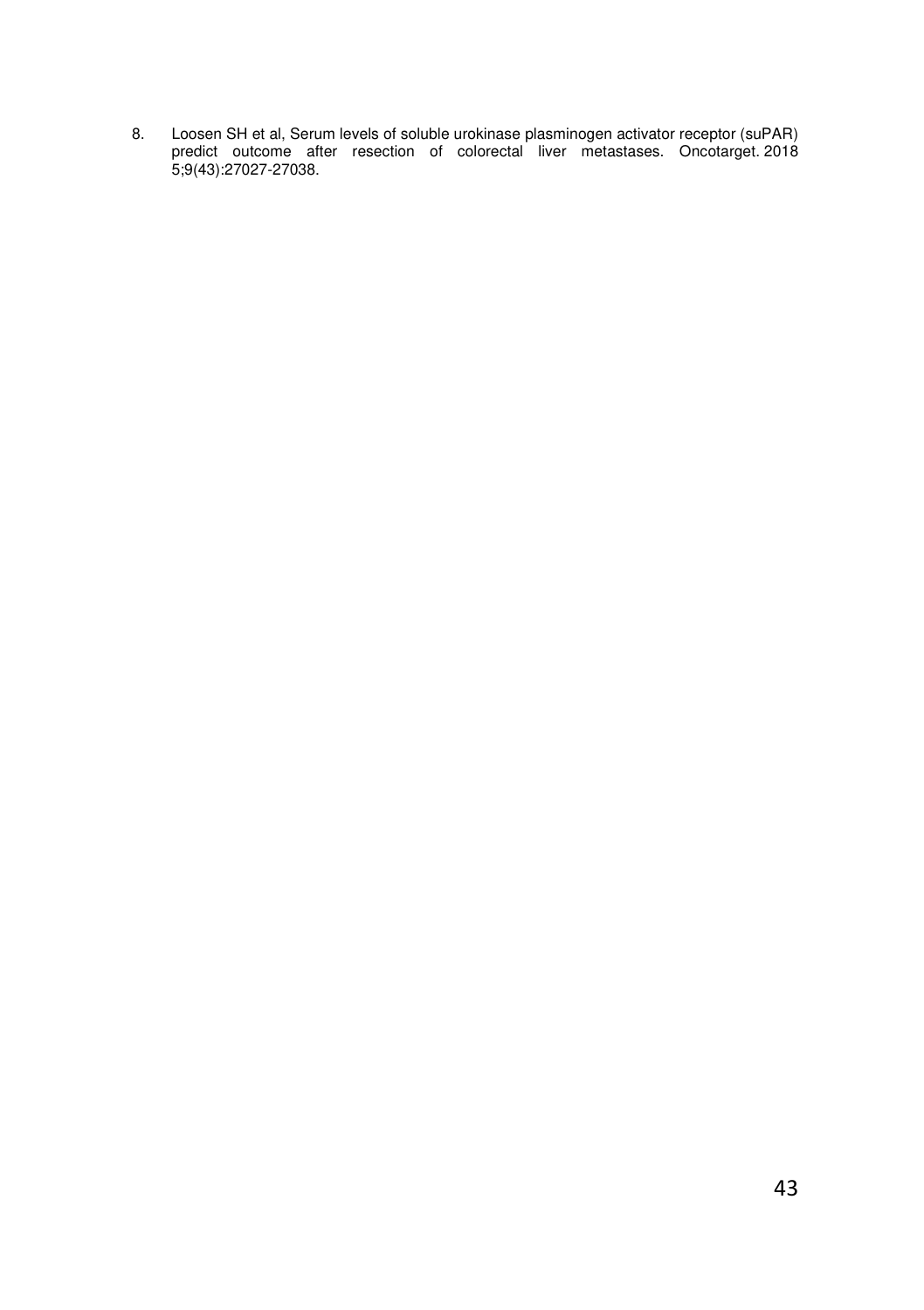8. Loosen SH et al, Serum levels of soluble urokinase plasminogen activator receptor (suPAR) predict outcome after resection of colorectal liver metastases. Oncotarget. 2018 5;9(43):27027-27038.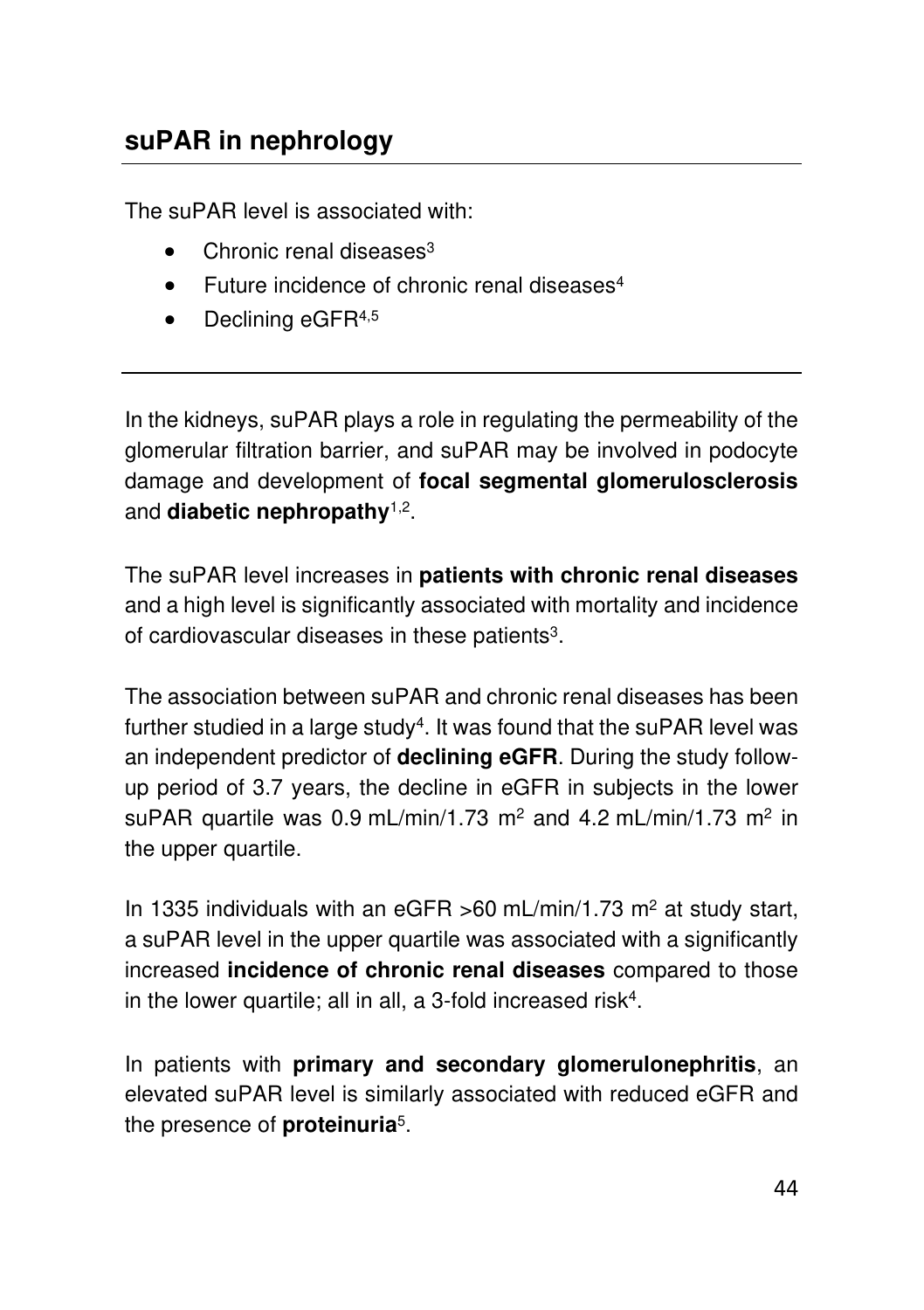## suPAR in nephrology

The suPAR level is associated with:

- Chronic renal diseases[3]
- Future incidence of chronic renal diseases[4]
- Declining eGFR[4,5]

---

In the kidneys, suPAR plays a role in regulating the permeability of the glomerular filtration barrier, and suPAR may be involved in podocyte damage and development of **focal segmental glomerulosclerosis** and **diabetic nephropathy**[1,2].

The suPAR level increases in **patients with chronic renal diseases** and a high level is significantly associated with mortality and incidence of cardiovascular diseases in these patients[3].

The association between suPAR and chronic renal diseases has been further studied in a large study[4]. It was found that the suPAR level was an independent predictor of **declining eGFR**. During the study follow-up period of 3.7 years, the decline in eGFR in subjects in the lower suPAR quartile was 0.9 mL/min/1.73 $m^2$ and 4.2 mL/min/1.73 $m^2$ in the upper quartile.

In 1335 individuals with an eGFR >60 mL/min/1.73 $m^2$ at study start, a suPAR level in the upper quartile was associated with a significantly increased **incidence of chronic renal diseases** compared to those in the lower quartile; all in all, a 3-fold increased risk[4].

In patients with **primary and secondary glomerulonephritis**, an elevated suPAR level is similarly associated with reduced eGFR and the presence of **proteinuria**[5].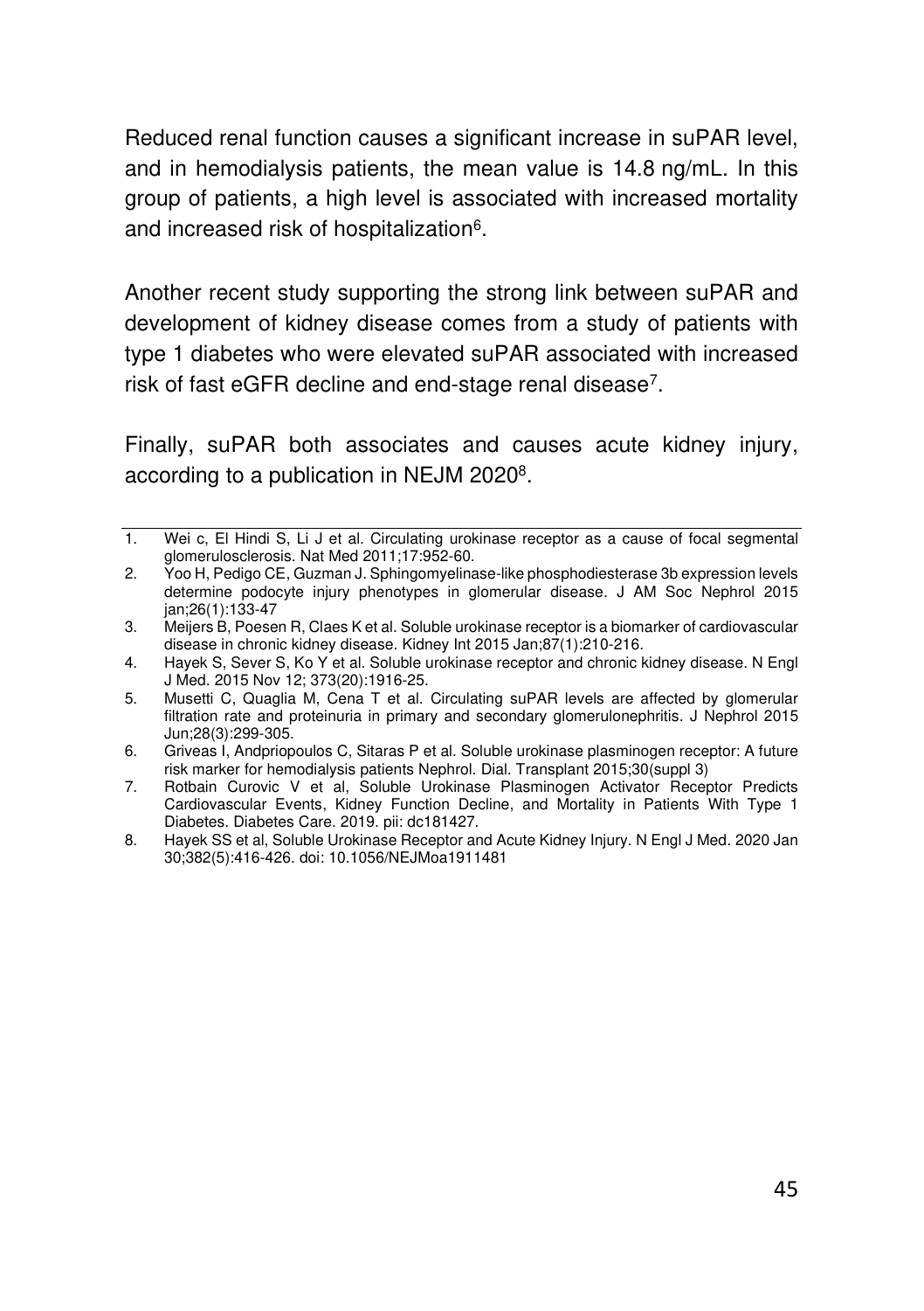Reduced renal function causes a significant increase in suPAR level, and in hemodialysis patients, the mean value is 14.8 ng/mL. In this group of patients, a high level is associated with increased mortality and increased risk of hospitalization[6].

Another recent study supporting the strong link between suPAR and development of kidney disease comes from a study of patients with type 1 diabetes who were elevated suPAR associated with increased risk of fast eGFR decline and end-stage renal disease[7].

Finally, suPAR both associates and causes acute kidney injury, according to a publication in NEJM 2020[8].

---

1. Wei c, El Hindi S, Li J et al. Circulating urokinase receptor as a cause of focal segmental glomerulosclerosis. Nat Med 2011;17:952-60.
2. Yoo H, Pedigo CE, Guzman J. Sphingomyelinase-like phosphodiesterase 3b expression levels determine podocyte injury phenotypes in glomerular disease. J AM Soc Nephrol 2015 jan;26(1):133-47
3. Meijers B, Poesen R, Claes K et al. Soluble urokinase receptor is a biomarker of cardiovascular disease in chronic kidney disease. Kidney Int 2015 Jan;87(1):210-216.
4. Hayek S, Sever S, Ko Y et al. Soluble urokinase receptor and chronic kidney disease. N Engl J Med. 2015 Nov 12; 373(20):1916-25.
5. Musetti C, Quaglia M, Cena T et al. Circulating suPAR levels are affected by glomerular filtration rate and proteinuria in primary and secondary glomerulonephritis. J Nephrol 2015 Jun;28(3):299-305.
6. Griveas I, Andpriopoulos C, Sitaras P et al. Soluble urokinase plasminogen receptor: A future risk marker for hemodialysis patients Nephrol. Dial. Transplant 2015;30(suppl 3)
7. Rotbain Curovic V et al, Soluble Urokinase Plasminogen Activator Receptor Predicts Cardiovascular Events, Kidney Function Decline, and Mortality in Patients With Type 1 Diabetes. Diabetes Care. 2019. pii: dc181427.
8. Hayek SS et al, Soluble Urokinase Receptor and Acute Kidney Injury. N Engl J Med. 2020 Jan 30;382(5):416-426. doi: 10.1056/NEJMoa1911481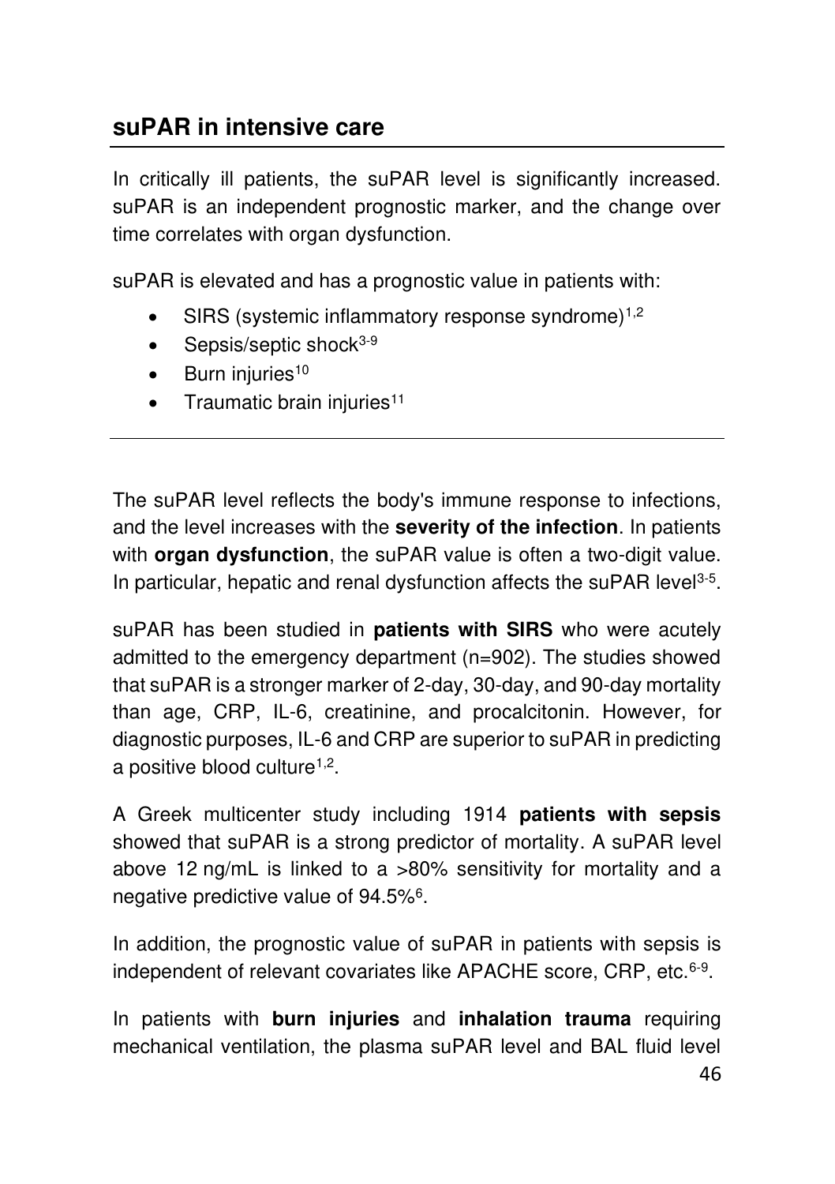## suPAR in intensive care

In critically ill patients, the suPAR level is significantly increased. suPAR is an independent prognostic marker, and the change over time correlates with organ dysfunction.

suPAR is elevated and has a prognostic value in patients with:

- SIRS (systemic inflammatory response syndrome)[1,2]
- Sepsis/septic shock[3-9]
- Burn injuries[10]
- Traumatic brain injuries[11]

---

The suPAR level reflects the body's immune response to infections, and the level increases with the **severity of the infection**. In patients with **organ dysfunction**, the suPAR value is often a two-digit value. In particular, hepatic and renal dysfunction affects the suPAR level[3-5].

suPAR has been studied in **patients with SIRS** who were acutely admitted to the emergency department (n=902). The studies showed that suPAR is a stronger marker of 2-day, 30-day, and 90-day mortality than age, CRP, IL-6, creatinine, and procalcitonin. However, for diagnostic purposes, IL-6 and CRP are superior to suPAR in predicting a positive blood culture[1,2].

A Greek multicenter study including 1914 **patients with sepsis** showed that suPAR is a strong predictor of mortality. A suPAR level above 12 ng/mL is linked to a >80% sensitivity for mortality and a negative predictive value of 94.5%[6].

In addition, the prognostic value of suPAR in patients with sepsis is independent of relevant covariates like APACHE score, CRP, etc.[6-9].

In patients with **burn injuries** and **inhalation trauma** requiring mechanical ventilation, the plasma suPAR level and BAL fluid level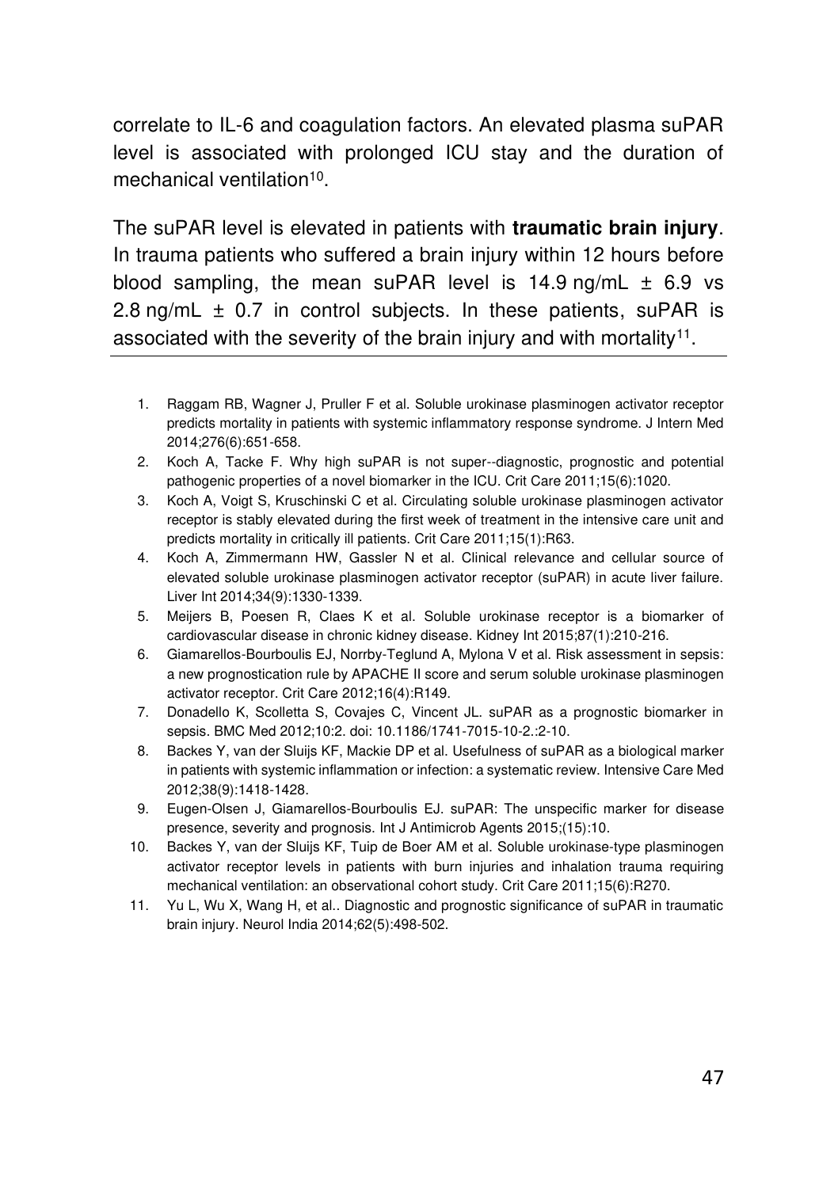correlate to IL-6 and coagulation factors. An elevated plasma suPAR level is associated with prolonged ICU stay and the duration of mechanical ventilation[10].

The suPAR level is elevated in patients with **traumatic brain injury**. In trauma patients who suffered a brain injury within 12 hours before blood sampling, the mean suPAR level is 14.9 ng/mL ± 6.9 vs 2.8 ng/mL ± 0.7 in control subjects. In these patients, suPAR is associated with the severity of the brain injury and with mortality[11].

---

1. Raggam RB, Wagner J, Pruller F et al. Soluble urokinase plasminogen activator receptor predicts mortality in patients with systemic inflammatory response syndrome. J Intern Med 2014;276(6):651-658.
2. Koch A, Tacke F. Why high suPAR is not super--diagnostic, prognostic and potential pathogenic properties of a novel biomarker in the ICU. Crit Care 2011;15(6):1020.
3. Koch A, Voigt S, Kruschinski C et al. Circulating soluble urokinase plasminogen activator receptor is stably elevated during the first week of treatment in the intensive care unit and predicts mortality in critically ill patients. Crit Care 2011;15(1):R63.
4. Koch A, Zimmermann HW, Gassler N et al. Clinical relevance and cellular source of elevated soluble urokinase plasminogen activator receptor (suPAR) in acute liver failure. Liver Int 2014;34(9):1330-1339.
5. Meijers B, Poesen R, Claes K et al. Soluble urokinase receptor is a biomarker of cardiovascular disease in chronic kidney disease. Kidney Int 2015;87(1):210-216.
6. Giamarellos-Bourboulis EJ, Norrby-Teglund A, Mylona V et al. Risk assessment in sepsis: a new prognostication rule by APACHE II score and serum soluble urokinase plasminogen activator receptor. Crit Care 2012;16(4):R149.
7. Donadello K, Scolletta S, Covajes C, Vincent JL. suPAR as a prognostic biomarker in sepsis. BMC Med 2012;10:2. doi: 10.1186/1741-7015-10-2.:2-10.
8. Backes Y, van der Sluijs KF, Mackie DP et al. Usefulness of suPAR as a biological marker in patients with systemic inflammation or infection: a systematic review. Intensive Care Med 2012;38(9):1418-1428.
9. Eugen-Olsen J, Giamarellos-Bourboulis EJ. suPAR: The unspecific marker for disease presence, severity and prognosis. Int J Antimicrob Agents 2015;(15):10.
10. Backes Y, van der Sluijs KF, Tuip de Boer AM et al. Soluble urokinase-type plasminogen activator receptor levels in patients with burn injuries and inhalation trauma requiring mechanical ventilation: an observational cohort study. Crit Care 2011;15(6):R270.
11. Yu L, Wu X, Wang H, et al.. Diagnostic and prognostic significance of suPAR in traumatic brain injury. Neurol India 2014;62(5):498-502.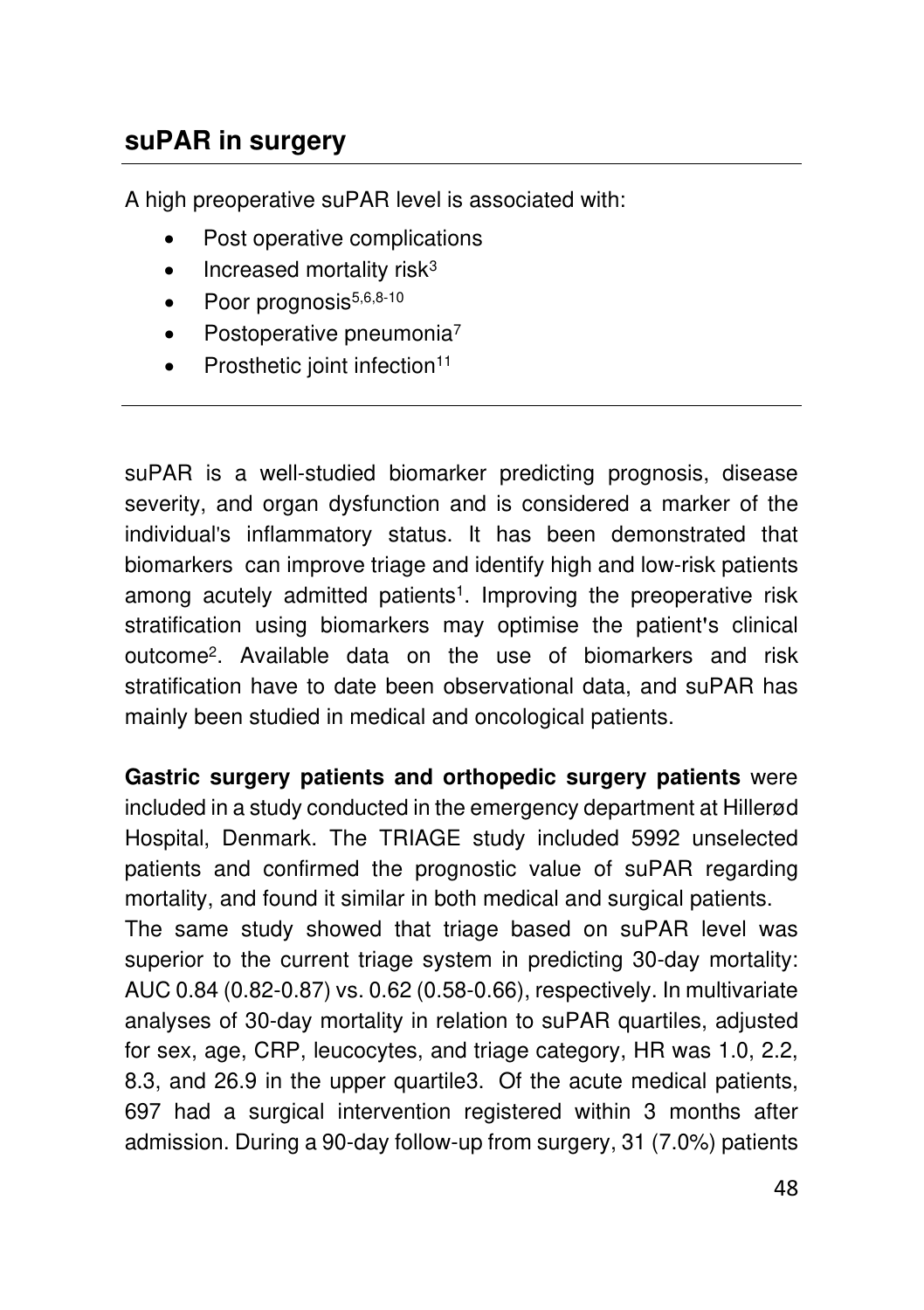## suPAR in surgery

A high preoperative suPAR level is associated with:

- Post operative complications
- Increased mortality risk[3]
- Poor prognosis[5,6,8-10]
- Postoperative pneumonia[7]
- Prosthetic joint infection[11]

---

suPAR is a well-studied biomarker predicting prognosis, disease severity, and organ dysfunction and is considered a marker of the individual's inflammatory status. It has been demonstrated that biomarkers can improve triage and identify high and low-risk patients among acutely admitted patients[1]. Improving the preoperative risk stratification using biomarkers may optimise the patient's clinical outcome[2]. Available data on the use of biomarkers and risk stratification have to date been observational data, and suPAR has mainly been studied in medical and oncological patients.

**Gastric surgery patients and orthopedic surgery patients** were included in a study conducted in the emergency department at Hillerød Hospital, Denmark. The TRIAGE study included 5992 unselected patients and confirmed the prognostic value of suPAR regarding mortality, and found it similar in both medical and surgical patients.
The same study showed that triage based on suPAR level was superior to the current triage system in predicting 30-day mortality: AUC 0.84 (0.82-0.87) vs. 0.62 (0.58-0.66), respectively. In multivariate analyses of 30-day mortality in relation to suPAR quartiles, adjusted for sex, age, CRP, leucocytes, and triage category, HR was 1.0, 2.2, 8.3, and 26.9 in the upper quartile3. Of the acute medical patients, 697 had a surgical intervention registered within 3 months after admission. During a 90-day follow-up from surgery, 31 (7.0%) patients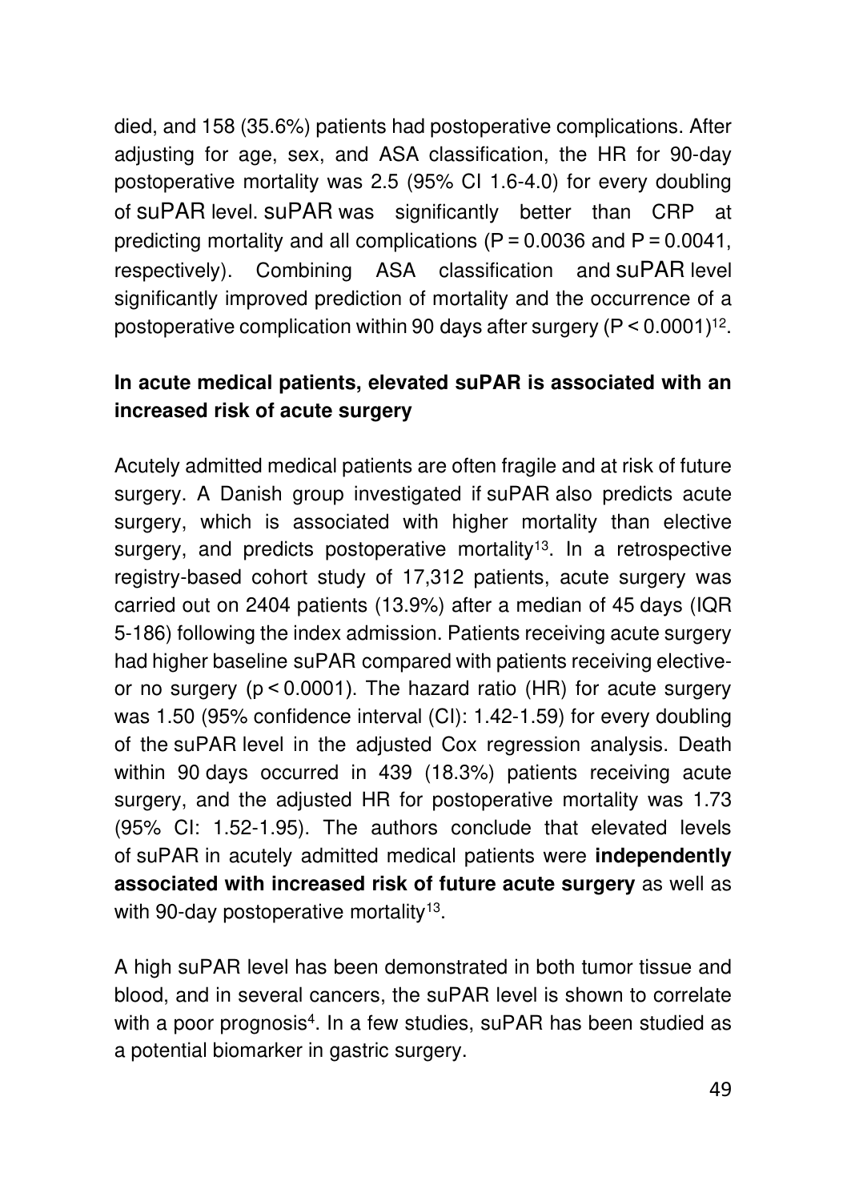died, and 158 (35.6%) patients had postoperative complications. After adjusting for age, sex, and ASA classification, the HR for 90-day postoperative mortality was 2.5 (95% CI 1.6-4.0) for every doubling of suPAR level. suPAR was significantly better than CRP at predicting mortality and all complications ($P = 0.0036$ and $P = 0.0041$, respectively). Combining ASA classification and suPAR level significantly improved prediction of mortality and the occurrence of a postoperative complication within 90 days after surgery ($P < 0.0001$)[12].

**In acute medical patients, elevated suPAR is associated with an increased risk of acute surgery**

Acutely admitted medical patients are often fragile and at risk of future surgery. A Danish group investigated if suPAR also predicts acute surgery, which is associated with higher mortality than elective surgery, and predicts postoperative mortality[13]. In a retrospective registry-based cohort study of 17,312 patients, acute surgery was carried out on 2404 patients (13.9%) after a median of 45 days (IQR 5-186) following the index admission. Patients receiving acute surgery had higher baseline suPAR compared with patients receiving elective- or no surgery ($p < 0.0001$). The hazard ratio (HR) for acute surgery was 1.50 (95% confidence interval (CI): 1.42-1.59) for every doubling of the suPAR level in the adjusted Cox regression analysis. Death within 90 days occurred in 439 (18.3%) patients receiving acute surgery, and the adjusted HR for postoperative mortality was 1.73 (95% CI: 1.52-1.95). The authors conclude that elevated levels of suPAR in acutely admitted medical patients were **independently associated with increased risk of future acute surgery** as well as with 90-day postoperative mortality[13].

A high suPAR level has been demonstrated in both tumor tissue and blood, and in several cancers, the suPAR level is shown to correlate with a poor prognosis[4]. In a few studies, suPAR has been studied as a potential biomarker in gastric surgery.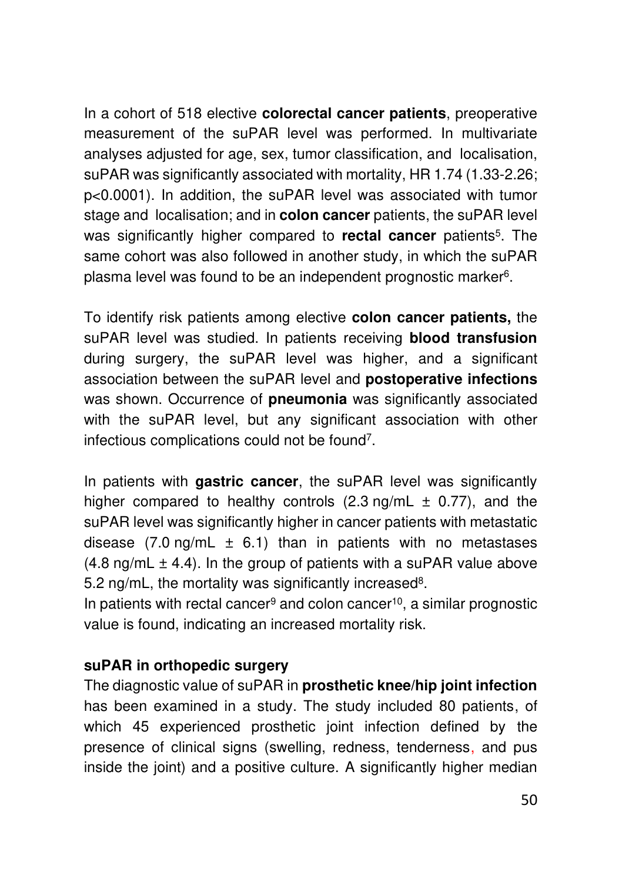In a cohort of 518 elective **colorectal cancer patients**, preoperative measurement of the suPAR level was performed. In multivariate analyses adjusted for age, sex, tumor classification, and localisation, suPAR was significantly associated with mortality, HR 1.74 (1.33-2.26; p<0.0001). In addition, the suPAR level was associated with tumor stage and localisation; and in **colon cancer** patients, the suPAR level was significantly higher compared to **rectal cancer** patients[5]. The same cohort was also followed in another study, in which the suPAR plasma level was found to be an independent prognostic marker[6].

To identify risk patients among elective **colon cancer patients,** the suPAR level was studied. In patients receiving **blood transfusion** during surgery, the suPAR level was higher, and a significant association between the suPAR level and **postoperative infections** was shown. Occurrence of **pneumonia** was significantly associated with the suPAR level, but any significant association with other infectious complications could not be found[7].

In patients with **gastric cancer**, the suPAR level was significantly higher compared to healthy controls (2.3 ng/mL ± 0.77), and the suPAR level was significantly higher in cancer patients with metastatic disease (7.0 ng/mL ± 6.1) than in patients with no metastases (4.8 ng/mL ± 4.4). In the group of patients with a suPAR value above 5.2 ng/mL, the mortality was significantly increased[8].
In patients with rectal cancer[9] and colon cancer[10], a similar prognostic value is found, indicating an increased mortality risk.

**suPAR in orthopedic surgery**
The diagnostic value of suPAR in **prosthetic knee/hip joint infection** has been examined in a study. The study included 80 patients, of which 45 experienced prosthetic joint infection defined by the presence of clinical signs (swelling, redness, tenderness, and pus inside the joint) and a positive culture. A significantly higher median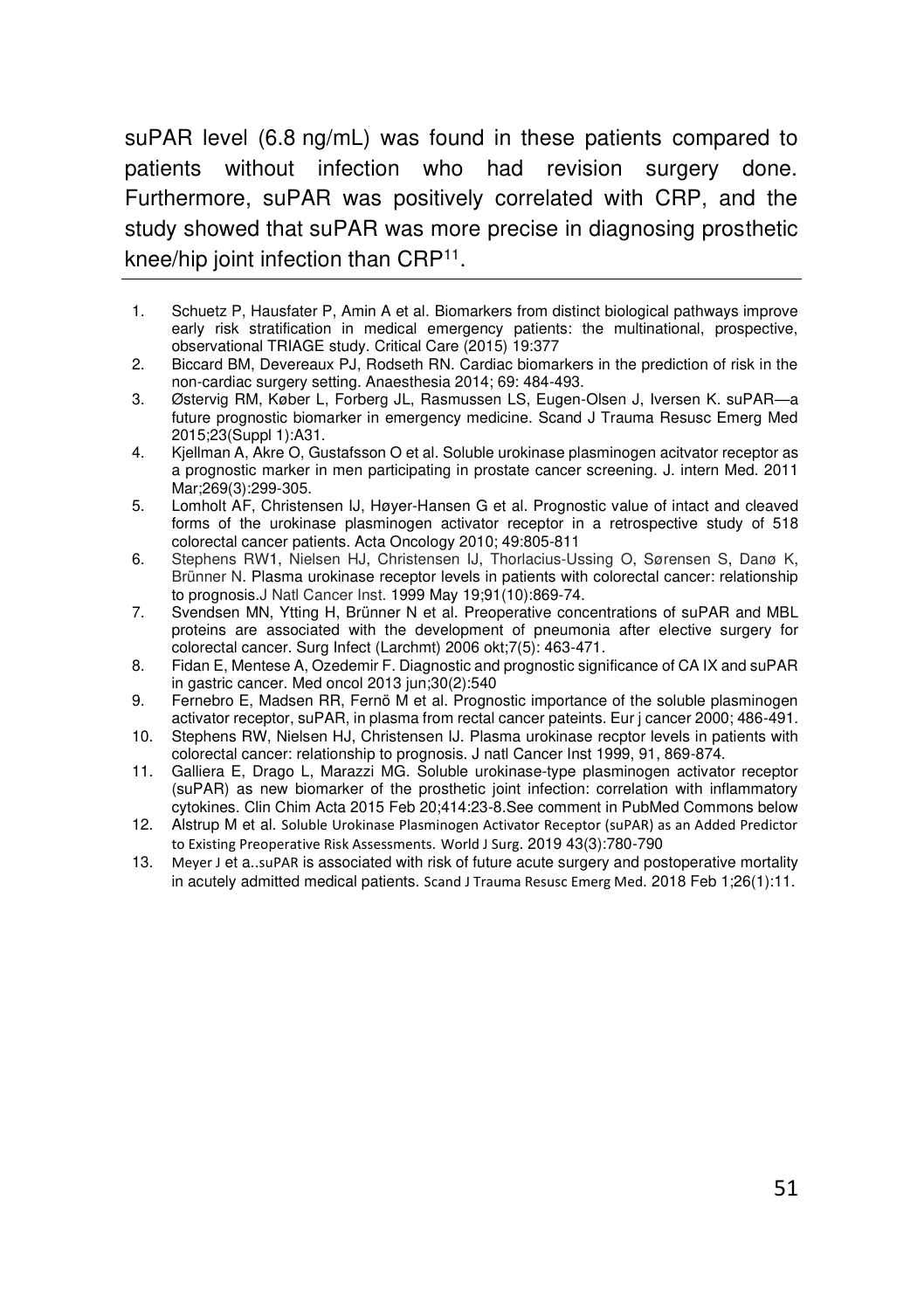suPAR level (6.8 ng/mL) was found in these patients compared to patients without infection who had revision surgery done. Furthermore, suPAR was positively correlated with CRP, and the study showed that suPAR was more precise in diagnosing prosthetic knee/hip joint infection than CRP[11].

---

1. Schuetz P, Hausfater P, Amin A et al. Biomarkers from distinct biological pathways improve early risk stratification in medical emergency patients: the multinational, prospective, observational TRIAGE study. Critical Care (2015) 19:377
2. Biccard BM, Devereaux PJ, Rodseth RN. Cardiac biomarkers in the prediction of risk in the non-cardiac surgery setting. Anaesthesia 2014; 69: 484-493.
3. Østervig RM, Køber L, Forberg JL, Rasmussen LS, Eugen-Olsen J, Iversen K. suPAR—a future prognostic biomarker in emergency medicine. Scand J Trauma Resusc Emerg Med 2015;23(Suppl 1):A31.
4. Kjellman A, Akre O, Gustafsson O et al. Soluble urokinase plasminogen acitvator receptor as a prognostic marker in men participating in prostate cancer screening. J. intern Med. 2011 Mar;269(3):299-305.
5. Lomholt AF, Christensen IJ, Høyer-Hansen G et al. Prognostic value of intact and cleaved forms of the urokinase plasminogen activator receptor in a retrospective study of 518 colorectal cancer patients. Acta Oncology 2010; 49:805-811
6. Stephens RW1, Nielsen HJ, Christensen IJ, Thorlacius-Ussing O, Sørensen S, Danø K, Brünner N. Plasma urokinase receptor levels in patients with colorectal cancer: relationship to prognosis.J Natl Cancer Inst. 1999 May 19;91(10):869-74.
7. Svendsen MN, Ytting H, Brünner N et al. Preoperative concentrations of suPAR and MBL proteins are associated with the development of pneumonia after elective surgery for colorectal cancer. Surg Infect (Larchmt) 2006 okt;7(5): 463-471.
8. Fidan E, Mentese A, Ozedemir F. Diagnostic and prognostic significance of CA IX and suPAR in gastric cancer. Med oncol 2013 jun;30(2):540
9. Fernebro E, Madsen RR, Fernö M et al. Prognostic importance of the soluble plasminogen activator receptor, suPAR, in plasma from rectal cancer pateints. Eur j cancer 2000; 486-491.
10. Stephens RW, Nielsen HJ, Christensen IJ. Plasma urokinase recptor levels in patients with colorectal cancer: relationship to prognosis. J natl Cancer Inst 1999, 91, 869-874.
11. Galliera E, Drago L, Marazzi MG. Soluble urokinase-type plasminogen activator receptor (suPAR) as new biomarker of the prosthetic joint infection: correlation with inflammatory cytokines. Clin Chim Acta 2015 Feb 20;414:23-8.See comment in PubMed Commons below
12. Alstrup M et al. Soluble Urokinase Plasminogen Activator Receptor (suPAR) as an Added Predictor to Existing Preoperative Risk Assessments. World J Surg. 2019 43(3):780-790
13. Meyer J et a..suPAR is associated with risk of future acute surgery and postoperative mortality in acutely admitted medical patients. Scand J Trauma Resusc Emerg Med. 2018 Feb 1;26(1):11.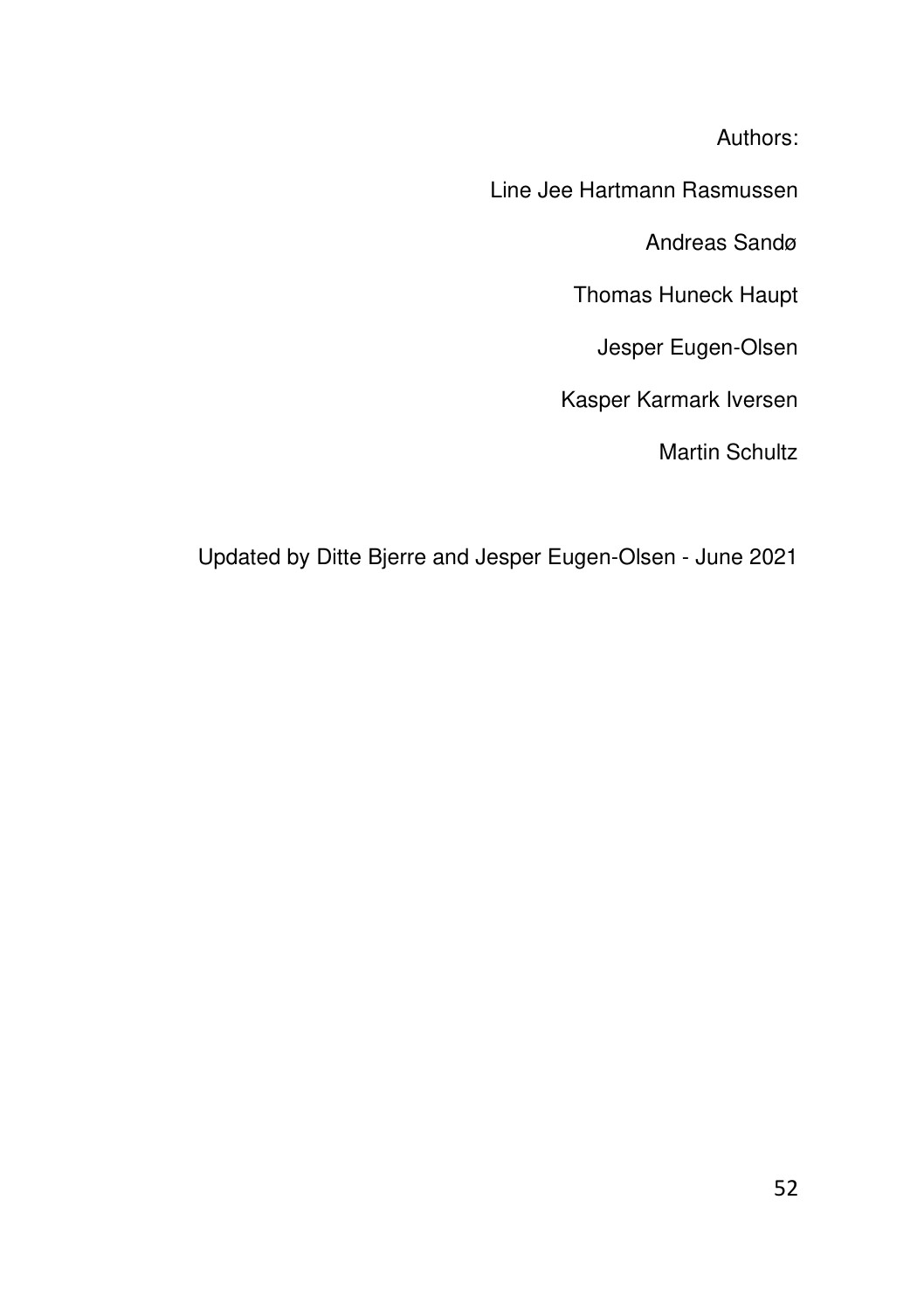Authors:

Line Jee Hartmann Rasmussen

Andreas Sandø

Thomas Huneck Haupt

Jesper Eugen-Olsen

Kasper Karmark Iversen

Martin Schultz

Updated by Ditte Bjerre and Jesper Eugen-Olsen - June 2021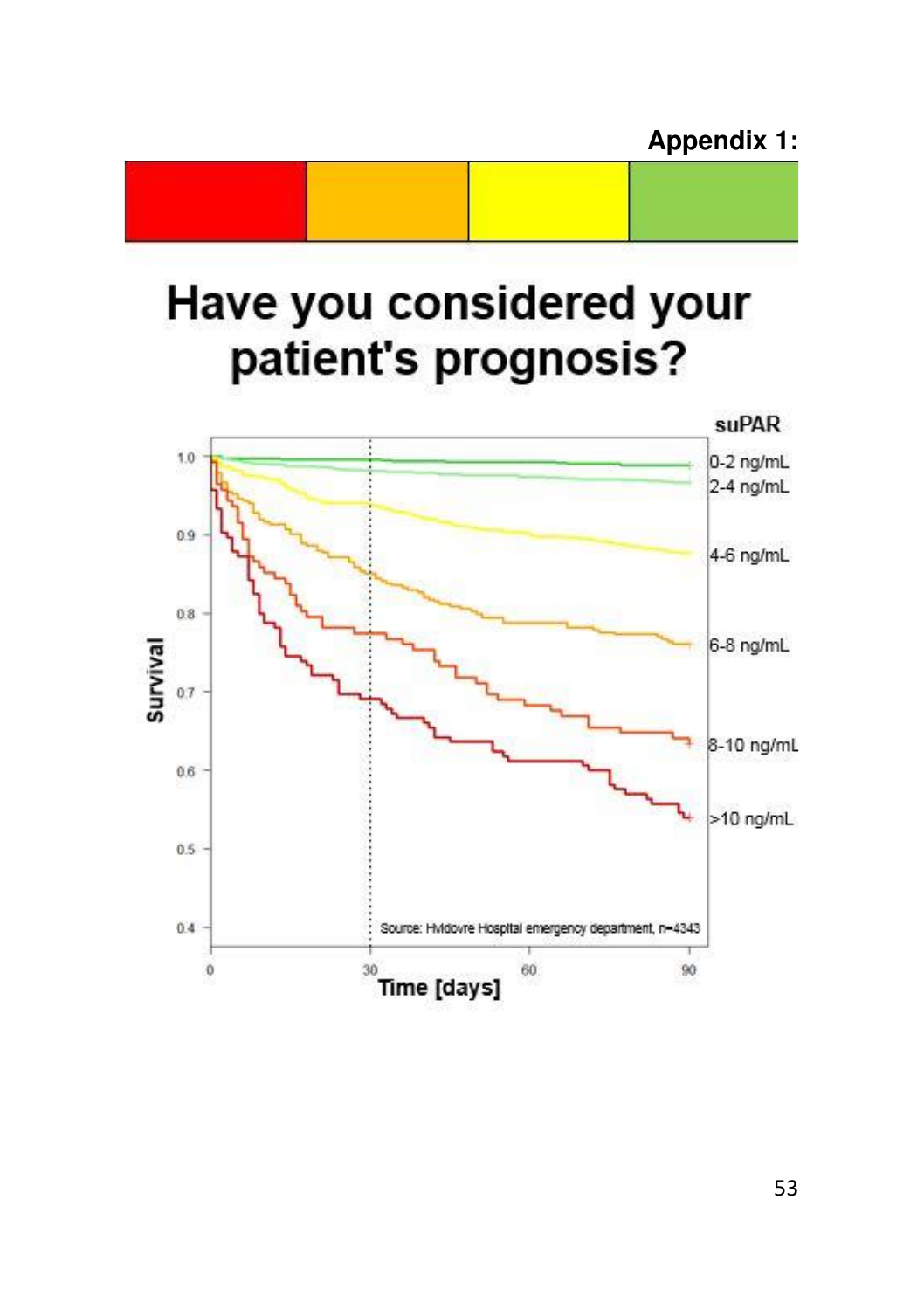**Appendix 1:**

# Have you considered your patient's prognosis?

suPAR

Survival

0-2 ng/mL

2-4 ng/mL

4-6 ng/mL

6-8 ng/mL

8-10 ng/mL

>10 ng/mL

Source: Hvidovre Hospital emergency department, n=4343

Time [days]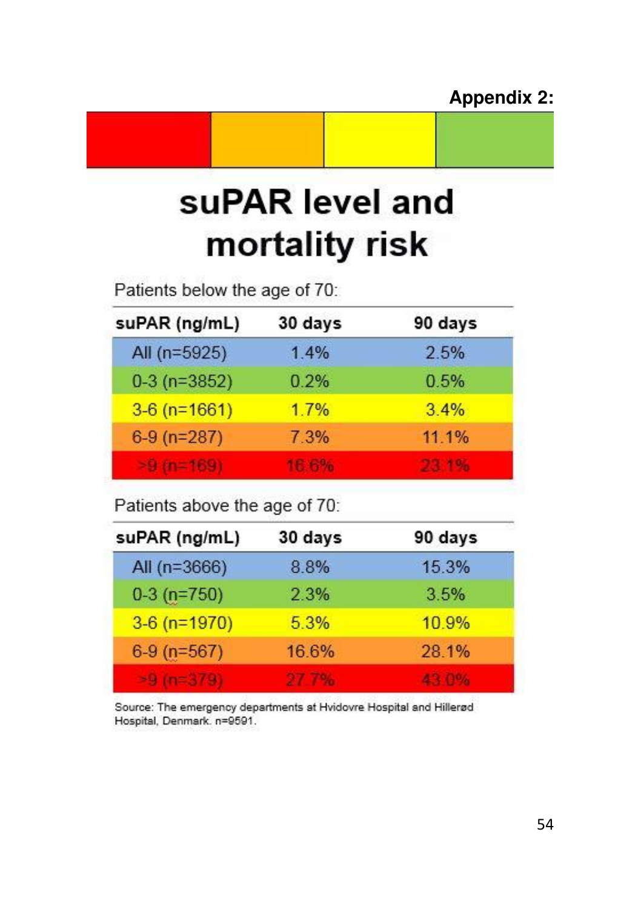**Appendix 2:**

# suPAR level and mortality risk

Patients below the age of 70:

| suPAR (ng/mL) | 30 days | 90 days |
|---|---|---|
| All (n=5925) | 1.4% | 2.5% |
| 0-3 (n=3852) | 0.2% | 0.5% |
| 3-6 (n=1661) | 1.7% | 3.4% |
| 6-9 (n=287) | 7.3% | 11.1% |
| >9 (n=169) | 16.6% | 23.1% |

Patients above the age of 70:

| suPAR (ng/mL) | 30 days | 90 days |
|---|---|---|
| All (n=3666) | 8.8% | 15.3% |
| 0-3 (n=750) | 2.3% | 3.5% |
| 3-6 (n=1970) | 5.3% | 10.9% |
| 6-9 (n=567) | 16.6% | 28.1% |
| >9 (n=379) | 27.7% | 43.0% |

Source: The emergency departments at Hvidovre Hospital and Hillerød Hospital, Denmark. n=9591.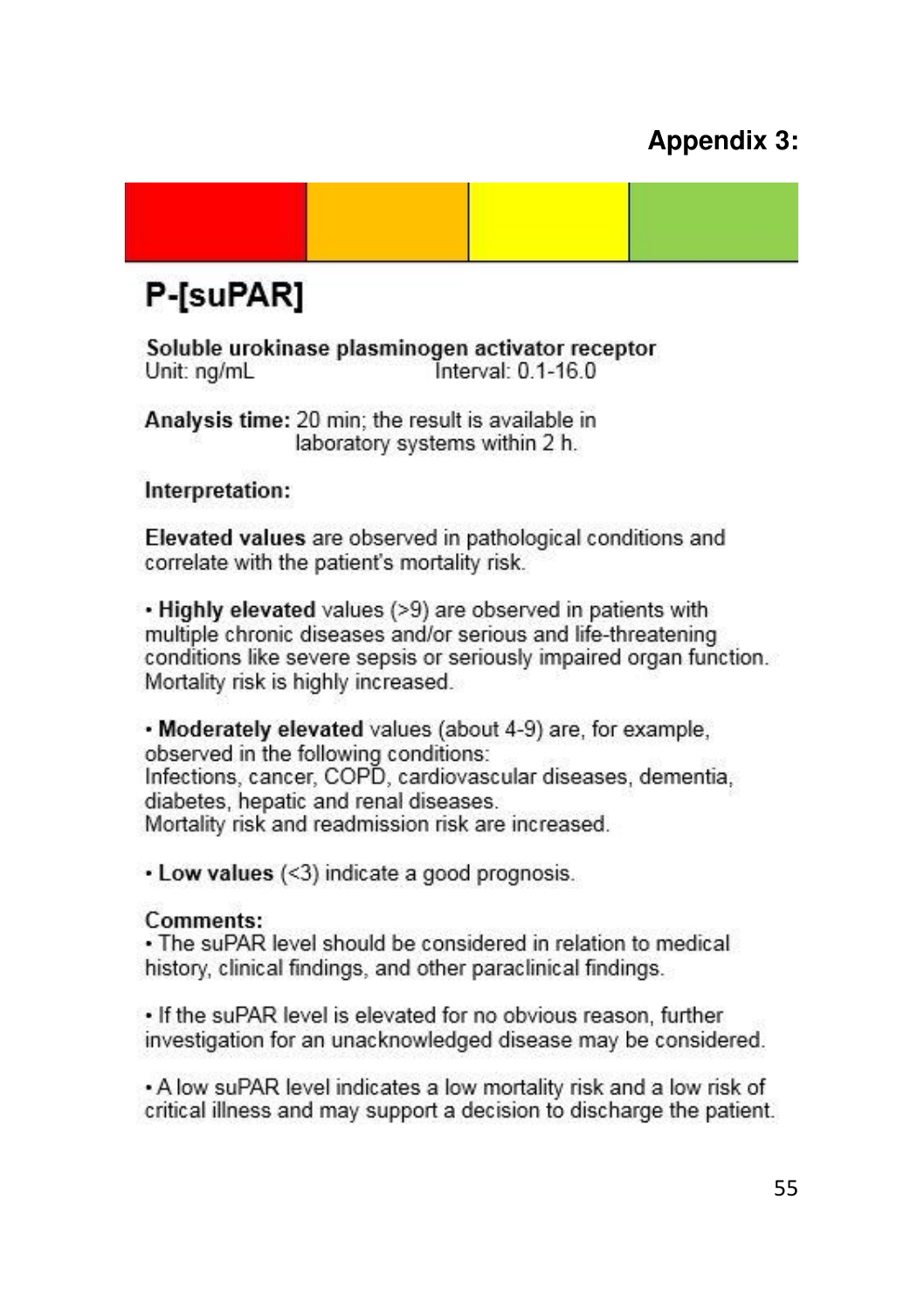## Appendix 3:

# P-[suPAR]

**Soluble urokinase plasminogen activator receptor**
Unit: ng/mL Interval: 0.1-16.0

**Analysis time:** 20 min; the result is available in laboratory systems within 2 h.

**Interpretation:**

**Elevated values** are observed in pathological conditions and correlate with the patient's mortality risk.

- **Highly elevated** values (>9) are observed in patients with multiple chronic diseases and/or serious and life-threatening conditions like severe sepsis or seriously impaired organ function. Mortality risk is highly increased.

- **Moderately elevated** values (about 4-9) are, for example, observed in the following conditions:
Infections, cancer, COPD, cardiovascular diseases, dementia, diabetes, hepatic and renal diseases.
Mortality risk and readmission risk are increased.

- **Low values** (<3) indicate a good prognosis.

**Comments:**

- The suPAR level should be considered in relation to medical history, clinical findings, and other paraclinical findings.

- If the suPAR level is elevated for no obvious reason, further investigation for an unacknowledged disease may be considered.

- A low suPAR level indicates a low mortality risk and a low risk of critical illness and may support a decision to discharge the patient.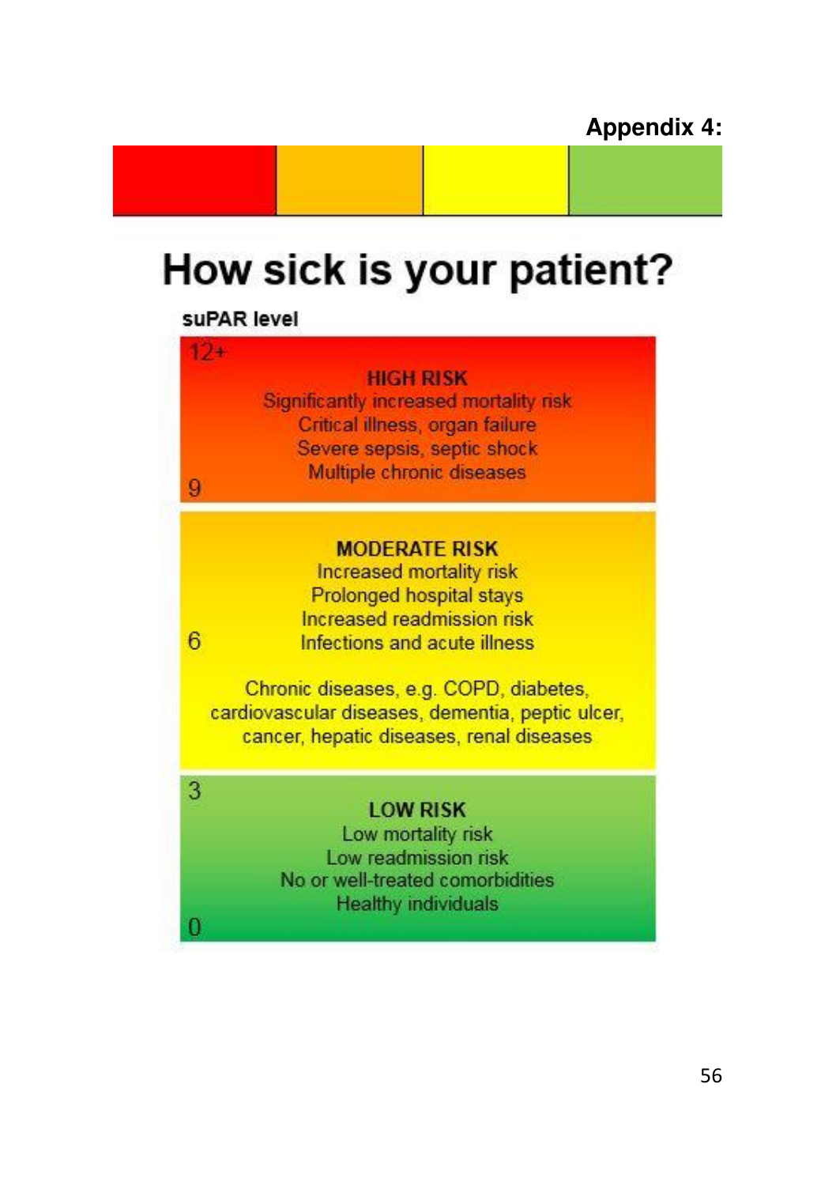**Appendix 4:**

# How sick is your patient?

**suPAR level**

12+

**HIGH RISK**
Significantly increased mortality risk
Critical illness, organ failure
Severe sepsis, septic shock
Multiple chronic diseases

9

**MODERATE RISK**
Increased mortality risk
Prolonged hospital stays
Increased readmission risk
Infections and acute illness

6

Chronic diseases, e.g. COPD, diabetes, cardiovascular diseases, dementia, peptic ulcer, cancer, hepatic diseases, renal diseases

3

**LOW RISK**
Low mortality risk
Low readmission risk
No or well-treated comorbidities
Healthy individuals

0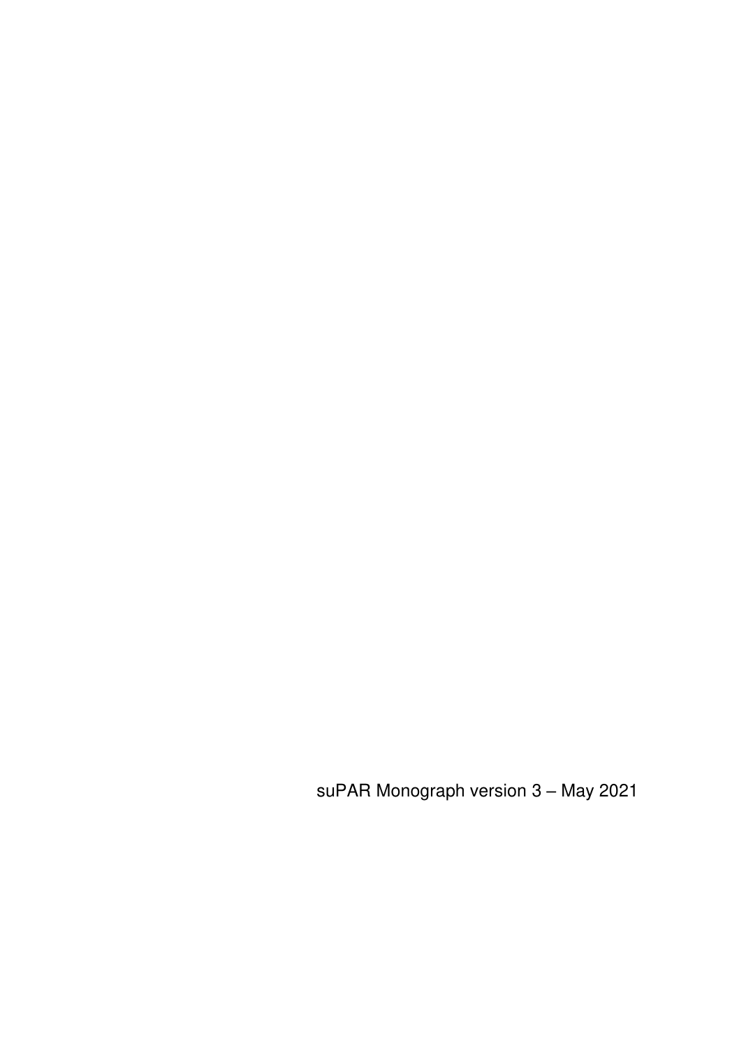suPAR Monograph version 3 – May 2021